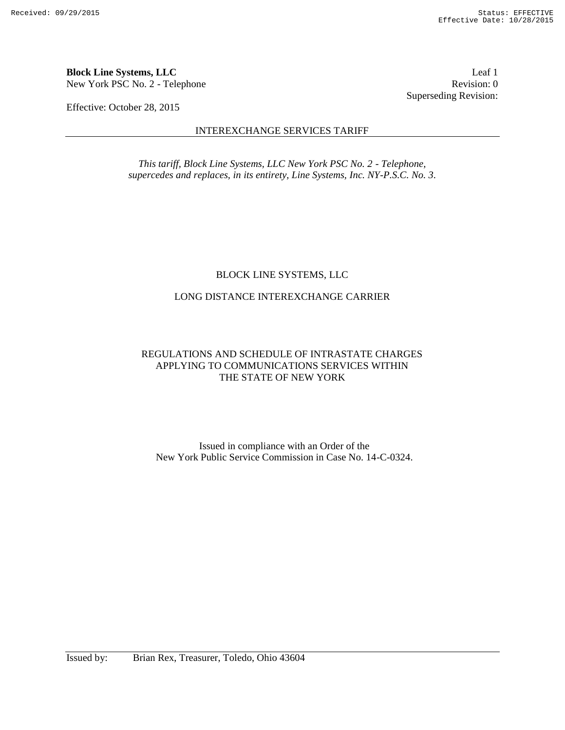**Block Line Systems, LLC**
New York PSC No. 2 - Telephone

Leaf 1
Revision: 0
Superseding Revision:

Effective: October 28, 2015

INTEREXCHANGE SERVICES TARIFF

*This tariff, Block Line Systems, LLC New York PSC No. 2 - Telephone, supercedes and replaces, in its entirety, Line Systems, Inc. NY-P.S.C. No. 3.*

BLOCK LINE SYSTEMS, LLC

LONG DISTANCE INTEREXCHANGE CARRIER

REGULATIONS AND SCHEDULE OF INTRASTATE CHARGES
APPLYING TO COMMUNICATIONS SERVICES WITHIN
THE STATE OF NEW YORK

Issued in compliance with an Order of the
New York Public Service Commission in Case No. 14-C-0324.

Issued by: Brian Rex, Treasurer, Toledo, Ohio 43604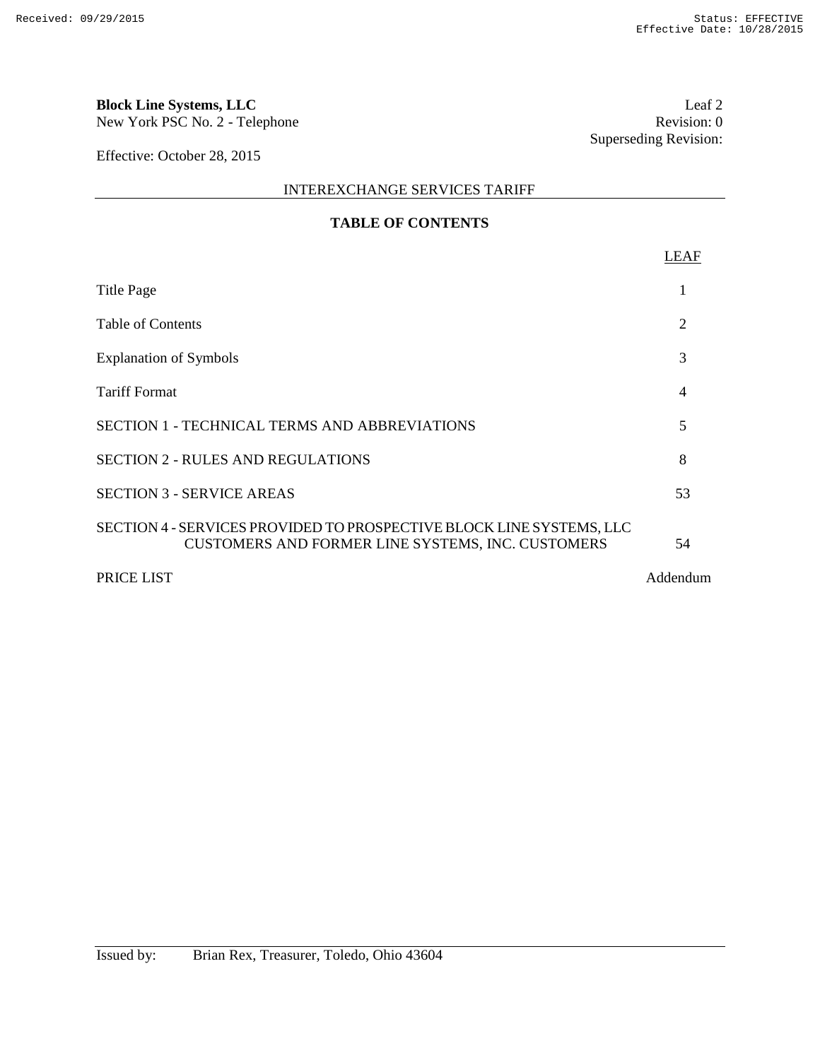**Block Line Systems, LLC**
New York PSC No. 2 - Telephone

Leaf 2
Revision: 0
Superseding Revision:

Effective: October 28, 2015

INTEREXCHANGE SERVICES TARIFF

## TABLE OF CONTENTS

| | LEAF |
|---|---|
| Title Page | 1 |
| Table of Contents | 2 |
| Explanation of Symbols | 3 |
| Tariff Format | 4 |
| SECTION 1 - TECHNICAL TERMS AND ABBREVIATIONS | 5 |
| SECTION 2 - RULES AND REGULATIONS | 8 |
| SECTION 3 - SERVICE AREAS | 53 |
| SECTION 4 - SERVICES PROVIDED TO PROSPECTIVE BLOCK LINE SYSTEMS, LLC CUSTOMERS AND FORMER LINE SYSTEMS, INC. CUSTOMERS | 54 |
| PRICE LIST | Addendum |

Issued by: Brian Rex, Treasurer, Toledo, Ohio 43604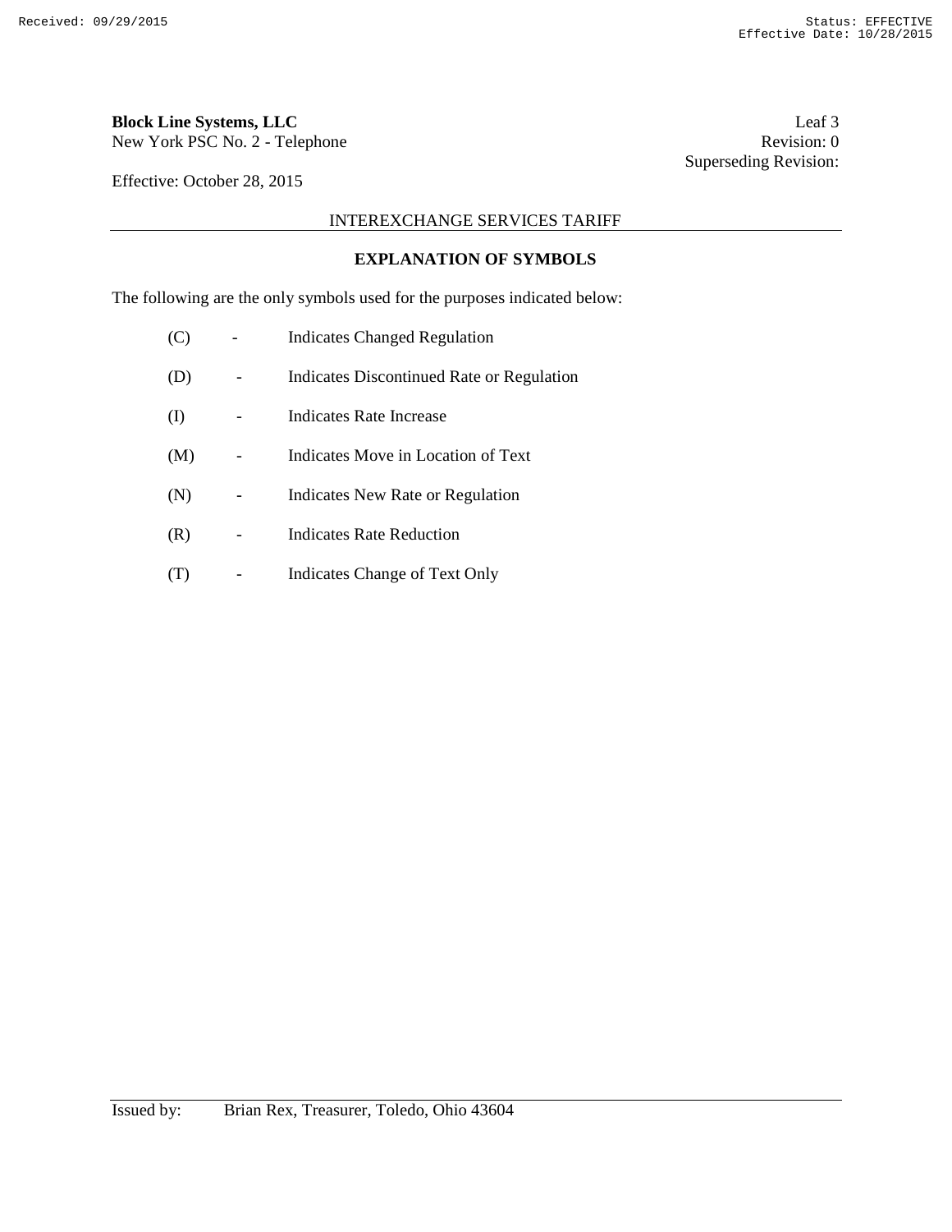## EXPLANATION OF SYMBOLS

The following are the only symbols used for the purposes indicated below:

| | | |
|---|---|---|
| (C) | - | Indicates Changed Regulation |
| (D) | - | Indicates Discontinued Rate or Regulation |
| (I) | - | Indicates Rate Increase |
| (M) | - | Indicates Move in Location of Text |
| (N) | - | Indicates New Rate or Regulation |
| (R) | - | Indicates Rate Reduction |
| (T) | - | Indicates Change of Text Only |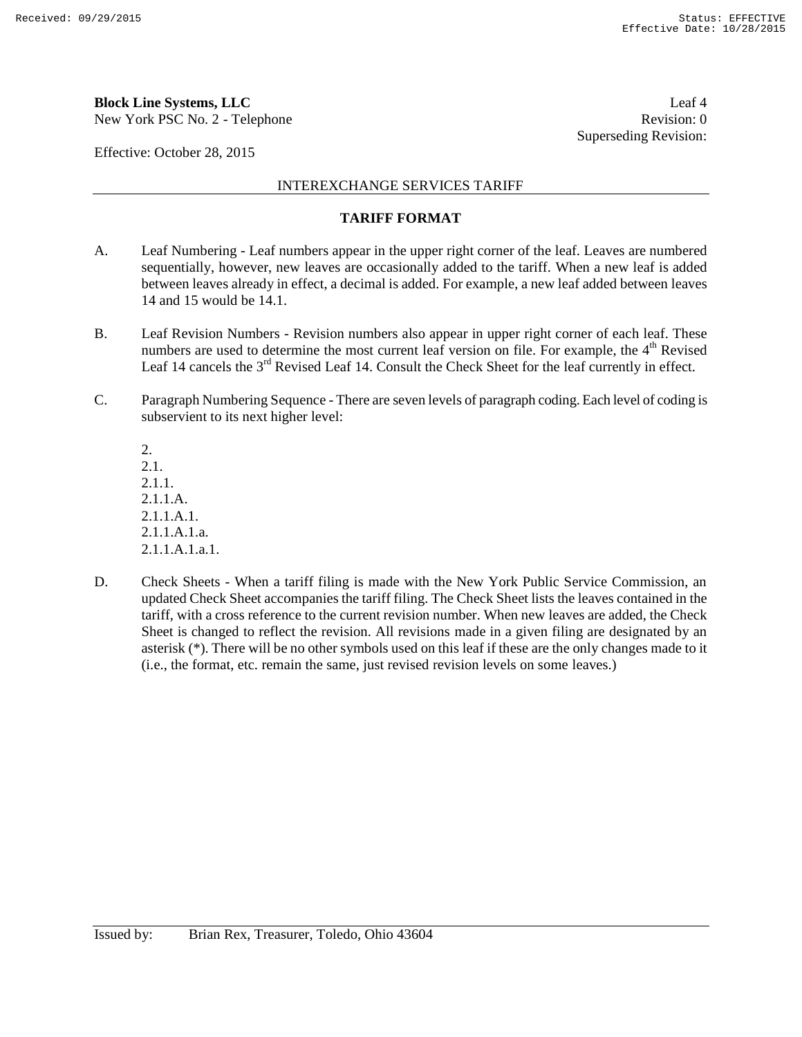**Block Line Systems, LLC**
New York PSC No. 2 - Telephone

Leaf 4
Revision: 0
Superseding Revision:

Effective: October 28, 2015

INTEREXCHANGE SERVICES TARIFF

## TARIFF FORMAT

A. Leaf Numbering - Leaf numbers appear in the upper right corner of the leaf. Leaves are numbered sequentially, however, new leaves are occasionally added to the tariff. When a new leaf is added between leaves already in effect, a decimal is added. For example, a new leaf added between leaves 14 and 15 would be 14.1.

B. Leaf Revision Numbers - Revision numbers also appear in upper right corner of each leaf. These numbers are used to determine the most current leaf version on file. For example, the 4th Revised Leaf 14 cancels the 3rd Revised Leaf 14. Consult the Check Sheet for the leaf currently in effect.

C. Paragraph Numbering Sequence - There are seven levels of paragraph coding. Each level of coding is subservient to its next higher level:

 2.
 2.1.
 2.1.1.
 2.1.1.A.
 2.1.1.A.1.
 2.1.1.A.1.a.
 2.1.1.A.1.a.1.

D. Check Sheets - When a tariff filing is made with the New York Public Service Commission, an updated Check Sheet accompanies the tariff filing. The Check Sheet lists the leaves contained in the tariff, with a cross reference to the current revision number. When new leaves are added, the Check Sheet is changed to reflect the revision. All revisions made in a given filing are designated by an asterisk (*). There will be no other symbols used on this leaf if these are the only changes made to it (i.e., the format, etc. remain the same, just revised revision levels on some leaves.)

Issued by: Brian Rex, Treasurer, Toledo, Ohio 43604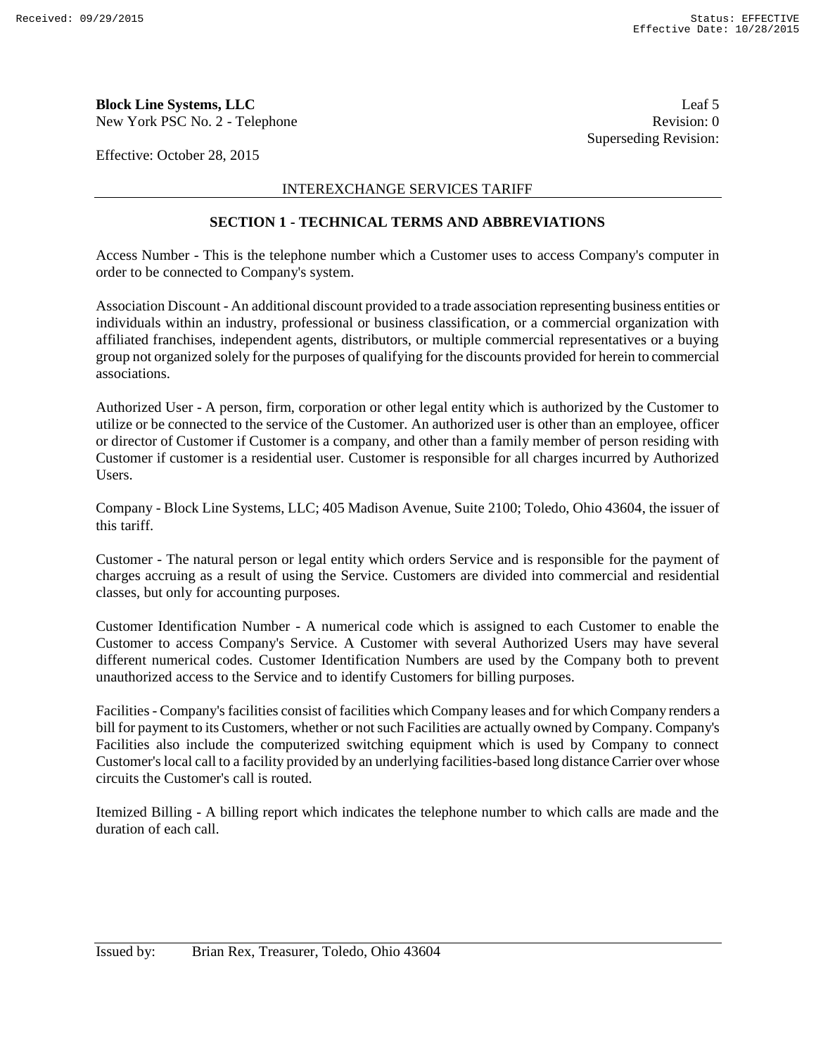**Block Line Systems, LLC**
New York PSC No. 2 - Telephone

Leaf 5
Revision: 0
Superseding Revision:

Effective: October 28, 2015

INTEREXCHANGE SERVICES TARIFF

## SECTION 1 - TECHNICAL TERMS AND ABBREVIATIONS

Access Number - This is the telephone number which a Customer uses to access Company's computer in order to be connected to Company's system.

Association Discount - An additional discount provided to a trade association representing business entities or individuals within an industry, professional or business classification, or a commercial organization with affiliated franchises, independent agents, distributors, or multiple commercial representatives or a buying group not organized solely for the purposes of qualifying for the discounts provided for herein to commercial associations.

Authorized User - A person, firm, corporation or other legal entity which is authorized by the Customer to utilize or be connected to the service of the Customer. An authorized user is other than an employee, officer or director of Customer if Customer is a company, and other than a family member of person residing with Customer if customer is a residential user. Customer is responsible for all charges incurred by Authorized Users.

Company - Block Line Systems, LLC; 405 Madison Avenue, Suite 2100; Toledo, Ohio 43604, the issuer of this tariff.

Customer - The natural person or legal entity which orders Service and is responsible for the payment of charges accruing as a result of using the Service. Customers are divided into commercial and residential classes, but only for accounting purposes.

Customer Identification Number - A numerical code which is assigned to each Customer to enable the Customer to access Company's Service. A Customer with several Authorized Users may have several different numerical codes. Customer Identification Numbers are used by the Company both to prevent unauthorized access to the Service and to identify Customers for billing purposes.

Facilities - Company's facilities consist of facilities which Company leases and for which Company renders a bill for payment to its Customers, whether or not such Facilities are actually owned by Company. Company's Facilities also include the computerized switching equipment which is used by Company to connect Customer's local call to a facility provided by an underlying facilities-based long distance Carrier over whose circuits the Customer's call is routed.

Itemized Billing - A billing report which indicates the telephone number to which calls are made and the duration of each call.

Issued by: Brian Rex, Treasurer, Toledo, Ohio 43604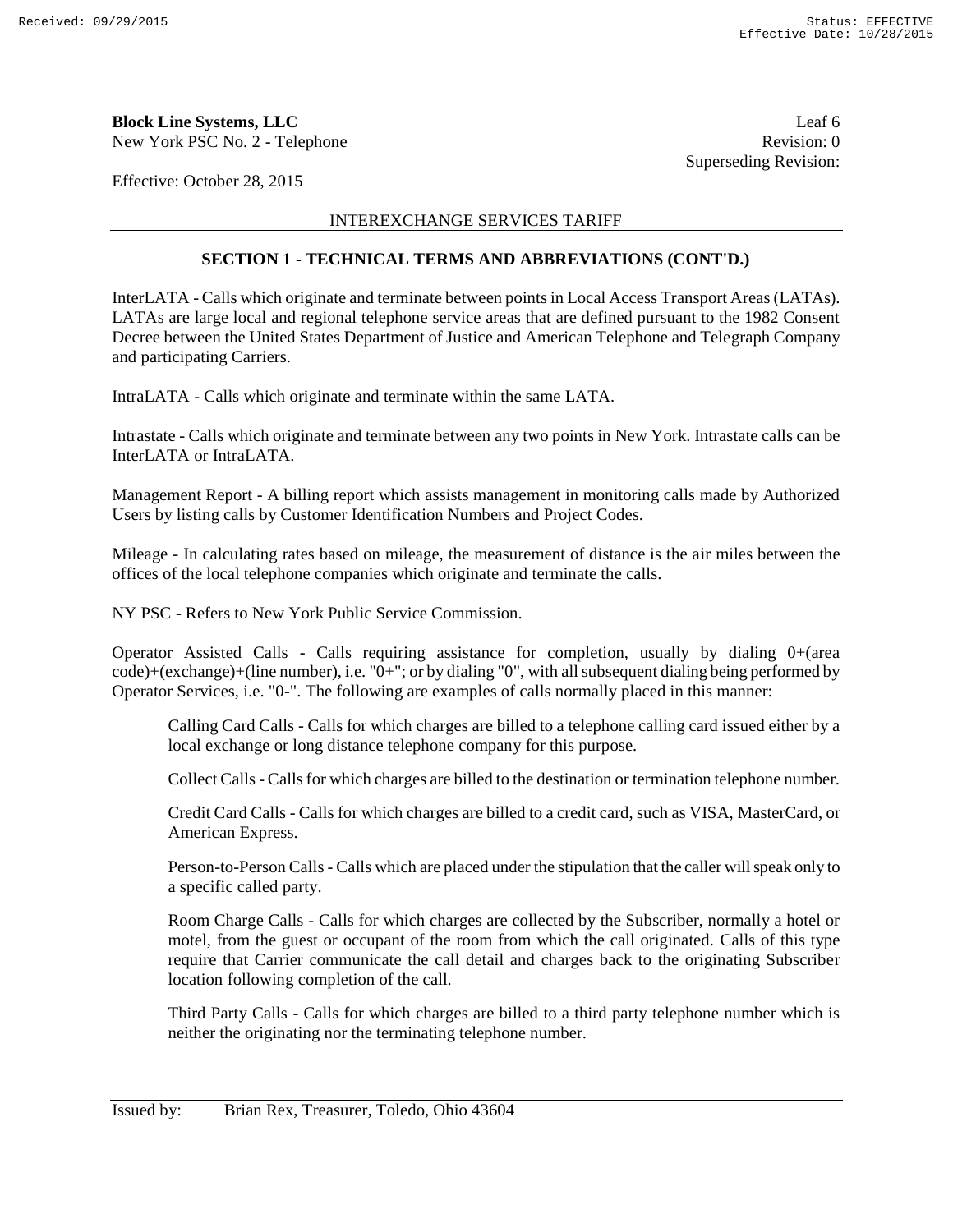**Block Line Systems, LLC**
New York PSC No. 2 - Telephone

Leaf 6
Revision: 0
Superseding Revision:

Effective: October 28, 2015

INTEREXCHANGE SERVICES TARIFF

## SECTION 1 - TECHNICAL TERMS AND ABBREVIATIONS (CONT'D.)

InterLATA - Calls which originate and terminate between points in Local Access Transport Areas (LATAs). LATAs are large local and regional telephone service areas that are defined pursuant to the 1982 Consent Decree between the United States Department of Justice and American Telephone and Telegraph Company and participating Carriers.

IntraLATA - Calls which originate and terminate within the same LATA.

Intrastate - Calls which originate and terminate between any two points in New York. Intrastate calls can be InterLATA or IntraLATA.

Management Report - A billing report which assists management in monitoring calls made by Authorized Users by listing calls by Customer Identification Numbers and Project Codes.

Mileage - In calculating rates based on mileage, the measurement of distance is the air miles between the offices of the local telephone companies which originate and terminate the calls.

NY PSC - Refers to New York Public Service Commission.

Operator Assisted Calls - Calls requiring assistance for completion, usually by dialing 0+(area code)+(exchange)+(line number), i.e. "0+"; or by dialing "0", with all subsequent dialing being performed by Operator Services, i.e. "0-". The following are examples of calls normally placed in this manner:

> Calling Card Calls - Calls for which charges are billed to a telephone calling card issued either by a local exchange or long distance telephone company for this purpose.
>
> Collect Calls - Calls for which charges are billed to the destination or termination telephone number.
>
> Credit Card Calls - Calls for which charges are billed to a credit card, such as VISA, MasterCard, or American Express.
>
> Person-to-Person Calls - Calls which are placed under the stipulation that the caller will speak only to a specific called party.
>
> Room Charge Calls - Calls for which charges are collected by the Subscriber, normally a hotel or motel, from the guest or occupant of the room from which the call originated. Calls of this type require that Carrier communicate the call detail and charges back to the originating Subscriber location following completion of the call.
>
> Third Party Calls - Calls for which charges are billed to a third party telephone number which is neither the originating nor the terminating telephone number.

Issued by: Brian Rex, Treasurer, Toledo, Ohio 43604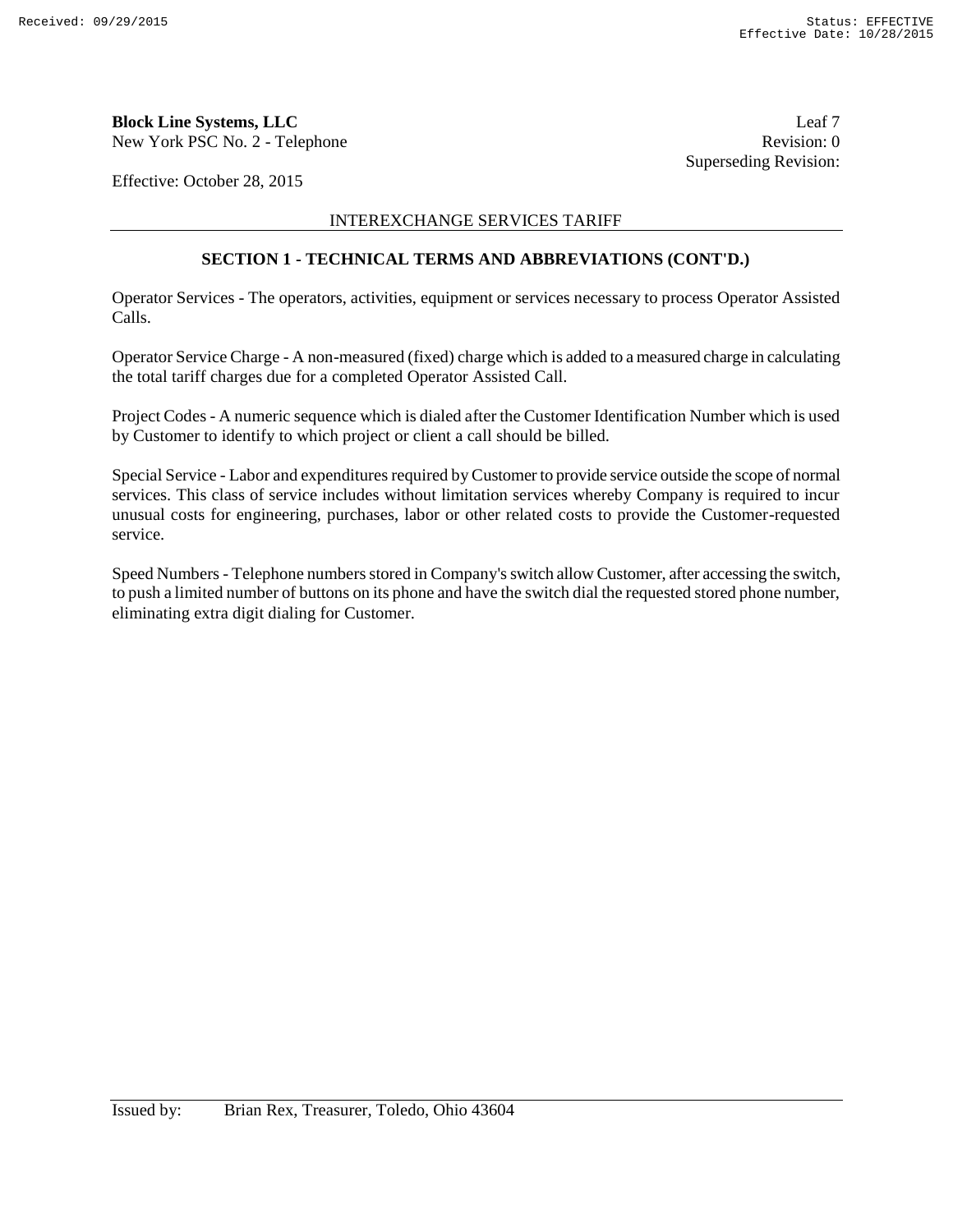INTEREXCHANGE SERVICES TARIFF

## SECTION 1 - TECHNICAL TERMS AND ABBREVIATIONS (CONT'D.)

Operator Services - The operators, activities, equipment or services necessary to process Operator Assisted Calls.

Operator Service Charge - A non-measured (fixed) charge which is added to a measured charge in calculating the total tariff charges due for a completed Operator Assisted Call.

Project Codes - A numeric sequence which is dialed after the Customer Identification Number which is used by Customer to identify to which project or client a call should be billed.

Special Service - Labor and expenditures required by Customer to provide service outside the scope of normal services. This class of service includes without limitation services whereby Company is required to incur unusual costs for engineering, purchases, labor or other related costs to provide the Customer-requested service.

Speed Numbers - Telephone numbers stored in Company's switch allow Customer, after accessing the switch, to push a limited number of buttons on its phone and have the switch dial the requested stored phone number, eliminating extra digit dialing for Customer.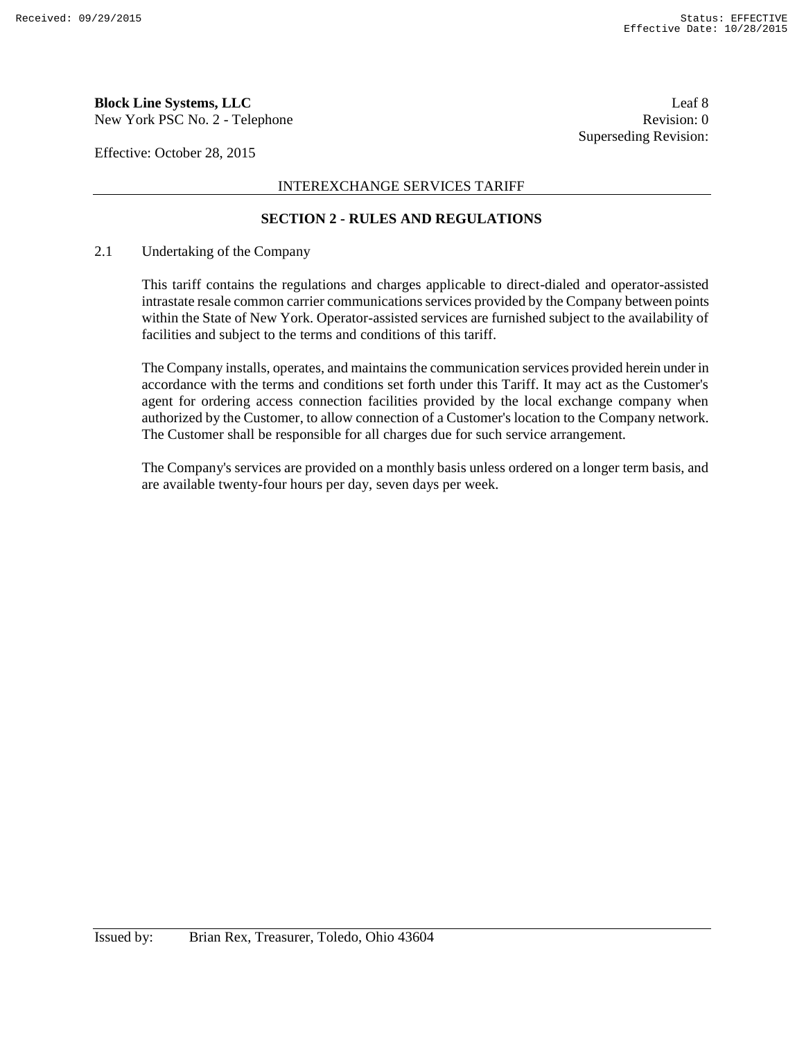## INTEREXCHANGE SERVICES TARIFF

### SECTION 2 - RULES AND REGULATIONS

2.1 Undertaking of the Company

This tariff contains the regulations and charges applicable to direct-dialed and operator-assisted intrastate resale common carrier communications services provided by the Company between points within the State of New York. Operator-assisted services are furnished subject to the availability of facilities and subject to the terms and conditions of this tariff.

The Company installs, operates, and maintains the communication services provided herein under in accordance with the terms and conditions set forth under this Tariff. It may act as the Customer's agent for ordering access connection facilities provided by the local exchange company when authorized by the Customer, to allow connection of a Customer's location to the Company network. The Customer shall be responsible for all charges due for such service arrangement.

The Company's services are provided on a monthly basis unless ordered on a longer term basis, and are available twenty-four hours per day, seven days per week.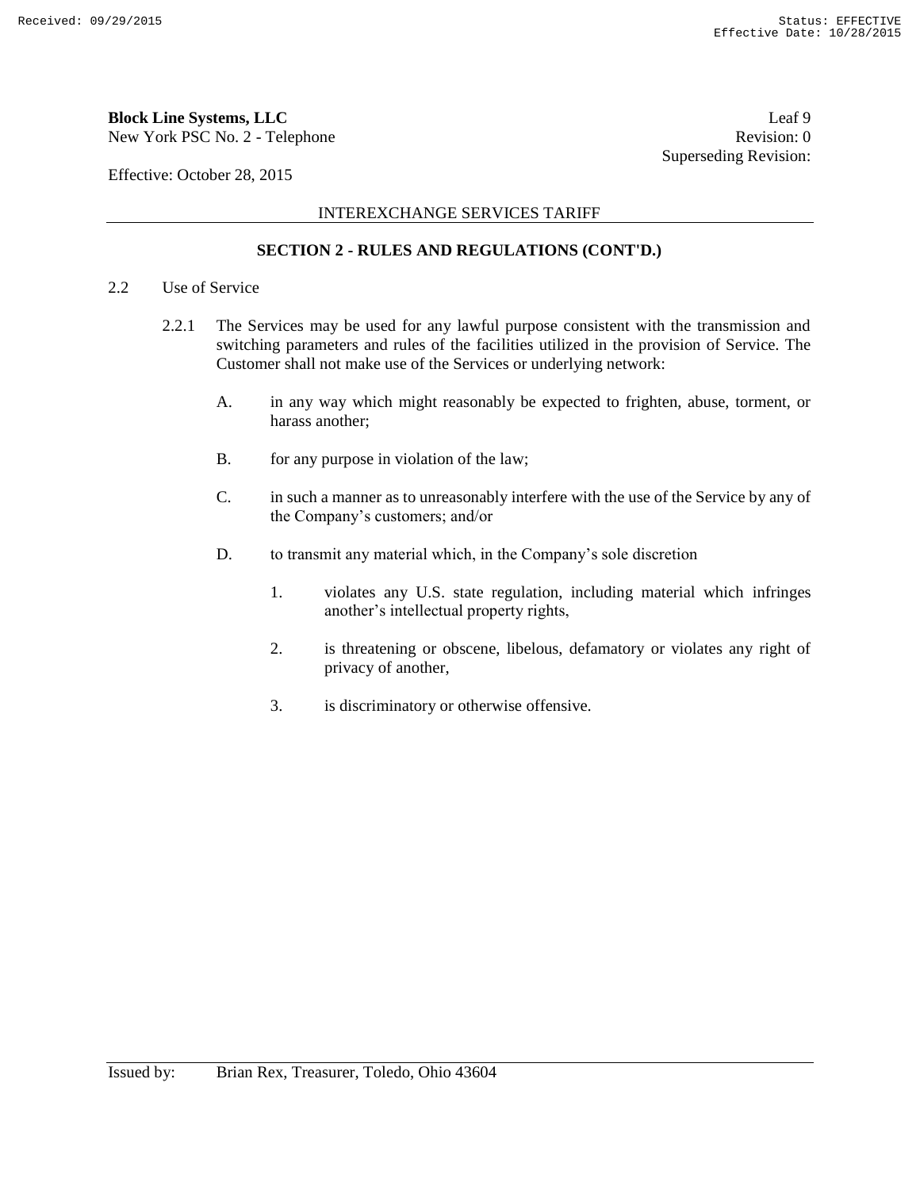**Block Line Systems, LLC**
New York PSC No. 2 - Telephone

Leaf 9
Revision: 0
Superseding Revision:

Effective: October 28, 2015

INTEREXCHANGE SERVICES TARIFF

## SECTION 2 - RULES AND REGULATIONS (CONT'D.)

2.2 Use of Service

2.2.1 The Services may be used for any lawful purpose consistent with the transmission and switching parameters and rules of the facilities utilized in the provision of Service. The Customer shall not make use of the Services or underlying network:

A. in any way which might reasonably be expected to frighten, abuse, torment, or harass another;

B. for any purpose in violation of the law;

C. in such a manner as to unreasonably interfere with the use of the Service by any of the Company's customers; and/or

D. to transmit any material which, in the Company's sole discretion

1. violates any U.S. state regulation, including material which infringes another's intellectual property rights,

2. is threatening or obscene, libelous, defamatory or violates any right of privacy of another,

3. is discriminatory or otherwise offensive.

Issued by: Brian Rex, Treasurer, Toledo, Ohio 43604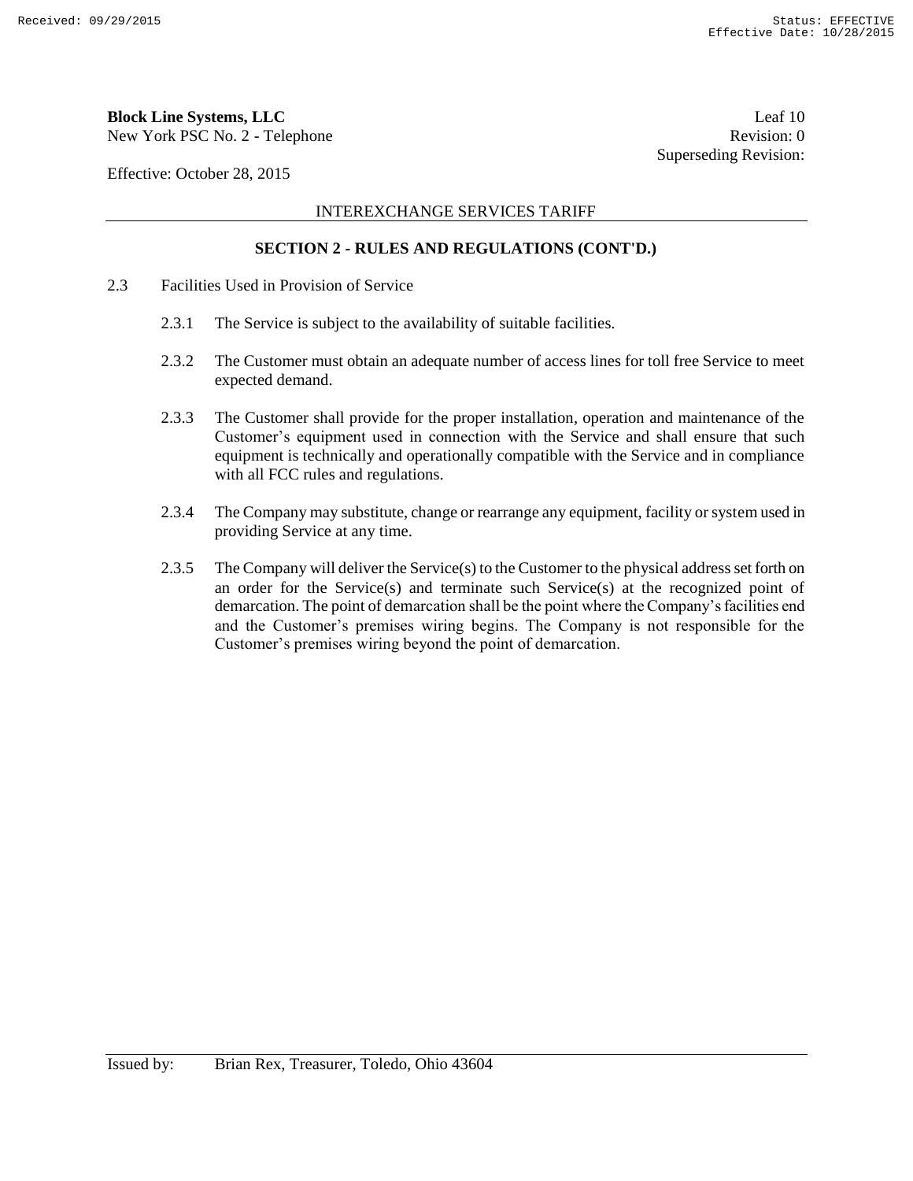## SECTION 2 - RULES AND REGULATIONS (CONT'D.)

2.3 Facilities Used in Provision of Service

2.3.1 The Service is subject to the availability of suitable facilities.

2.3.2 The Customer must obtain an adequate number of access lines for toll free Service to meet expected demand.

2.3.3 The Customer shall provide for the proper installation, operation and maintenance of the Customer's equipment used in connection with the Service and shall ensure that such equipment is technically and operationally compatible with the Service and in compliance with all FCC rules and regulations.

2.3.4 The Company may substitute, change or rearrange any equipment, facility or system used in providing Service at any time.

2.3.5 The Company will deliver the Service(s) to the Customer to the physical address set forth on an order for the Service(s) and terminate such Service(s) at the recognized point of demarcation. The point of demarcation shall be the point where the Company's facilities end and the Customer's premises wiring begins. The Company is not responsible for the Customer's premises wiring beyond the point of demarcation.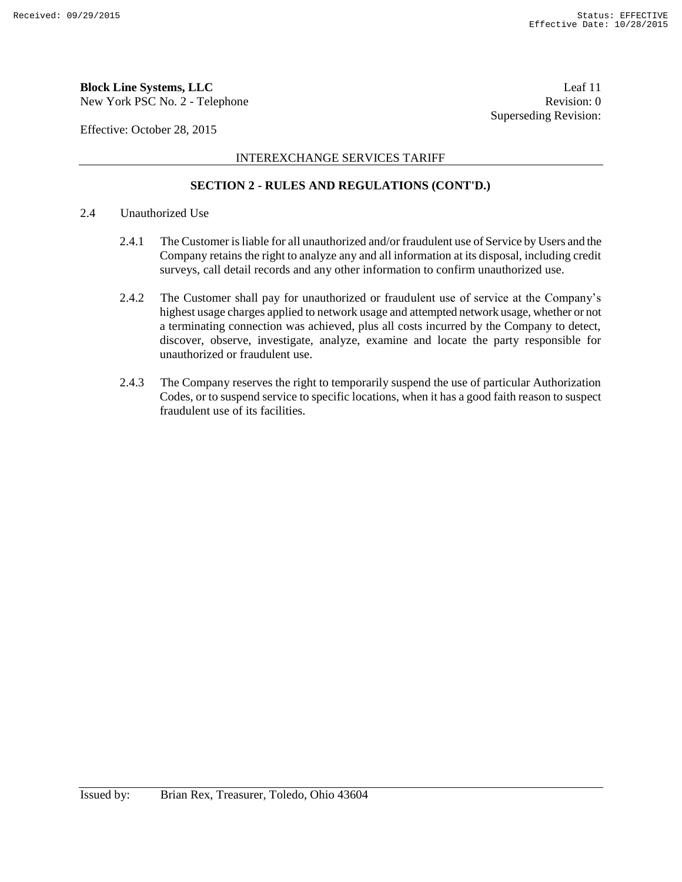## SECTION 2 - RULES AND REGULATIONS (CONT'D.)

2.4 Unauthorized Use

2.4.1 The Customer is liable for all unauthorized and/or fraudulent use of Service by Users and the Company retains the right to analyze any and all information at its disposal, including credit surveys, call detail records and any other information to confirm unauthorized use.

2.4.2 The Customer shall pay for unauthorized or fraudulent use of service at the Company's highest usage charges applied to network usage and attempted network usage, whether or not a terminating connection was achieved, plus all costs incurred by the Company to detect, discover, observe, investigate, analyze, examine and locate the party responsible for unauthorized or fraudulent use.

2.4.3 The Company reserves the right to temporarily suspend the use of particular Authorization Codes, or to suspend service to specific locations, when it has a good faith reason to suspect fraudulent use of its facilities.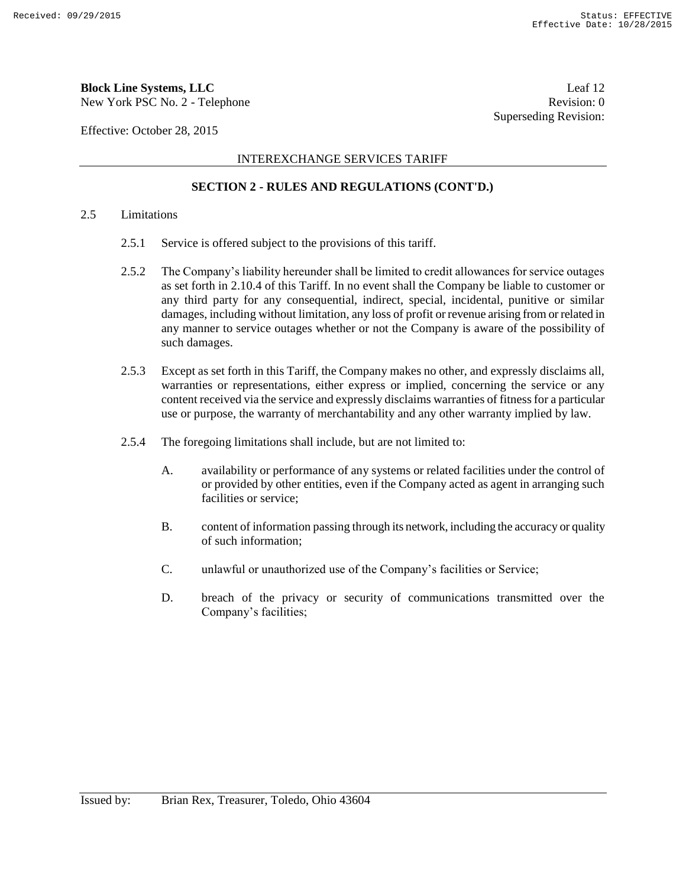**Block Line Systems, LLC**
New York PSC No. 2 - Telephone

Leaf 12
Revision: 0
Superseding Revision:

Effective: October 28, 2015

INTEREXCHANGE SERVICES TARIFF

**SECTION 2 - RULES AND REGULATIONS (CONT'D.)**

2.5 Limitations

2.5.1 Service is offered subject to the provisions of this tariff.

2.5.2 The Company's liability hereunder shall be limited to credit allowances for service outages as set forth in 2.10.4 of this Tariff. In no event shall the Company be liable to customer or any third party for any consequential, indirect, special, incidental, punitive or similar damages, including without limitation, any loss of profit or revenue arising from or related in any manner to service outages whether or not the Company is aware of the possibility of such damages.

2.5.3 Except as set forth in this Tariff, the Company makes no other, and expressly disclaims all, warranties or representations, either express or implied, concerning the service or any content received via the service and expressly disclaims warranties of fitness for a particular use or purpose, the warranty of merchantability and any other warranty implied by law.

2.5.4 The foregoing limitations shall include, but are not limited to:

A. availability or performance of any systems or related facilities under the control of or provided by other entities, even if the Company acted as agent in arranging such facilities or service;

B. content of information passing through its network, including the accuracy or quality of such information;

C. unlawful or unauthorized use of the Company's facilities or Service;

D. breach of the privacy or security of communications transmitted over the Company's facilities;

Issued by: Brian Rex, Treasurer, Toledo, Ohio 43604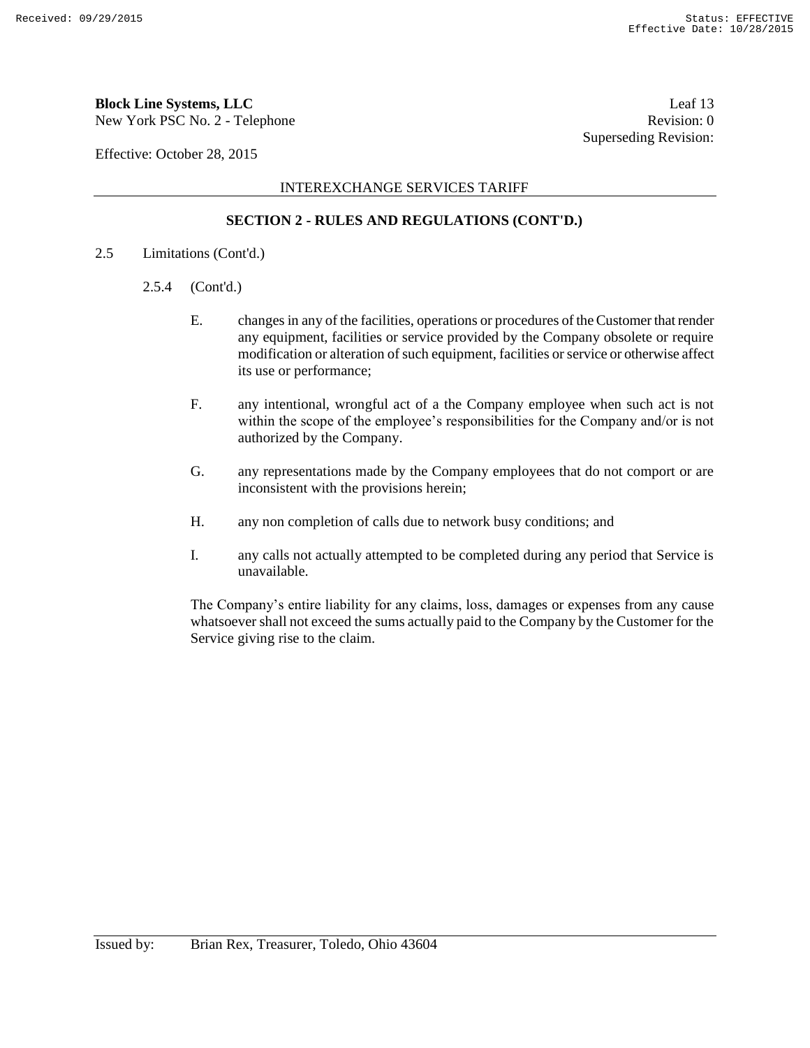INTEREXCHANGE SERVICES TARIFF

## SECTION 2 - RULES AND REGULATIONS (CONT'D.)

2.5 Limitations (Cont'd.)

2.5.4 (Cont'd.)

E. changes in any of the facilities, operations or procedures of the Customer that render any equipment, facilities or service provided by the Company obsolete or require modification or alteration of such equipment, facilities or service or otherwise affect its use or performance;

F. any intentional, wrongful act of a the Company employee when such act is not within the scope of the employee's responsibilities for the Company and/or is not authorized by the Company.

G. any representations made by the Company employees that do not comport or are inconsistent with the provisions herein;

H. any non completion of calls due to network busy conditions; and

I. any calls not actually attempted to be completed during any period that Service is unavailable.

The Company's entire liability for any claims, loss, damages or expenses from any cause whatsoever shall not exceed the sums actually paid to the Company by the Customer for the Service giving rise to the claim.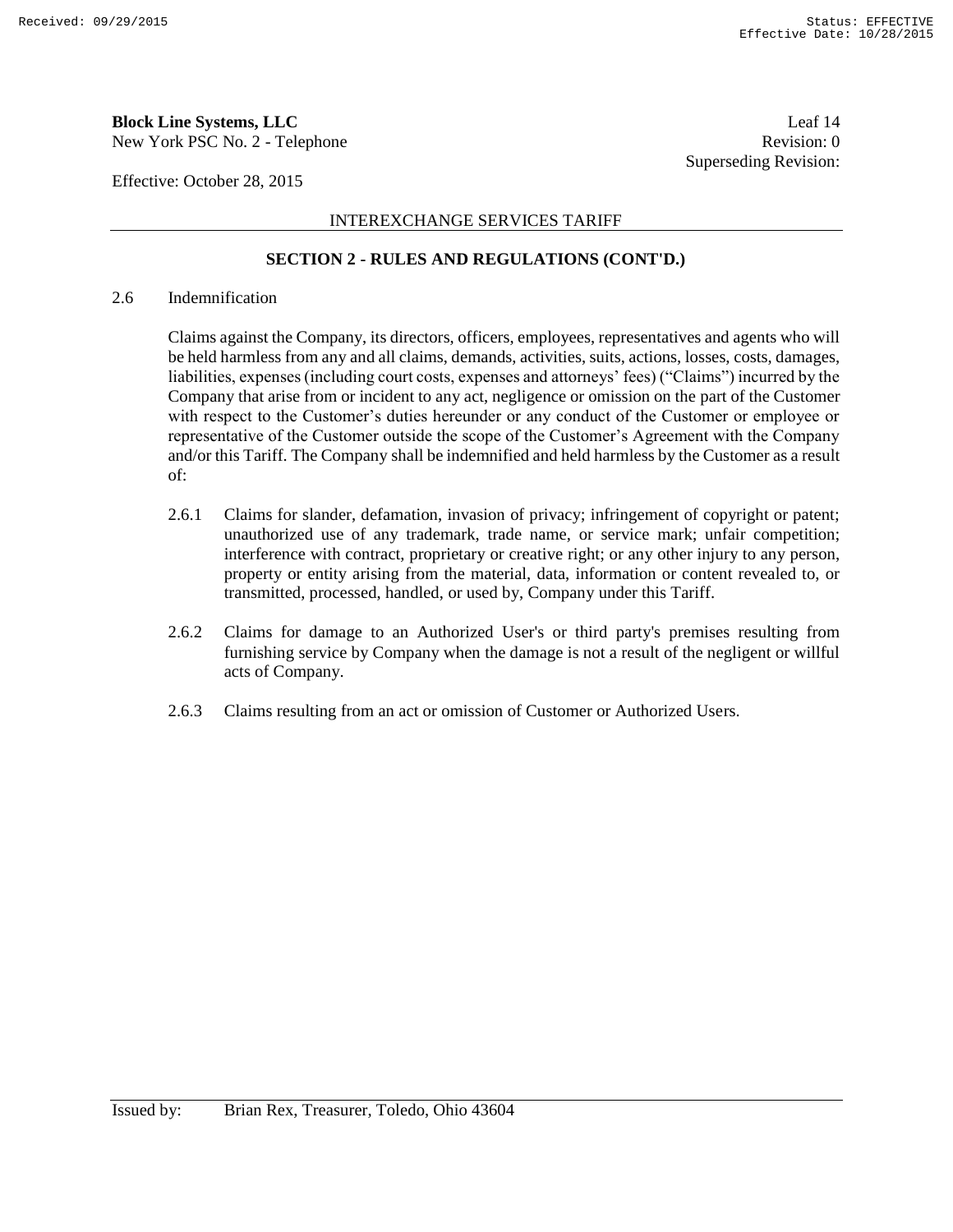INTEREXCHANGE SERVICES TARIFF

## SECTION 2 - RULES AND REGULATIONS (CONT'D.)

2.6 Indemnification

Claims against the Company, its directors, officers, employees, representatives and agents who will be held harmless from any and all claims, demands, activities, suits, actions, losses, costs, damages, liabilities, expenses (including court costs, expenses and attorneys' fees) ("Claims") incurred by the Company that arise from or incident to any act, negligence or omission on the part of the Customer with respect to the Customer's duties hereunder or any conduct of the Customer or employee or representative of the Customer outside the scope of the Customer's Agreement with the Company and/or this Tariff. The Company shall be indemnified and held harmless by the Customer as a result of:

2.6.1 Claims for slander, defamation, invasion of privacy; infringement of copyright or patent; unauthorized use of any trademark, trade name, or service mark; unfair competition; interference with contract, proprietary or creative right; or any other injury to any person, property or entity arising from the material, data, information or content revealed to, or transmitted, processed, handled, or used by, Company under this Tariff.

2.6.2 Claims for damage to an Authorized User's or third party's premises resulting from furnishing service by Company when the damage is not a result of the negligent or willful acts of Company.

2.6.3 Claims resulting from an act or omission of Customer or Authorized Users.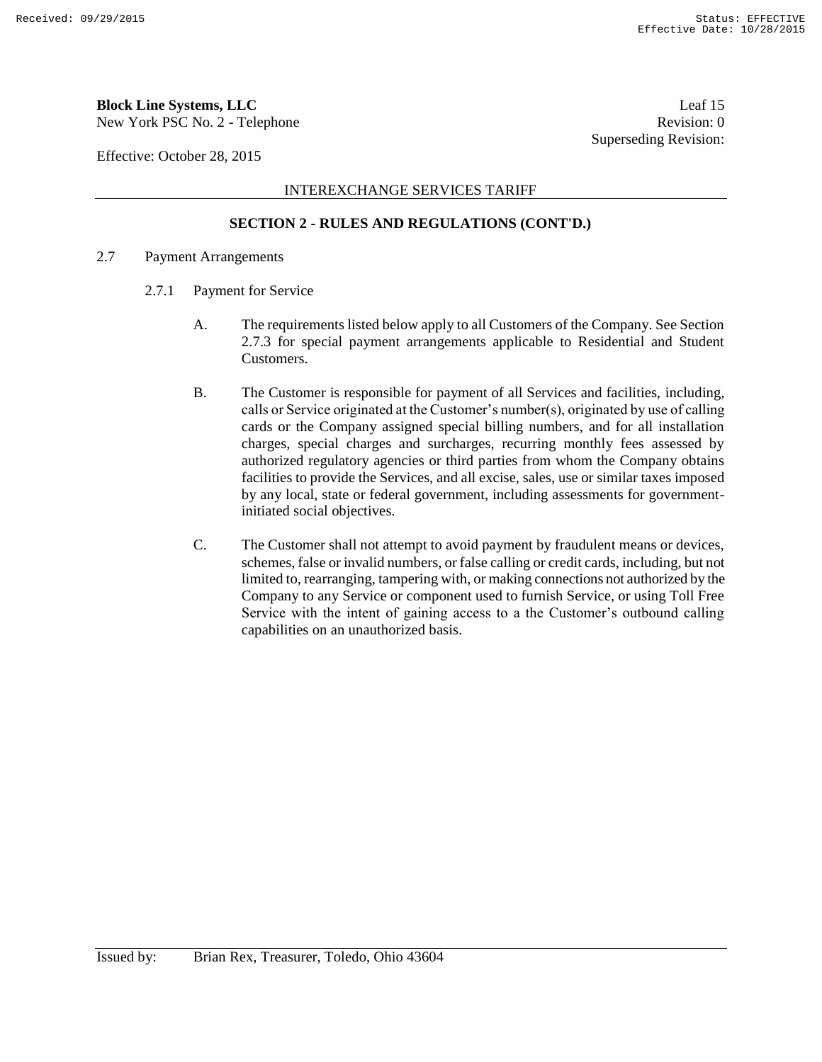## SECTION 2 - RULES AND REGULATIONS (CONT'D.)

2.7 Payment Arrangements

2.7.1 Payment for Service

A. The requirements listed below apply to all Customers of the Company. See Section 2.7.3 for special payment arrangements applicable to Residential and Student Customers.

B. The Customer is responsible for payment of all Services and facilities, including, calls or Service originated at the Customer's number(s), originated by use of calling cards or the Company assigned special billing numbers, and for all installation charges, special charges and surcharges, recurring monthly fees assessed by authorized regulatory agencies or third parties from whom the Company obtains facilities to provide the Services, and all excise, sales, use or similar taxes imposed by any local, state or federal government, including assessments for government-initiated social objectives.

C. The Customer shall not attempt to avoid payment by fraudulent means or devices, schemes, false or invalid numbers, or false calling or credit cards, including, but not limited to, rearranging, tampering with, or making connections not authorized by the Company to any Service or component used to furnish Service, or using Toll Free Service with the intent of gaining access to a the Customer's outbound calling capabilities on an unauthorized basis.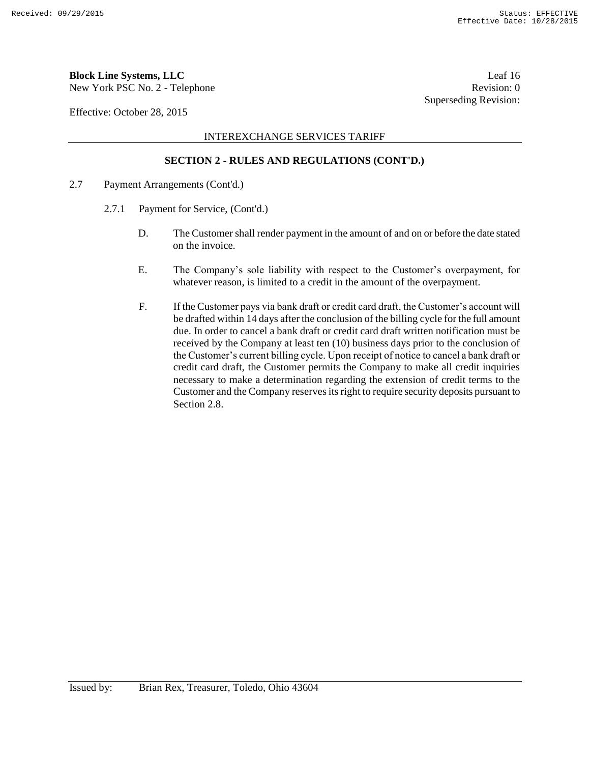**Block Line Systems, LLC**
New York PSC No. 2 - Telephone

Leaf 16
Revision: 0
Superseding Revision:

Effective: October 28, 2015

INTEREXCHANGE SERVICES TARIFF

## SECTION 2 - RULES AND REGULATIONS (CONT'D.)

2.7 Payment Arrangements (Cont'd.)

2.7.1 Payment for Service, (Cont'd.)

D. The Customer shall render payment in the amount of and on or before the date stated on the invoice.

E. The Company's sole liability with respect to the Customer's overpayment, for whatever reason, is limited to a credit in the amount of the overpayment.

F. If the Customer pays via bank draft or credit card draft, the Customer's account will be drafted within 14 days after the conclusion of the billing cycle for the full amount due. In order to cancel a bank draft or credit card draft written notification must be received by the Company at least ten (10) business days prior to the conclusion of the Customer's current billing cycle. Upon receipt of notice to cancel a bank draft or credit card draft, the Customer permits the Company to make all credit inquiries necessary to make a determination regarding the extension of credit terms to the Customer and the Company reserves its right to require security deposits pursuant to Section 2.8.

Issued by: Brian Rex, Treasurer, Toledo, Ohio 43604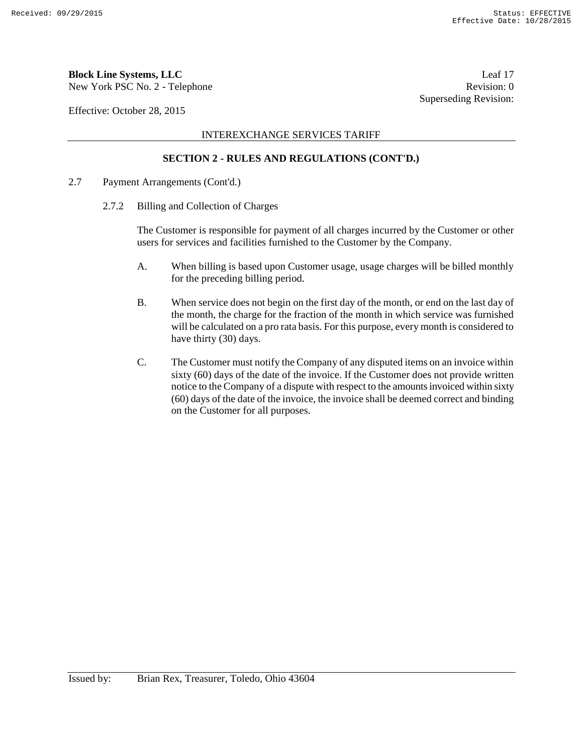**Block Line Systems, LLC**
New York PSC No. 2 - Telephone

Leaf 17
Revision: 0
Superseding Revision:

Effective: October 28, 2015

INTEREXCHANGE SERVICES TARIFF

## SECTION 2 - RULES AND REGULATIONS (CONT'D.)

2.7 Payment Arrangements (Cont'd.)

2.7.2 Billing and Collection of Charges

The Customer is responsible for payment of all charges incurred by the Customer or other users for services and facilities furnished to the Customer by the Company.

A. When billing is based upon Customer usage, usage charges will be billed monthly for the preceding billing period.

B. When service does not begin on the first day of the month, or end on the last day of the month, the charge for the fraction of the month in which service was furnished will be calculated on a pro rata basis. For this purpose, every month is considered to have thirty (30) days.

C. The Customer must notify the Company of any disputed items on an invoice within sixty (60) days of the date of the invoice. If the Customer does not provide written notice to the Company of a dispute with respect to the amounts invoiced within sixty (60) days of the date of the invoice, the invoice shall be deemed correct and binding on the Customer for all purposes.

Issued by: Brian Rex, Treasurer, Toledo, Ohio 43604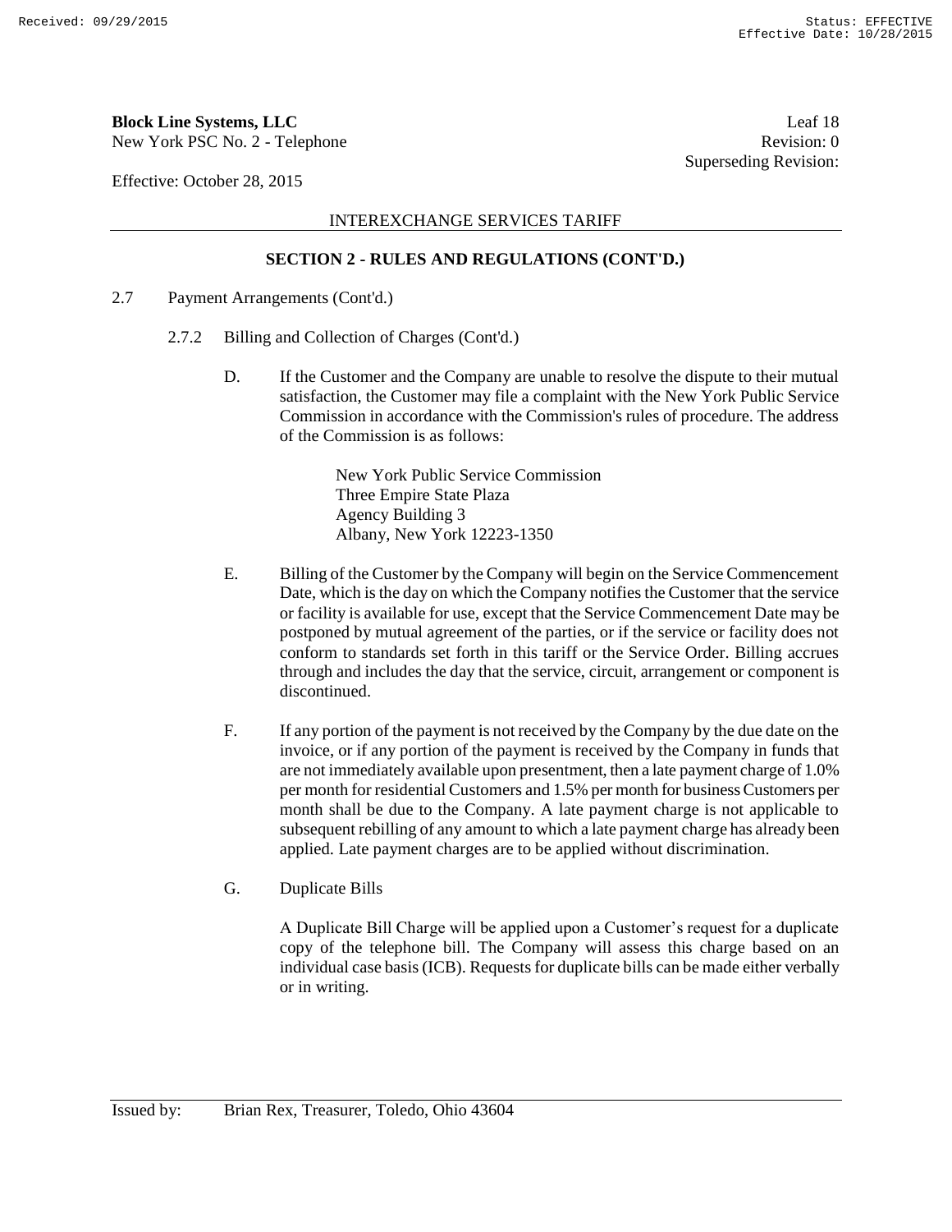**Block Line Systems, LLC** Leaf 18
New York PSC No. 2 - Telephone Revision: 0
Superseding Revision:

Effective: October 28, 2015

INTEREXCHANGE SERVICES TARIFF

## SECTION 2 - RULES AND REGULATIONS (CONT'D.)

2.7 Payment Arrangements (Cont'd.)

2.7.2 Billing and Collection of Charges (Cont'd.)

D. If the Customer and the Company are unable to resolve the dispute to their mutual satisfaction, the Customer may file a complaint with the New York Public Service Commission in accordance with the Commission's rules of procedure. The address of the Commission is as follows:

New York Public Service Commission
Three Empire State Plaza
Agency Building 3
Albany, New York 12223-1350

E. Billing of the Customer by the Company will begin on the Service Commencement Date, which is the day on which the Company notifies the Customer that the service or facility is available for use, except that the Service Commencement Date may be postponed by mutual agreement of the parties, or if the service or facility does not conform to standards set forth in this tariff or the Service Order. Billing accrues through and includes the day that the service, circuit, arrangement or component is discontinued.

F. If any portion of the payment is not received by the Company by the due date on the invoice, or if any portion of the payment is received by the Company in funds that are not immediately available upon presentment, then a late payment charge of 1.0% per month for residential Customers and 1.5% per month for business Customers per month shall be due to the Company. A late payment charge is not applicable to subsequent rebilling of any amount to which a late payment charge has already been applied. Late payment charges are to be applied without discrimination.

G. Duplicate Bills

A Duplicate Bill Charge will be applied upon a Customer's request for a duplicate copy of the telephone bill. The Company will assess this charge based on an individual case basis (ICB). Requests for duplicate bills can be made either verbally or in writing.

Issued by: Brian Rex, Treasurer, Toledo, Ohio 43604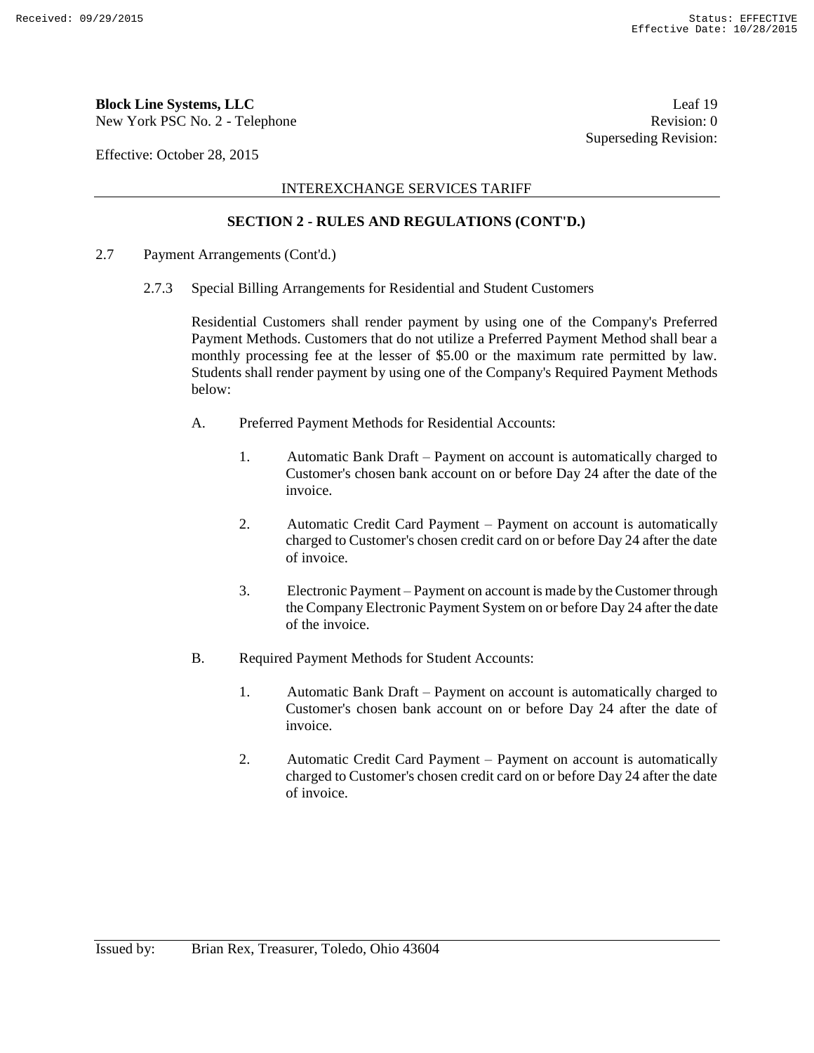**Block Line Systems, LLC**
New York PSC No. 2 - Telephone

Leaf 19
Revision: 0
Superseding Revision:

Effective: October 28, 2015

INTEREXCHANGE SERVICES TARIFF

**SECTION 2 - RULES AND REGULATIONS (CONT'D.)**

2.7 Payment Arrangements (Cont'd.)

2.7.3 Special Billing Arrangements for Residential and Student Customers

Residential Customers shall render payment by using one of the Company's Preferred Payment Methods. Customers that do not utilize a Preferred Payment Method shall bear a monthly processing fee at the lesser of $5.00 or the maximum rate permitted by law. Students shall render payment by using one of the Company's Required Payment Methods below:

A. Preferred Payment Methods for Residential Accounts:

1. Automatic Bank Draft – Payment on account is automatically charged to Customer's chosen bank account on or before Day 24 after the date of the invoice.

2. Automatic Credit Card Payment – Payment on account is automatically charged to Customer's chosen credit card on or before Day 24 after the date of invoice.

3. Electronic Payment – Payment on account is made by the Customer through the Company Electronic Payment System on or before Day 24 after the date of the invoice.

B. Required Payment Methods for Student Accounts:

1. Automatic Bank Draft – Payment on account is automatically charged to Customer's chosen bank account on or before Day 24 after the date of invoice.

2. Automatic Credit Card Payment – Payment on account is automatically charged to Customer's chosen credit card on or before Day 24 after the date of invoice.

Issued by: Brian Rex, Treasurer, Toledo, Ohio 43604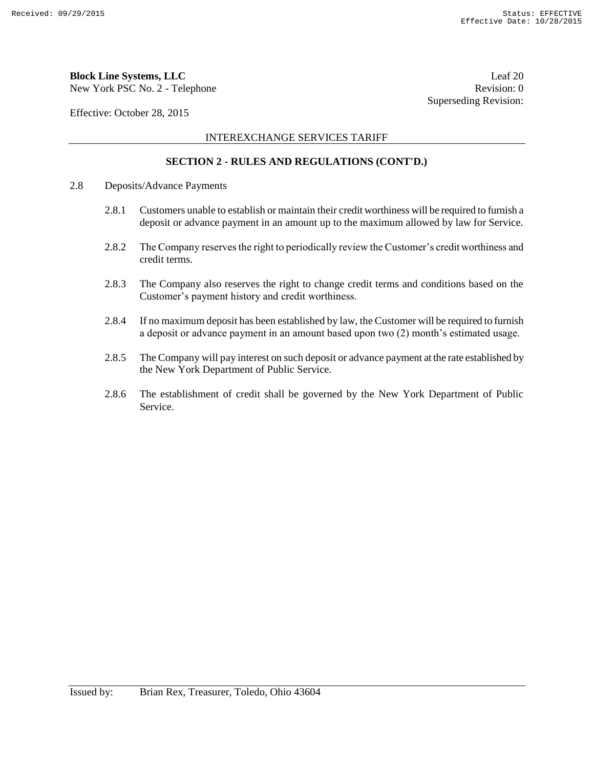## SECTION 2 - RULES AND REGULATIONS (CONT'D.)

2.8 Deposits/Advance Payments

2.8.1 Customers unable to establish or maintain their credit worthiness will be required to furnish a deposit or advance payment in an amount up to the maximum allowed by law for Service.

2.8.2 The Company reserves the right to periodically review the Customer's credit worthiness and credit terms.

2.8.3 The Company also reserves the right to change credit terms and conditions based on the Customer's payment history and credit worthiness.

2.8.4 If no maximum deposit has been established by law, the Customer will be required to furnish a deposit or advance payment in an amount based upon two (2) month's estimated usage.

2.8.5 The Company will pay interest on such deposit or advance payment at the rate established by the New York Department of Public Service.

2.8.6 The establishment of credit shall be governed by the New York Department of Public Service.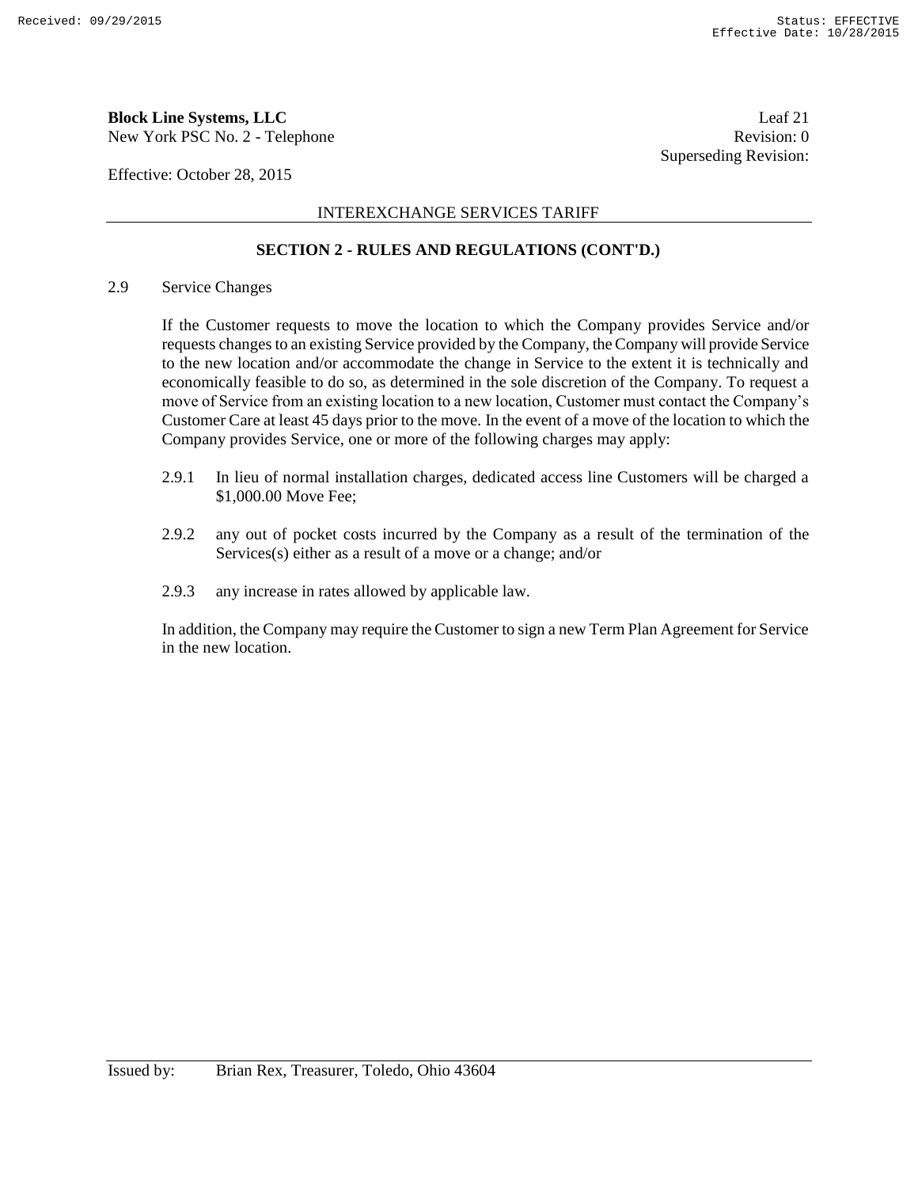**Block Line Systems, LLC**
New York PSC No. 2 - Telephone

Leaf 21
Revision: 0
Superseding Revision:

Effective: October 28, 2015

INTEREXCHANGE SERVICES TARIFF

## SECTION 2 - RULES AND REGULATIONS (CONT'D.)

2.9 Service Changes

If the Customer requests to move the location to which the Company provides Service and/or requests changes to an existing Service provided by the Company, the Company will provide Service to the new location and/or accommodate the change in Service to the extent it is technically and economically feasible to do so, as determined in the sole discretion of the Company. To request a move of Service from an existing location to a new location, Customer must contact the Company's Customer Care at least 45 days prior to the move. In the event of a move of the location to which the Company provides Service, one or more of the following charges may apply:

2.9.1 In lieu of normal installation charges, dedicated access line Customers will be charged a $1,000.00 Move Fee;

2.9.2 any out of pocket costs incurred by the Company as a result of the termination of the Services(s) either as a result of a move or a change; and/or

2.9.3 any increase in rates allowed by applicable law.

In addition, the Company may require the Customer to sign a new Term Plan Agreement for Service in the new location.

Issued by: Brian Rex, Treasurer, Toledo, Ohio 43604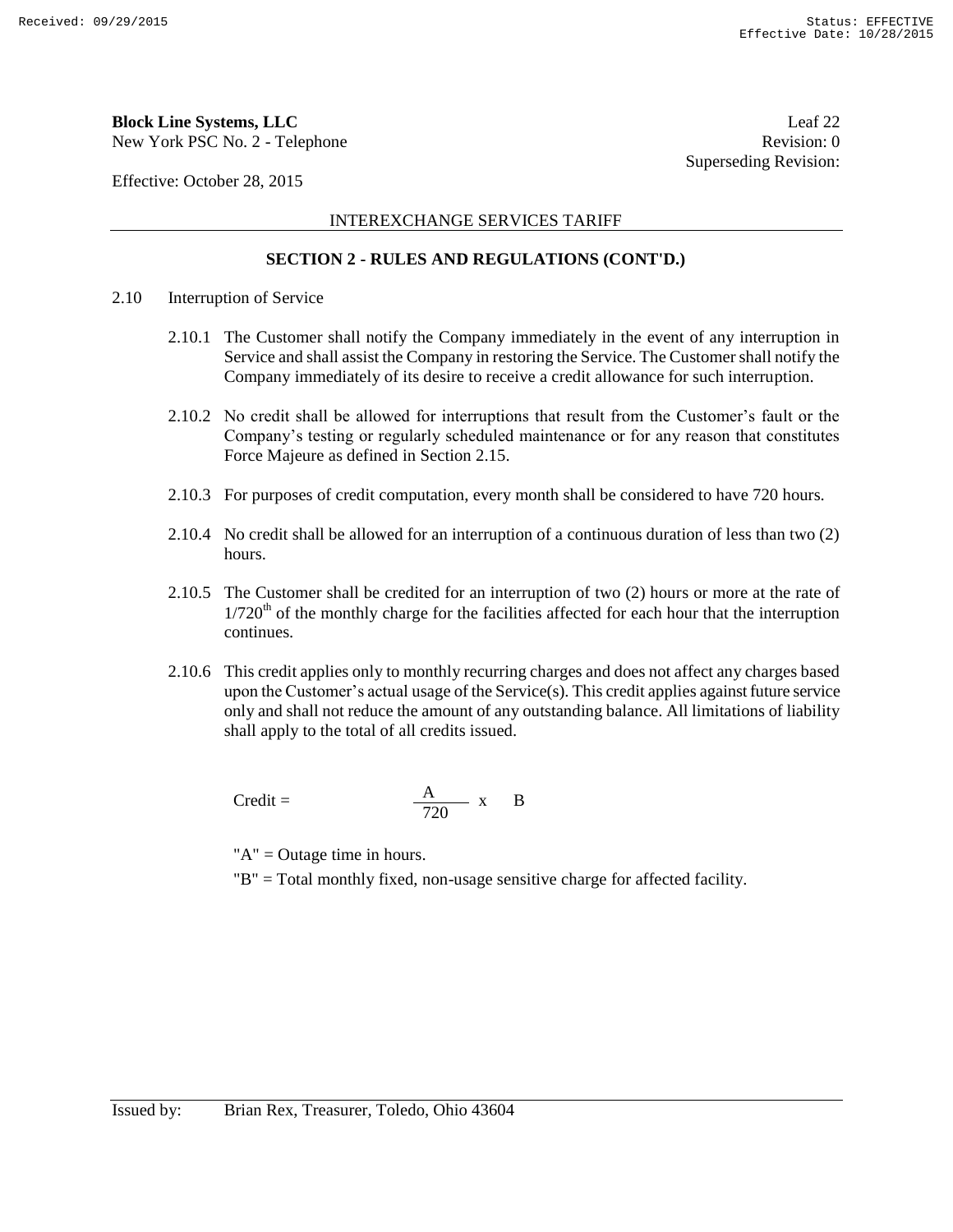**Block Line Systems, LLC** Leaf 22
New York PSC No. 2 - Telephone Revision: 0
Superseding Revision:

Effective: October 28, 2015

INTEREXCHANGE SERVICES TARIFF

## SECTION 2 - RULES AND REGULATIONS (CONT'D.)

2.10 Interruption of Service

2.10.1 The Customer shall notify the Company immediately in the event of any interruption in Service and shall assist the Company in restoring the Service. The Customer shall notify the Company immediately of its desire to receive a credit allowance for such interruption.

2.10.2 No credit shall be allowed for interruptions that result from the Customer's fault or the Company's testing or regularly scheduled maintenance or for any reason that constitutes Force Majeure as defined in Section 2.15.

2.10.3 For purposes of credit computation, every month shall be considered to have 720 hours.

2.10.4 No credit shall be allowed for an interruption of a continuous duration of less than two (2) hours.

2.10.5 The Customer shall be credited for an interruption of two (2) hours or more at the rate of $1/720^{th}$ of the monthly charge for the facilities affected for each hour that the interruption continues.

2.10.6 This credit applies only to monthly recurring charges and does not affect any charges based upon the Customer's actual usage of the Service(s). This credit applies against future service only and shall not reduce the amount of any outstanding balance. All limitations of liability shall apply to the total of all credits issued.

$$\text{Credit} = \frac{A}{720} \times B$$

"A" = Outage time in hours.

"B" = Total monthly fixed, non-usage sensitive charge for affected facility.

Issued by: Brian Rex, Treasurer, Toledo, Ohio 43604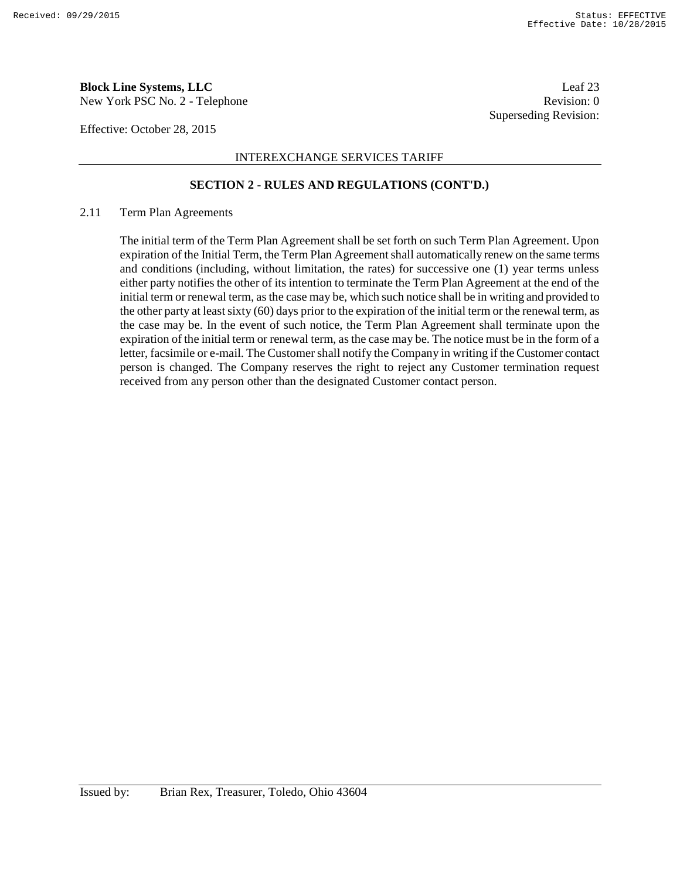**Block Line Systems, LLC**
New York PSC No. 2 - Telephone

Leaf 23
Revision: 0
Superseding Revision:

Effective: October 28, 2015

INTEREXCHANGE SERVICES TARIFF

## SECTION 2 - RULES AND REGULATIONS (CONT'D.)

2.11 Term Plan Agreements

The initial term of the Term Plan Agreement shall be set forth on such Term Plan Agreement. Upon expiration of the Initial Term, the Term Plan Agreement shall automatically renew on the same terms and conditions (including, without limitation, the rates) for successive one (1) year terms unless either party notifies the other of its intention to terminate the Term Plan Agreement at the end of the initial term or renewal term, as the case may be, which such notice shall be in writing and provided to the other party at least sixty (60) days prior to the expiration of the initial term or the renewal term, as the case may be. In the event of such notice, the Term Plan Agreement shall terminate upon the expiration of the initial term or renewal term, as the case may be. The notice must be in the form of a letter, facsimile or e-mail. The Customer shall notify the Company in writing if the Customer contact person is changed. The Company reserves the right to reject any Customer termination request received from any person other than the designated Customer contact person.

Issued by: Brian Rex, Treasurer, Toledo, Ohio 43604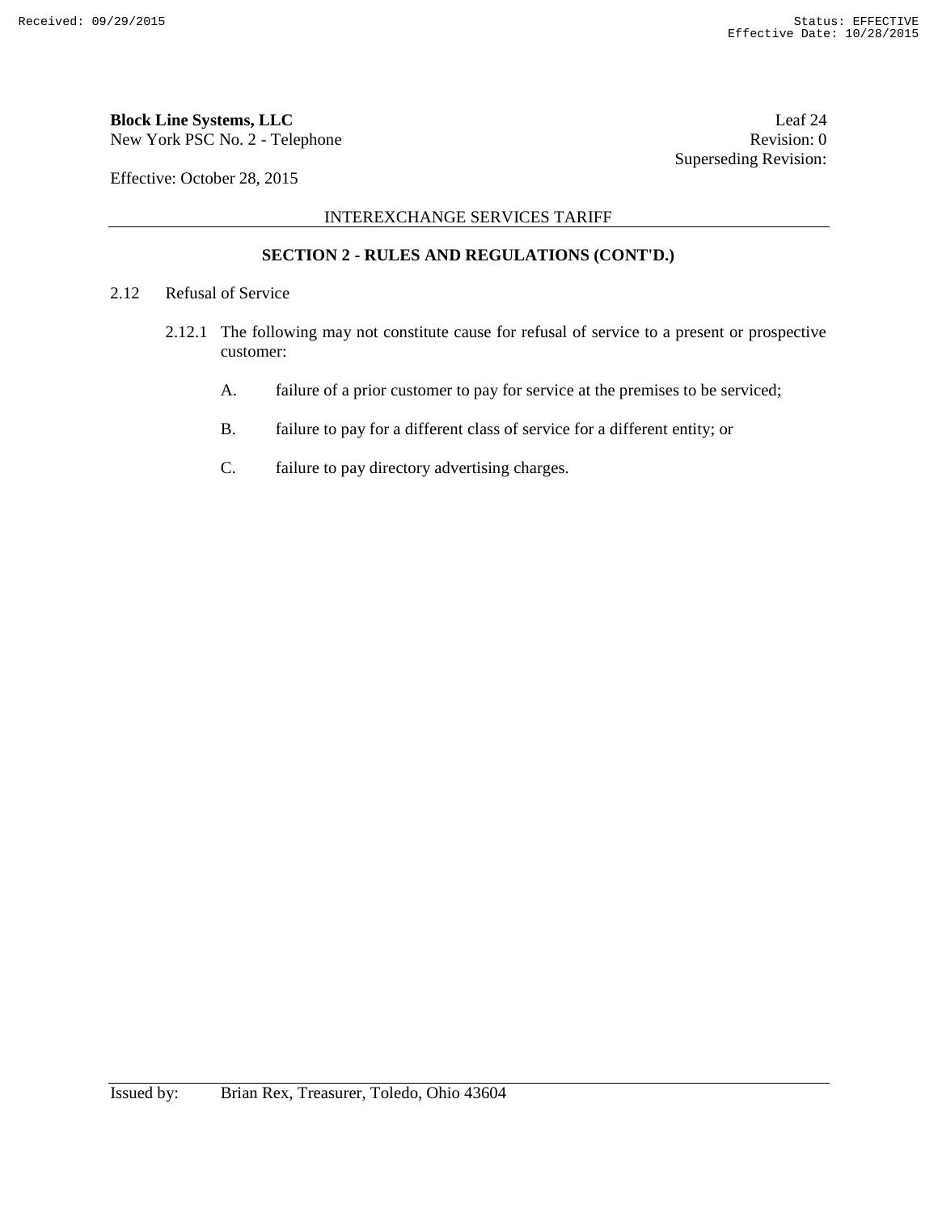**Block Line Systems, LLC**
New York PSC No. 2 - Telephone

Leaf 24
Revision: 0
Superseding Revision:

Effective: October 28, 2015

INTEREXCHANGE SERVICES TARIFF

## SECTION 2 - RULES AND REGULATIONS (CONT'D.)

2.12 Refusal of Service

2.12.1 The following may not constitute cause for refusal of service to a present or prospective customer:

A. failure of a prior customer to pay for service at the premises to be serviced;

B. failure to pay for a different class of service for a different entity; or

C. failure to pay directory advertising charges.

Issued by: Brian Rex, Treasurer, Toledo, Ohio 43604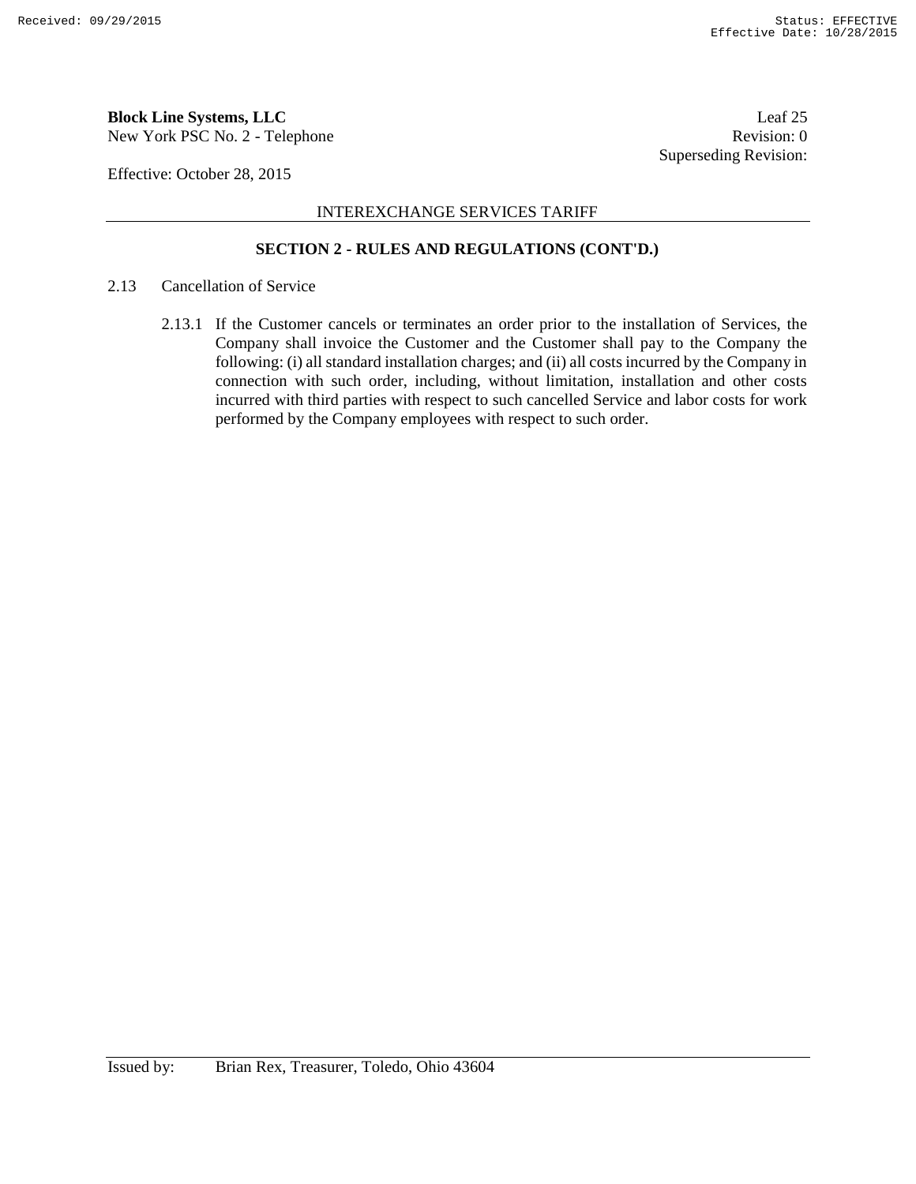**Block Line Systems, LLC**
New York PSC No. 2 - Telephone

Leaf 25
Revision: 0
Superseding Revision:

Effective: October 28, 2015

INTEREXCHANGE SERVICES TARIFF

## SECTION 2 - RULES AND REGULATIONS (CONT'D.)

2.13 Cancellation of Service

2.13.1 If the Customer cancels or terminates an order prior to the installation of Services, the Company shall invoice the Customer and the Customer shall pay to the Company the following: (i) all standard installation charges; and (ii) all costs incurred by the Company in connection with such order, including, without limitation, installation and other costs incurred with third parties with respect to such cancelled Service and labor costs for work performed by the Company employees with respect to such order.

Issued by: Brian Rex, Treasurer, Toledo, Ohio 43604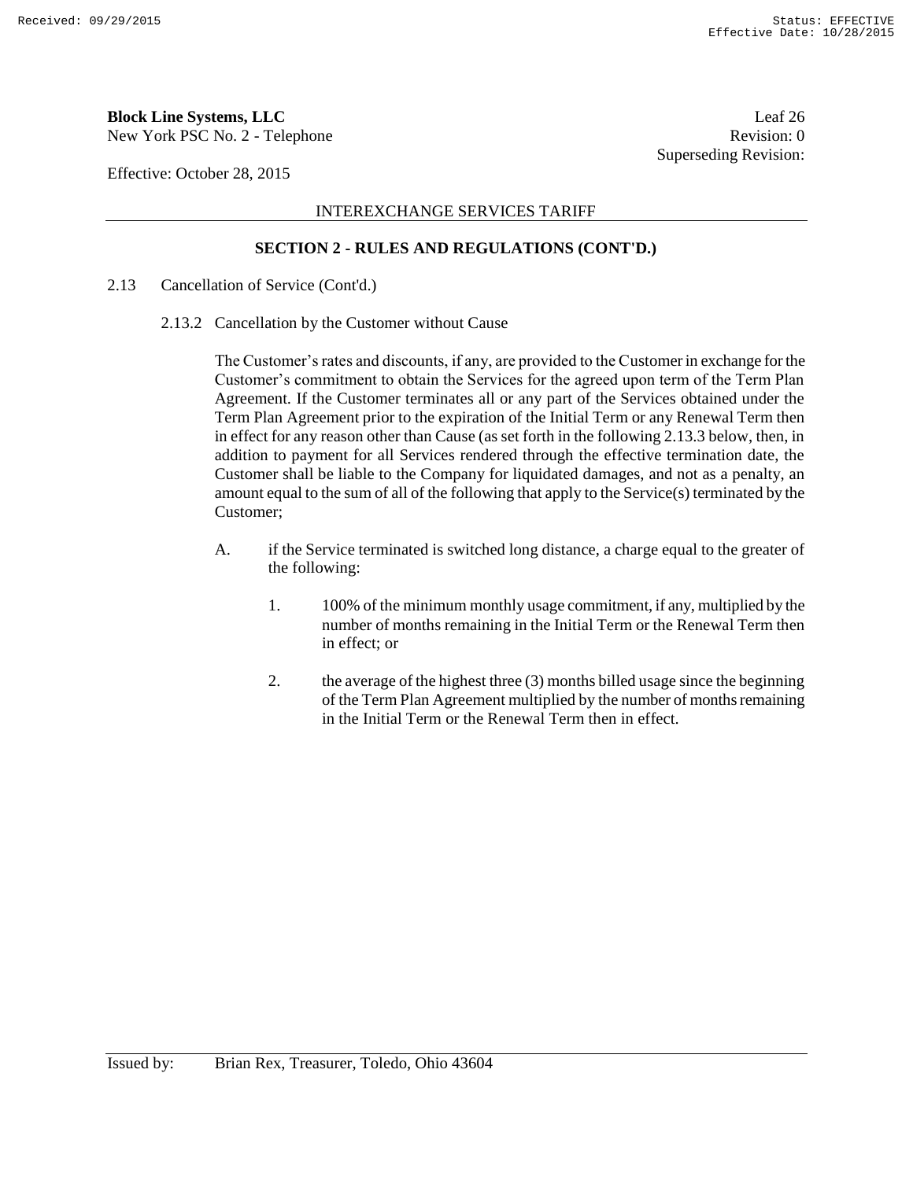INTEREXCHANGE SERVICES TARIFF

## SECTION 2 - RULES AND REGULATIONS (CONT'D.)

2.13 Cancellation of Service (Cont'd.)

2.13.2 Cancellation by the Customer without Cause

The Customer's rates and discounts, if any, are provided to the Customer in exchange for the Customer's commitment to obtain the Services for the agreed upon term of the Term Plan Agreement. If the Customer terminates all or any part of the Services obtained under the Term Plan Agreement prior to the expiration of the Initial Term or any Renewal Term then in effect for any reason other than Cause (as set forth in the following 2.13.3 below, then, in addition to payment for all Services rendered through the effective termination date, the Customer shall be liable to the Company for liquidated damages, and not as a penalty, an amount equal to the sum of all of the following that apply to the Service(s) terminated by the Customer;

A. if the Service terminated is switched long distance, a charge equal to the greater of the following:

1. 100% of the minimum monthly usage commitment, if any, multiplied by the number of months remaining in the Initial Term or the Renewal Term then in effect; or

2. the average of the highest three (3) months billed usage since the beginning of the Term Plan Agreement multiplied by the number of months remaining in the Initial Term or the Renewal Term then in effect.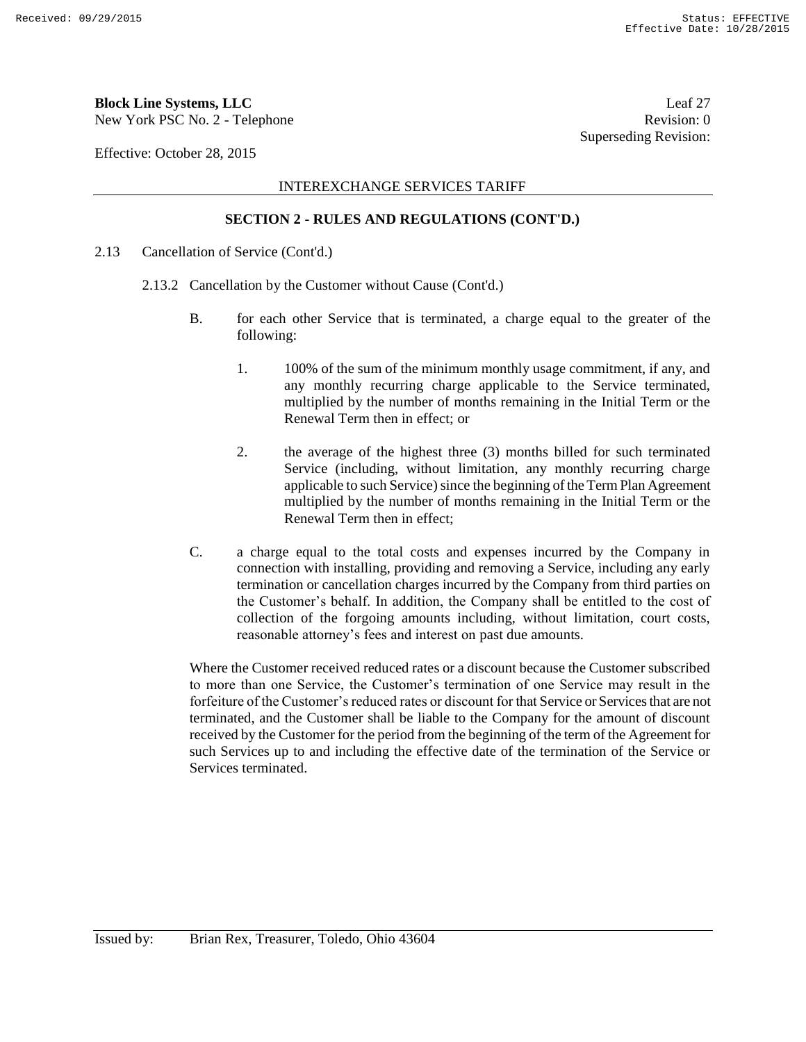## SECTION 2 - RULES AND REGULATIONS (CONT'D.)

2.13 Cancellation of Service (Cont'd.)

2.13.2 Cancellation by the Customer without Cause (Cont'd.)

B. for each other Service that is terminated, a charge equal to the greater of the following:

1. 100% of the sum of the minimum monthly usage commitment, if any, and any monthly recurring charge applicable to the Service terminated, multiplied by the number of months remaining in the Initial Term or the Renewal Term then in effect; or

2. the average of the highest three (3) months billed for such terminated Service (including, without limitation, any monthly recurring charge applicable to such Service) since the beginning of the Term Plan Agreement multiplied by the number of months remaining in the Initial Term or the Renewal Term then in effect;

C. a charge equal to the total costs and expenses incurred by the Company in connection with installing, providing and removing a Service, including any early termination or cancellation charges incurred by the Company from third parties on the Customer's behalf. In addition, the Company shall be entitled to the cost of collection of the forgoing amounts including, without limitation, court costs, reasonable attorney's fees and interest on past due amounts.

Where the Customer received reduced rates or a discount because the Customer subscribed to more than one Service, the Customer's termination of one Service may result in the forfeiture of the Customer's reduced rates or discount for that Service or Services that are not terminated, and the Customer shall be liable to the Company for the amount of discount received by the Customer for the period from the beginning of the term of the Agreement for such Services up to and including the effective date of the termination of the Service or Services terminated.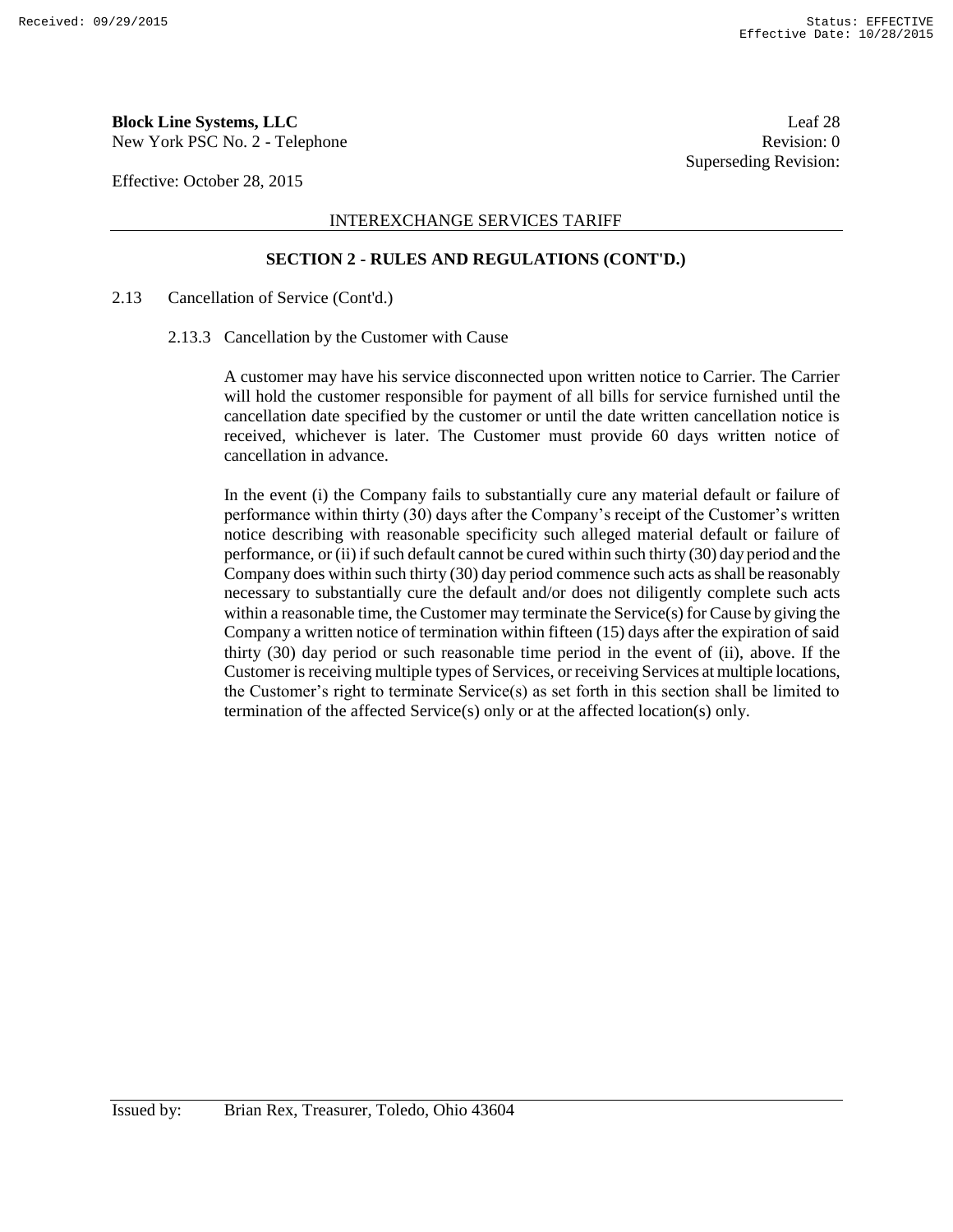**Block Line Systems, LLC**
New York PSC No. 2 - Telephone

Leaf 28
Revision: 0
Superseding Revision:

Effective: October 28, 2015

INTEREXCHANGE SERVICES TARIFF

## SECTION 2 - RULES AND REGULATIONS (CONT'D.)

2.13 Cancellation of Service (Cont'd.)

### 2.13.3 Cancellation by the Customer with Cause

A customer may have his service disconnected upon written notice to Carrier. The Carrier will hold the customer responsible for payment of all bills for service furnished until the cancellation date specified by the customer or until the date written cancellation notice is received, whichever is later. The Customer must provide 60 days written notice of cancellation in advance.

In the event (i) the Company fails to substantially cure any material default or failure of performance within thirty (30) days after the Company's receipt of the Customer's written notice describing with reasonable specificity such alleged material default or failure of performance, or (ii) if such default cannot be cured within such thirty (30) day period and the Company does within such thirty (30) day period commence such acts as shall be reasonably necessary to substantially cure the default and/or does not diligently complete such acts within a reasonable time, the Customer may terminate the Service(s) for Cause by giving the Company a written notice of termination within fifteen (15) days after the expiration of said thirty (30) day period or such reasonable time period in the event of (ii), above. If the Customer is receiving multiple types of Services, or receiving Services at multiple locations, the Customer's right to terminate Service(s) as set forth in this section shall be limited to termination of the affected Service(s) only or at the affected location(s) only.

Issued by: Brian Rex, Treasurer, Toledo, Ohio 43604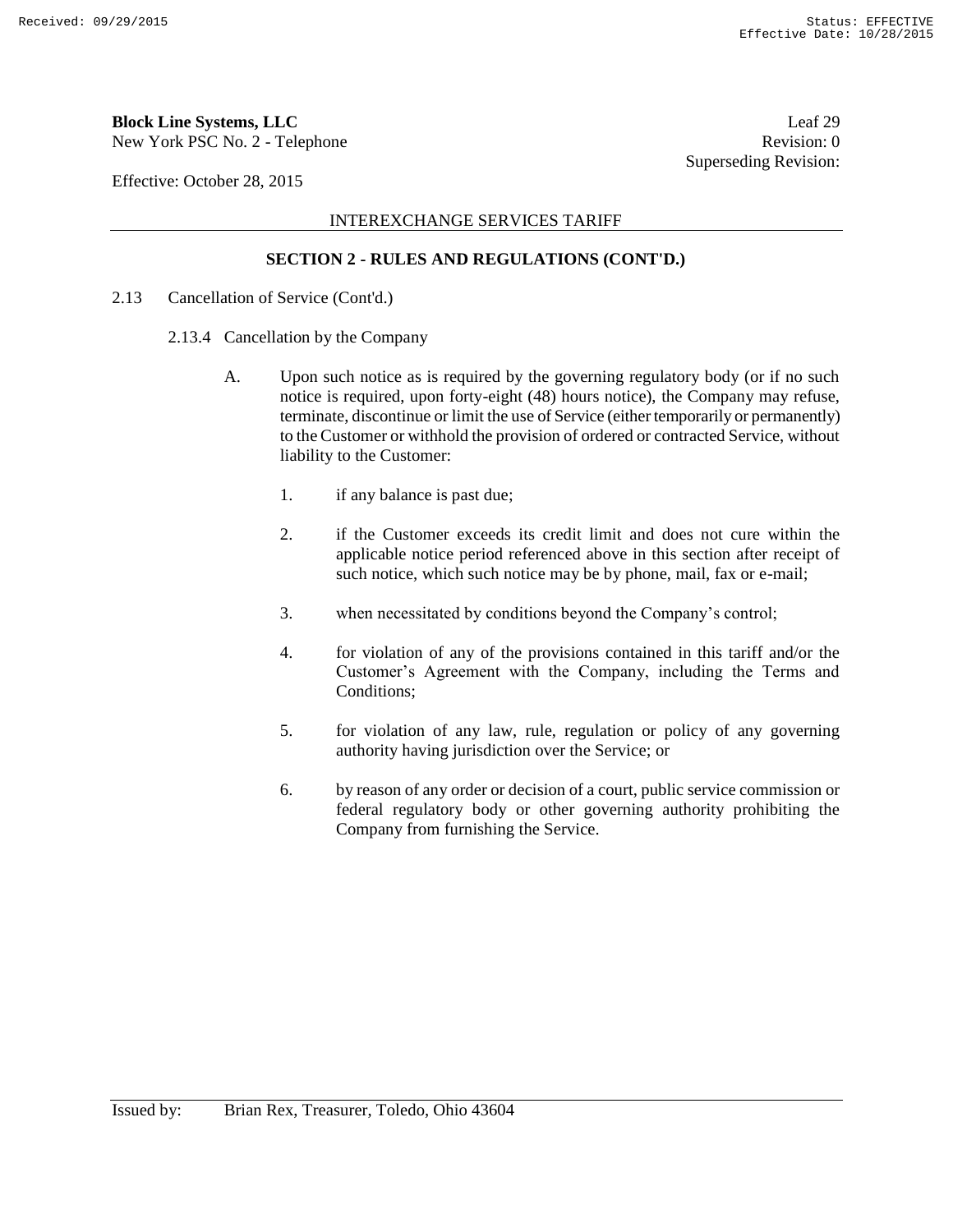SECTION 2 - RULES AND REGULATIONS (CONT'D.)

2.13 Cancellation of Service (Cont'd.)

2.13.4 Cancellation by the Company

A. Upon such notice as is required by the governing regulatory body (or if no such notice is required, upon forty-eight (48) hours notice), the Company may refuse, terminate, discontinue or limit the use of Service (either temporarily or permanently) to the Customer or withhold the provision of ordered or contracted Service, without liability to the Customer:

1. if any balance is past due;

2. if the Customer exceeds its credit limit and does not cure within the applicable notice period referenced above in this section after receipt of such notice, which such notice may be by phone, mail, fax or e-mail;

3. when necessitated by conditions beyond the Company's control;

4. for violation of any of the provisions contained in this tariff and/or the Customer's Agreement with the Company, including the Terms and Conditions;

5. for violation of any law, rule, regulation or policy of any governing authority having jurisdiction over the Service; or

6. by reason of any order or decision of a court, public service commission or federal regulatory body or other governing authority prohibiting the Company from furnishing the Service.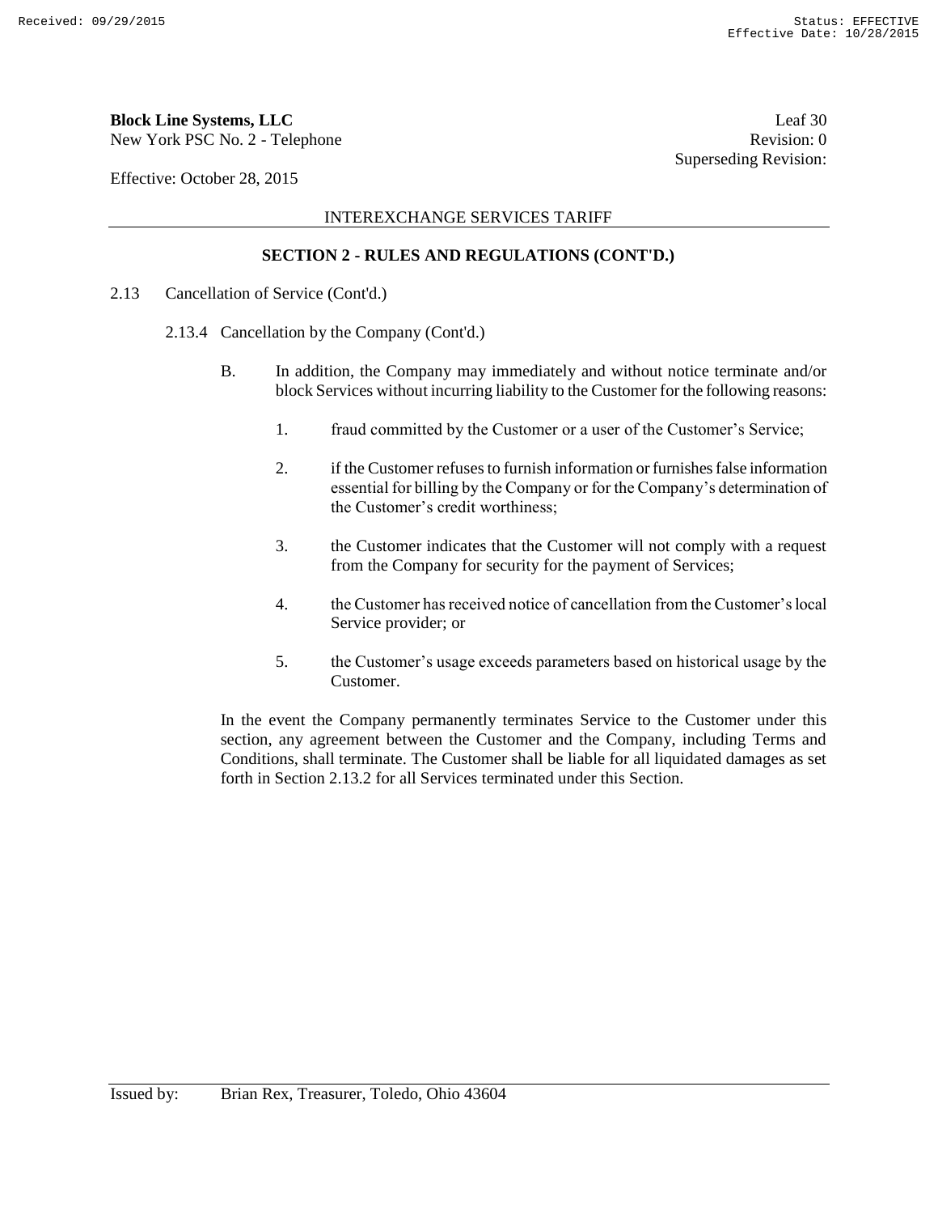## SECTION 2 - RULES AND REGULATIONS (CONT'D.)

2.13 Cancellation of Service (Cont'd.)

2.13.4 Cancellation by the Company (Cont'd.)

B. In addition, the Company may immediately and without notice terminate and/or block Services without incurring liability to the Customer for the following reasons:

1. fraud committed by the Customer or a user of the Customer's Service;

2. if the Customer refuses to furnish information or furnishes false information essential for billing by the Company or for the Company's determination of the Customer's credit worthiness;

3. the Customer indicates that the Customer will not comply with a request from the Company for security for the payment of Services;

4. the Customer has received notice of cancellation from the Customer's local Service provider; or

5. the Customer's usage exceeds parameters based on historical usage by the Customer.

In the event the Company permanently terminates Service to the Customer under this section, any agreement between the Customer and the Company, including Terms and Conditions, shall terminate. The Customer shall be liable for all liquidated damages as set forth in Section 2.13.2 for all Services terminated under this Section.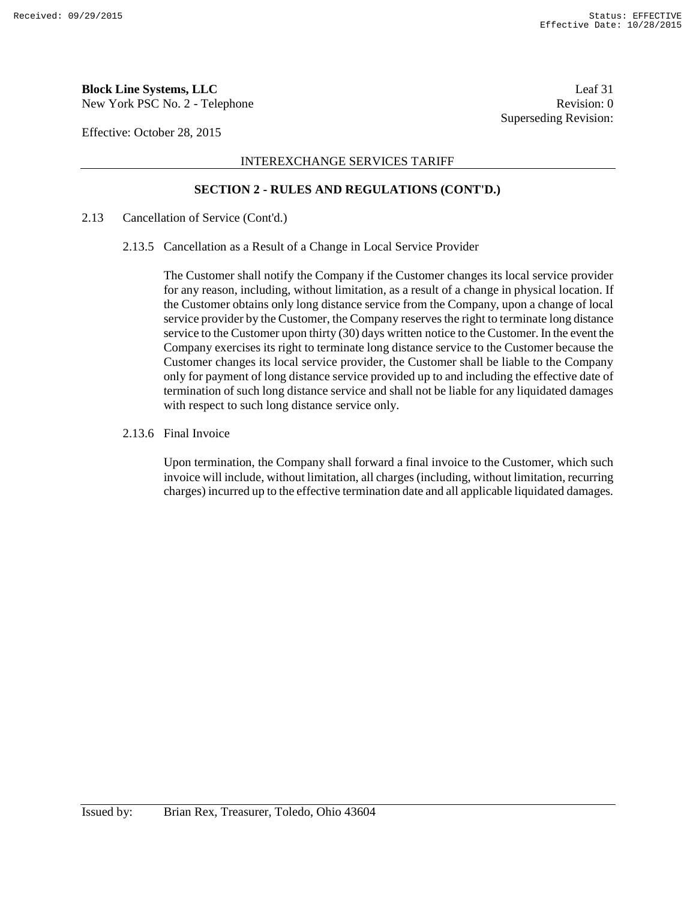## SECTION 2 - RULES AND REGULATIONS (CONT'D.)

2.13 Cancellation of Service (Cont'd.)

2.13.5 Cancellation as a Result of a Change in Local Service Provider

The Customer shall notify the Company if the Customer changes its local service provider for any reason, including, without limitation, as a result of a change in physical location. If the Customer obtains only long distance service from the Company, upon a change of local service provider by the Customer, the Company reserves the right to terminate long distance service to the Customer upon thirty (30) days written notice to the Customer. In the event the Company exercises its right to terminate long distance service to the Customer because the Customer changes its local service provider, the Customer shall be liable to the Company only for payment of long distance service provided up to and including the effective date of termination of such long distance service and shall not be liable for any liquidated damages with respect to such long distance service only.

2.13.6 Final Invoice

Upon termination, the Company shall forward a final invoice to the Customer, which such invoice will include, without limitation, all charges (including, without limitation, recurring charges) incurred up to the effective termination date and all applicable liquidated damages.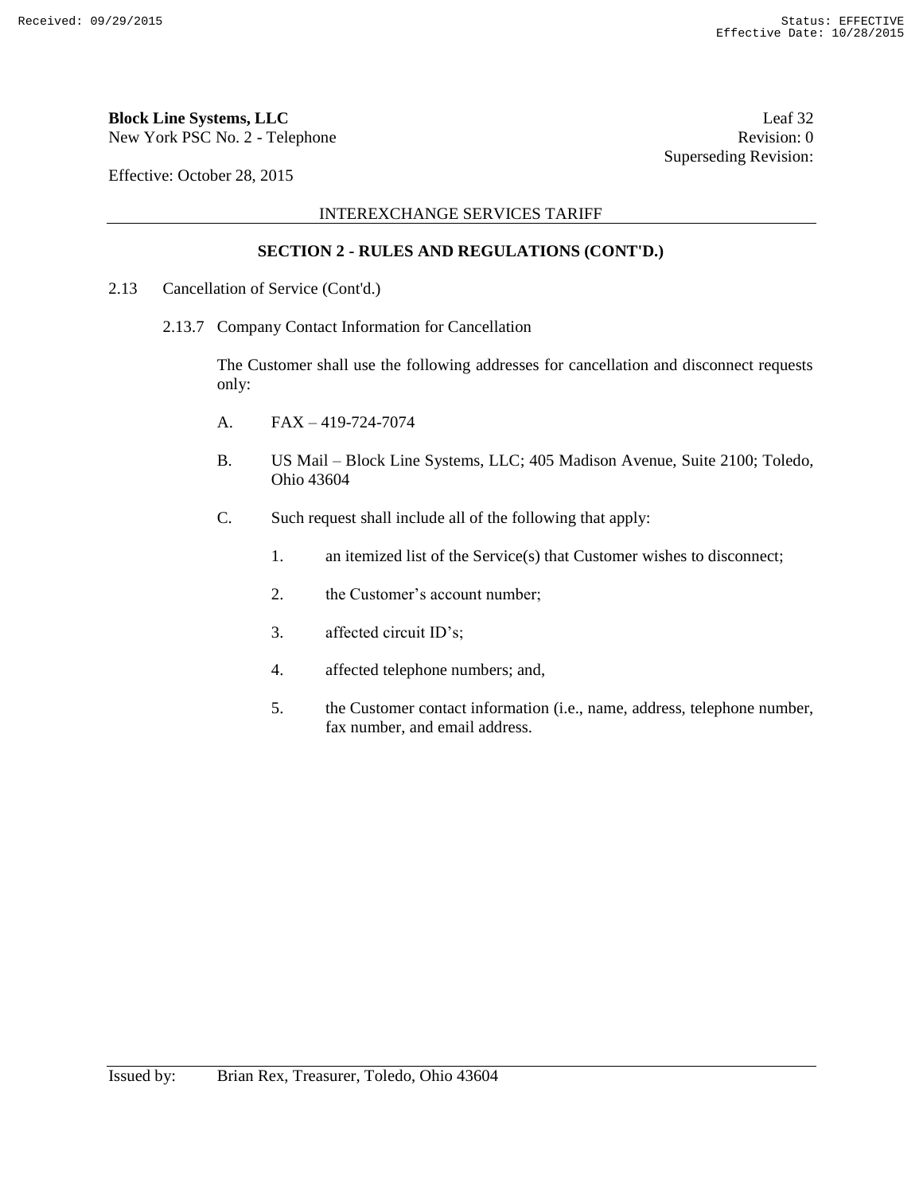**Block Line Systems, LLC** Leaf 32
New York PSC No. 2 - Telephone Revision: 0
Superseding Revision:

Effective: October 28, 2015

INTEREXCHANGE SERVICES TARIFF

## SECTION 2 - RULES AND REGULATIONS (CONT'D.)

2.13 Cancellation of Service (Cont'd.)

2.13.7 Company Contact Information for Cancellation

The Customer shall use the following addresses for cancellation and disconnect requests only:

A. FAX – 419-724-7074

B. US Mail – Block Line Systems, LLC; 405 Madison Avenue, Suite 2100; Toledo, Ohio 43604

C. Such request shall include all of the following that apply:

1. an itemized list of the Service(s) that Customer wishes to disconnect;

2. the Customer's account number;

3. affected circuit ID's;

4. affected telephone numbers; and,

5. the Customer contact information (i.e., name, address, telephone number, fax number, and email address.

Issued by: Brian Rex, Treasurer, Toledo, Ohio 43604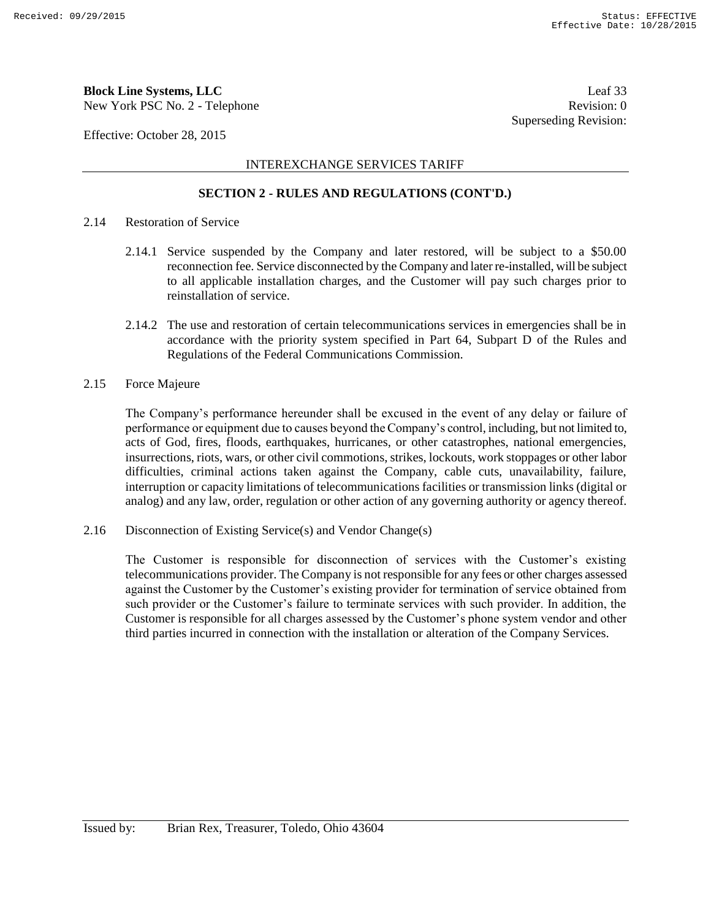## SECTION 2 - RULES AND REGULATIONS (CONT'D.)

2.14 Restoration of Service

2.14.1 Service suspended by the Company and later restored, will be subject to a $50.00 reconnection fee. Service disconnected by the Company and later re-installed, will be subject to all applicable installation charges, and the Customer will pay such charges prior to reinstallation of service.

2.14.2 The use and restoration of certain telecommunications services in emergencies shall be in accordance with the priority system specified in Part 64, Subpart D of the Rules and Regulations of the Federal Communications Commission.

2.15 Force Majeure

The Company's performance hereunder shall be excused in the event of any delay or failure of performance or equipment due to causes beyond the Company's control, including, but not limited to, acts of God, fires, floods, earthquakes, hurricanes, or other catastrophes, national emergencies, insurrections, riots, wars, or other civil commotions, strikes, lockouts, work stoppages or other labor difficulties, criminal actions taken against the Company, cable cuts, unavailability, failure, interruption or capacity limitations of telecommunications facilities or transmission links (digital or analog) and any law, order, regulation or other action of any governing authority or agency thereof.

2.16 Disconnection of Existing Service(s) and Vendor Change(s)

The Customer is responsible for disconnection of services with the Customer's existing telecommunications provider. The Company is not responsible for any fees or other charges assessed against the Customer by the Customer's existing provider for termination of service obtained from such provider or the Customer's failure to terminate services with such provider. In addition, the Customer is responsible for all charges assessed by the Customer's phone system vendor and other third parties incurred in connection with the installation or alteration of the Company Services.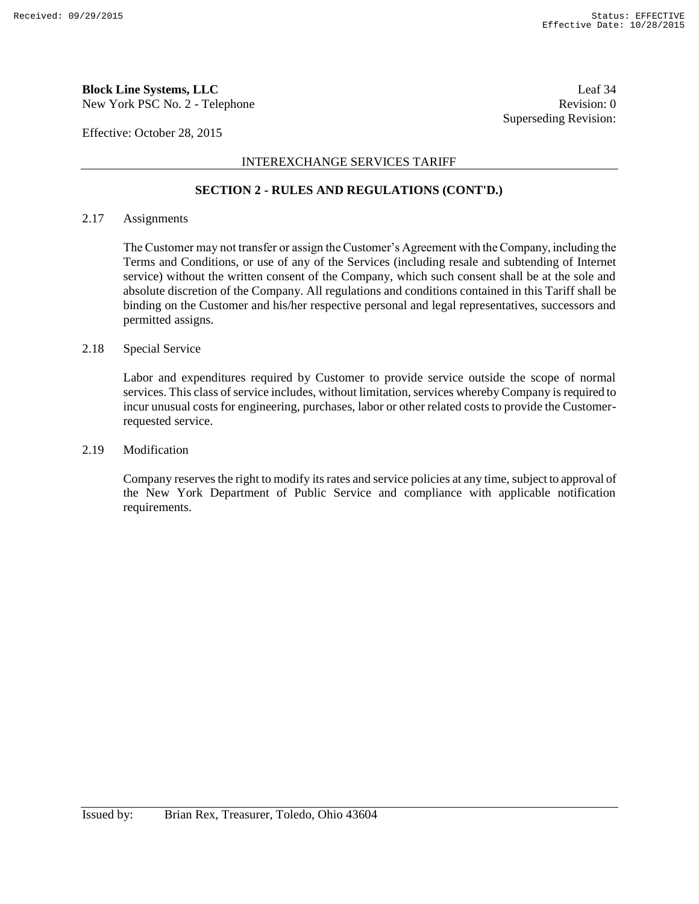## SECTION 2 - RULES AND REGULATIONS (CONT'D.)

### 2.17 Assignments

The Customer may not transfer or assign the Customer's Agreement with the Company, including the Terms and Conditions, or use of any of the Services (including resale and subtending of Internet service) without the written consent of the Company, which such consent shall be at the sole and absolute discretion of the Company. All regulations and conditions contained in this Tariff shall be binding on the Customer and his/her respective personal and legal representatives, successors and permitted assigns.

### 2.18 Special Service

Labor and expenditures required by Customer to provide service outside the scope of normal services. This class of service includes, without limitation, services whereby Company is required to incur unusual costs for engineering, purchases, labor or other related costs to provide the Customer-requested service.

### 2.19 Modification

Company reserves the right to modify its rates and service policies at any time, subject to approval of the New York Department of Public Service and compliance with applicable notification requirements.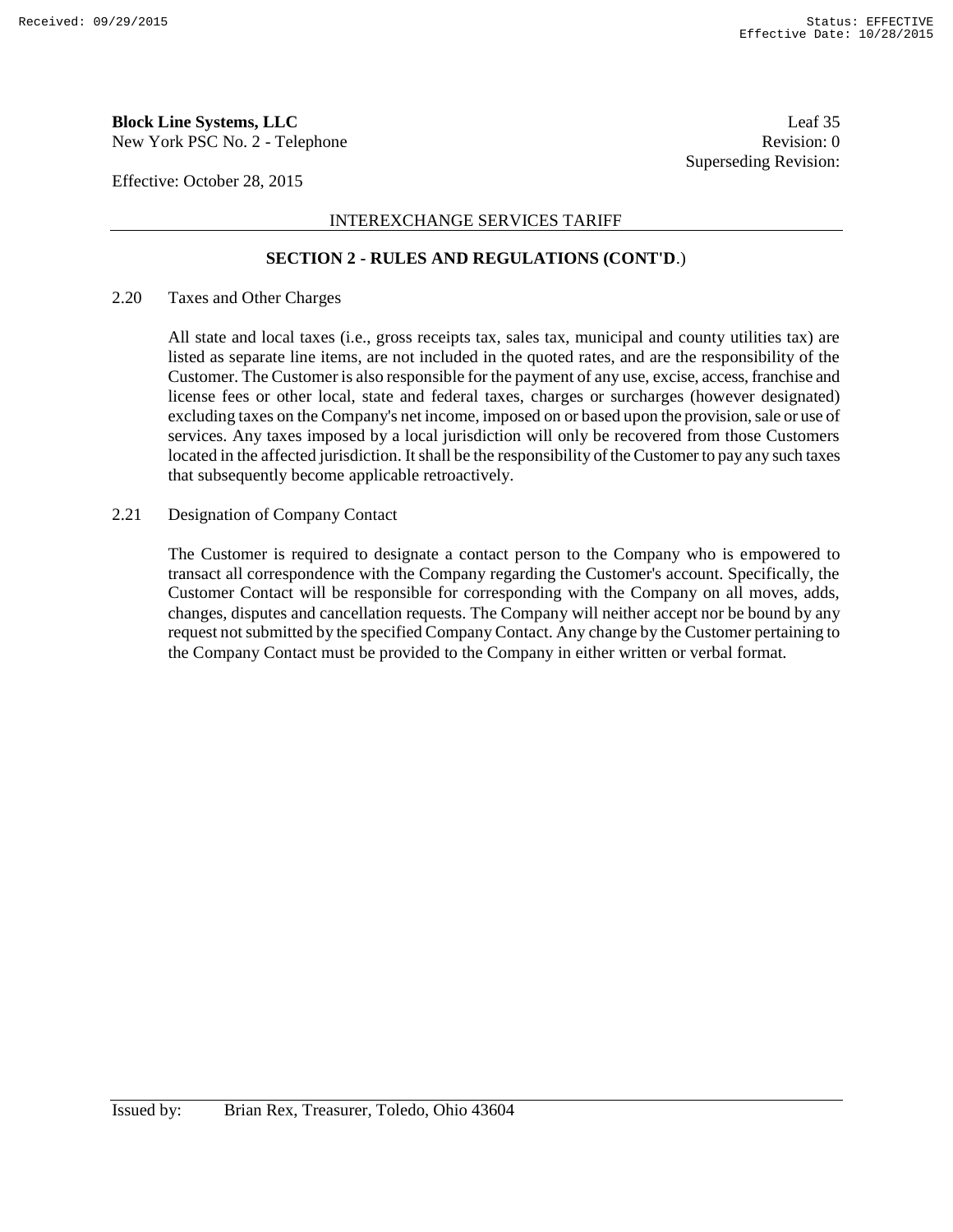## SECTION 2 - RULES AND REGULATIONS (CONT'D.)

2.20 Taxes and Other Charges

All state and local taxes (i.e., gross receipts tax, sales tax, municipal and county utilities tax) are listed as separate line items, are not included in the quoted rates, and are the responsibility of the Customer. The Customer is also responsible for the payment of any use, excise, access, franchise and license fees or other local, state and federal taxes, charges or surcharges (however designated) excluding taxes on the Company's net income, imposed on or based upon the provision, sale or use of services. Any taxes imposed by a local jurisdiction will only be recovered from those Customers located in the affected jurisdiction. It shall be the responsibility of the Customer to pay any such taxes that subsequently become applicable retroactively.

2.21 Designation of Company Contact

The Customer is required to designate a contact person to the Company who is empowered to transact all correspondence with the Company regarding the Customer's account. Specifically, the Customer Contact will be responsible for corresponding with the Company on all moves, adds, changes, disputes and cancellation requests. The Company will neither accept nor be bound by any request not submitted by the specified Company Contact. Any change by the Customer pertaining to the Company Contact must be provided to the Company in either written or verbal format.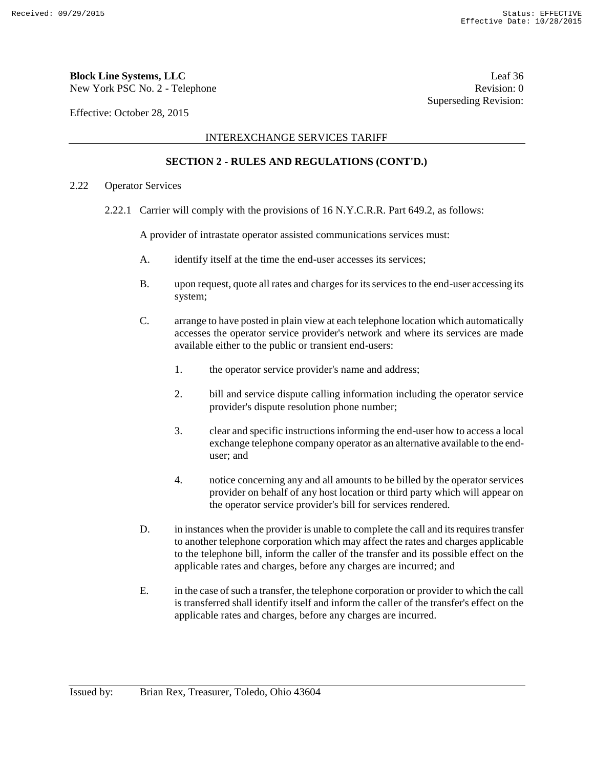**Block Line Systems, LLC**
New York PSC No. 2 - Telephone

Leaf 36
Revision: 0
Superseding Revision:

Effective: October 28, 2015

INTEREXCHANGE SERVICES TARIFF

## SECTION 2 - RULES AND REGULATIONS (CONT'D.)

2.22 Operator Services

2.22.1 Carrier will comply with the provisions of 16 N.Y.C.R.R. Part 649.2, as follows:

A provider of intrastate operator assisted communications services must:

A. identify itself at the time the end-user accesses its services;

B. upon request, quote all rates and charges for its services to the end-user accessing its system;

C. arrange to have posted in plain view at each telephone location which automatically accesses the operator service provider's network and where its services are made available either to the public or transient end-users:

1. the operator service provider's name and address;

2. bill and service dispute calling information including the operator service provider's dispute resolution phone number;

3. clear and specific instructions informing the end-user how to access a local exchange telephone company operator as an alternative available to the end-user; and

4. notice concerning any and all amounts to be billed by the operator services provider on behalf of any host location or third party which will appear on the operator service provider's bill for services rendered.

D. in instances when the provider is unable to complete the call and its requires transfer to another telephone corporation which may affect the rates and charges applicable to the telephone bill, inform the caller of the transfer and its possible effect on the applicable rates and charges, before any charges are incurred; and

E. in the case of such a transfer, the telephone corporation or provider to which the call is transferred shall identify itself and inform the caller of the transfer's effect on the applicable rates and charges, before any charges are incurred.

Issued by: Brian Rex, Treasurer, Toledo, Ohio 43604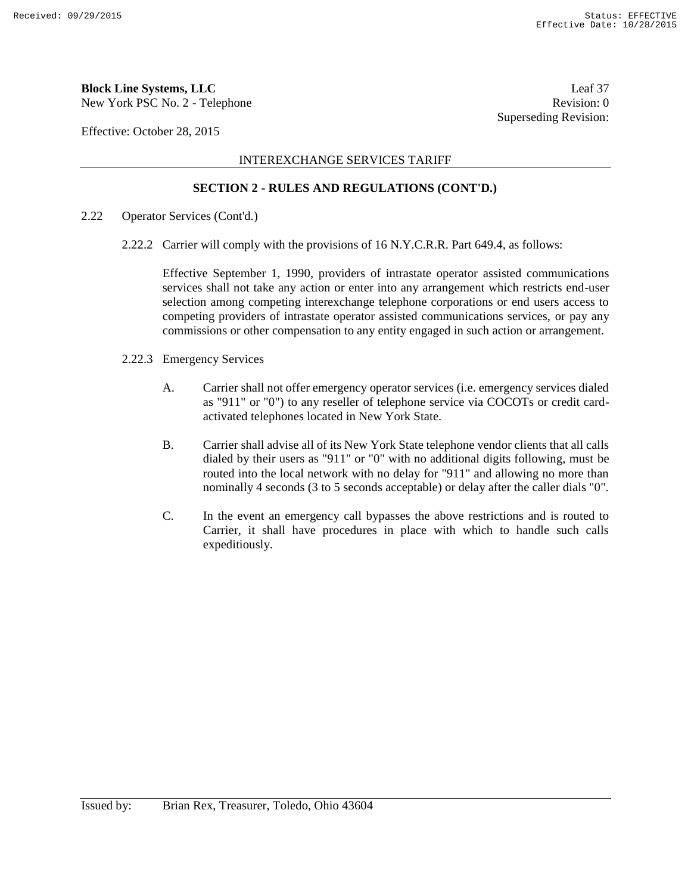## SECTION 2 - RULES AND REGULATIONS (CONT'D.)

2.22 Operator Services (Cont'd.)

2.22.2 Carrier will comply with the provisions of 16 N.Y.C.R.R. Part 649.4, as follows:

Effective September 1, 1990, providers of intrastate operator assisted communications services shall not take any action or enter into any arrangement which restricts end-user selection among competing interexchange telephone corporations or end users access to competing providers of intrastate operator assisted communications services, or pay any commissions or other compensation to any entity engaged in such action or arrangement.

2.22.3 Emergency Services

A. Carrier shall not offer emergency operator services (i.e. emergency services dialed as "911" or "0") to any reseller of telephone service via COCOTs or credit card-activated telephones located in New York State.

B. Carrier shall advise all of its New York State telephone vendor clients that all calls dialed by their users as "911" or "0" with no additional digits following, must be routed into the local network with no delay for "911" and allowing no more than nominally 4 seconds (3 to 5 seconds acceptable) or delay after the caller dials "0".

C. In the event an emergency call bypasses the above restrictions and is routed to Carrier, it shall have procedures in place with which to handle such calls expeditiously.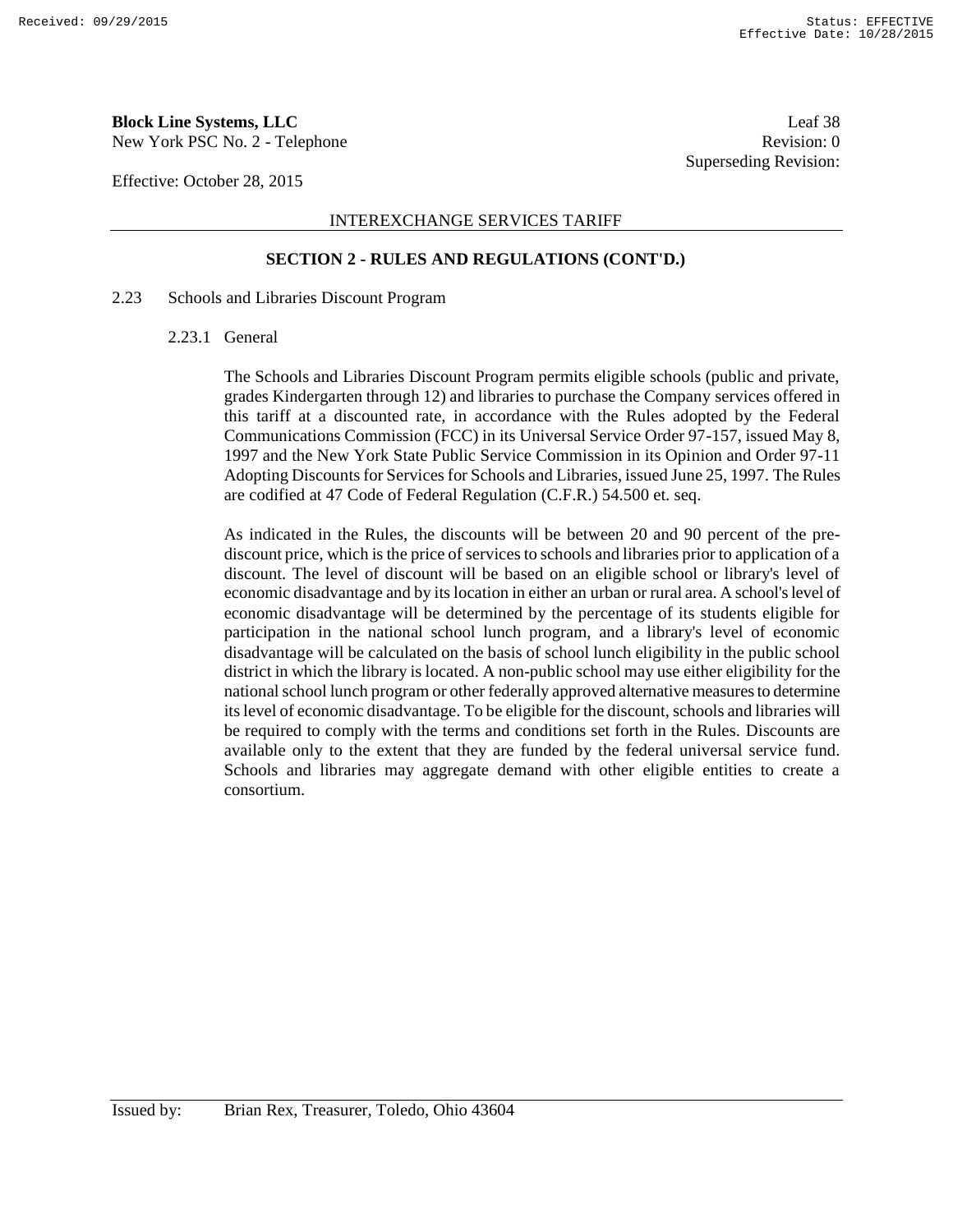**Block Line Systems, LLC**
New York PSC No. 2 - Telephone

Leaf 38
Revision: 0
Superseding Revision:

Effective: October 28, 2015

INTEREXCHANGE SERVICES TARIFF

## SECTION 2 - RULES AND REGULATIONS (CONT'D.)

2.23 Schools and Libraries Discount Program

2.23.1 General

The Schools and Libraries Discount Program permits eligible schools (public and private, grades Kindergarten through 12) and libraries to purchase the Company services offered in this tariff at a discounted rate, in accordance with the Rules adopted by the Federal Communications Commission (FCC) in its Universal Service Order 97-157, issued May 8, 1997 and the New York State Public Service Commission in its Opinion and Order 97-11 Adopting Discounts for Services for Schools and Libraries, issued June 25, 1997. The Rules are codified at 47 Code of Federal Regulation (C.F.R.) 54.500 et. seq.

As indicated in the Rules, the discounts will be between 20 and 90 percent of the pre-discount price, which is the price of services to schools and libraries prior to application of a discount. The level of discount will be based on an eligible school or library's level of economic disadvantage and by its location in either an urban or rural area. A school's level of economic disadvantage will be determined by the percentage of its students eligible for participation in the national school lunch program, and a library's level of economic disadvantage will be calculated on the basis of school lunch eligibility in the public school district in which the library is located. A non-public school may use either eligibility for the national school lunch program or other federally approved alternative measures to determine its level of economic disadvantage. To be eligible for the discount, schools and libraries will be required to comply with the terms and conditions set forth in the Rules. Discounts are available only to the extent that they are funded by the federal universal service fund. Schools and libraries may aggregate demand with other eligible entities to create a consortium.

Issued by: Brian Rex, Treasurer, Toledo, Ohio 43604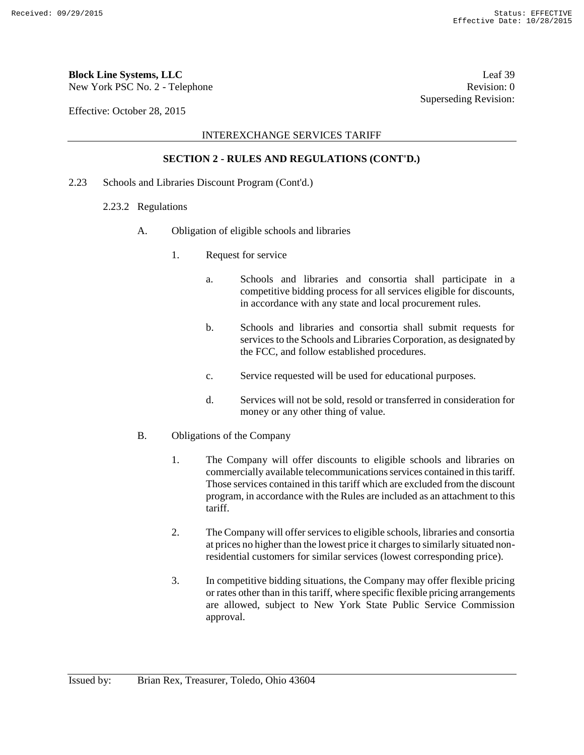## SECTION 2 - RULES AND REGULATIONS (CONT'D.)

2.23 Schools and Libraries Discount Program (Cont'd.)

2.23.2 Regulations

A. Obligation of eligible schools and libraries

1. Request for service

a. Schools and libraries and consortia shall participate in a competitive bidding process for all services eligible for discounts, in accordance with any state and local procurement rules.

b. Schools and libraries and consortia shall submit requests for services to the Schools and Libraries Corporation, as designated by the FCC, and follow established procedures.

c. Service requested will be used for educational purposes.

d. Services will not be sold, resold or transferred in consideration for money or any other thing of value.

B. Obligations of the Company

1. The Company will offer discounts to eligible schools and libraries on commercially available telecommunications services contained in this tariff. Those services contained in this tariff which are excluded from the discount program, in accordance with the Rules are included as an attachment to this tariff.

2. The Company will offer services to eligible schools, libraries and consortia at prices no higher than the lowest price it charges to similarly situated non-residential customers for similar services (lowest corresponding price).

3. In competitive bidding situations, the Company may offer flexible pricing or rates other than in this tariff, where specific flexible pricing arrangements are allowed, subject to New York State Public Service Commission approval.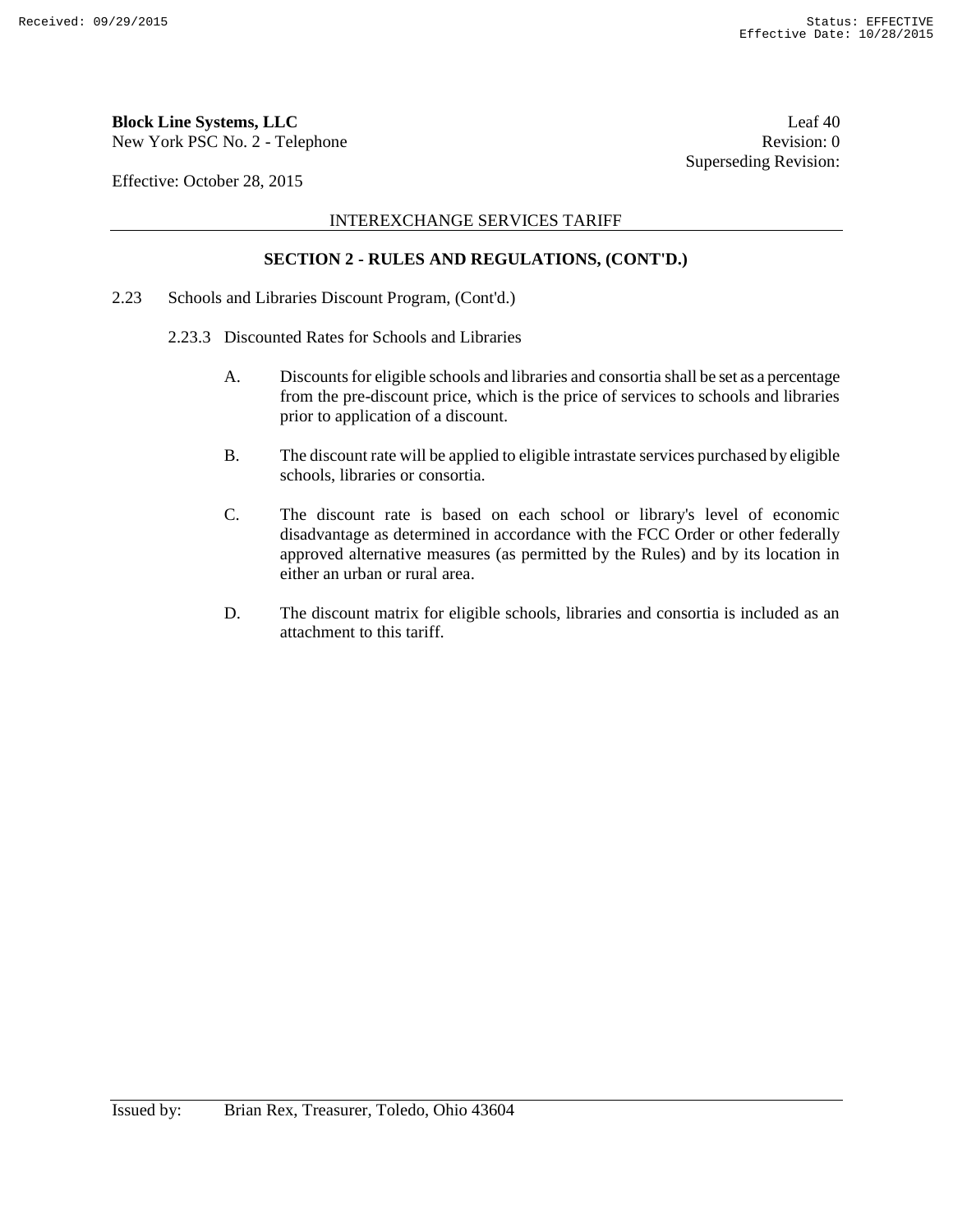**Block Line Systems, LLC**
New York PSC No. 2 - Telephone

Leaf 40
Revision: 0
Superseding Revision:

Effective: October 28, 2015

INTEREXCHANGE SERVICES TARIFF

## SECTION 2 - RULES AND REGULATIONS, (CONT'D.)

2.23 Schools and Libraries Discount Program, (Cont'd.)

2.23.3 Discounted Rates for Schools and Libraries

A. Discounts for eligible schools and libraries and consortia shall be set as a percentage from the pre-discount price, which is the price of services to schools and libraries prior to application of a discount.

B. The discount rate will be applied to eligible intrastate services purchased by eligible schools, libraries or consortia.

C. The discount rate is based on each school or library's level of economic disadvantage as determined in accordance with the FCC Order or other federally approved alternative measures (as permitted by the Rules) and by its location in either an urban or rural area.

D. The discount matrix for eligible schools, libraries and consortia is included as an attachment to this tariff.

Issued by: Brian Rex, Treasurer, Toledo, Ohio 43604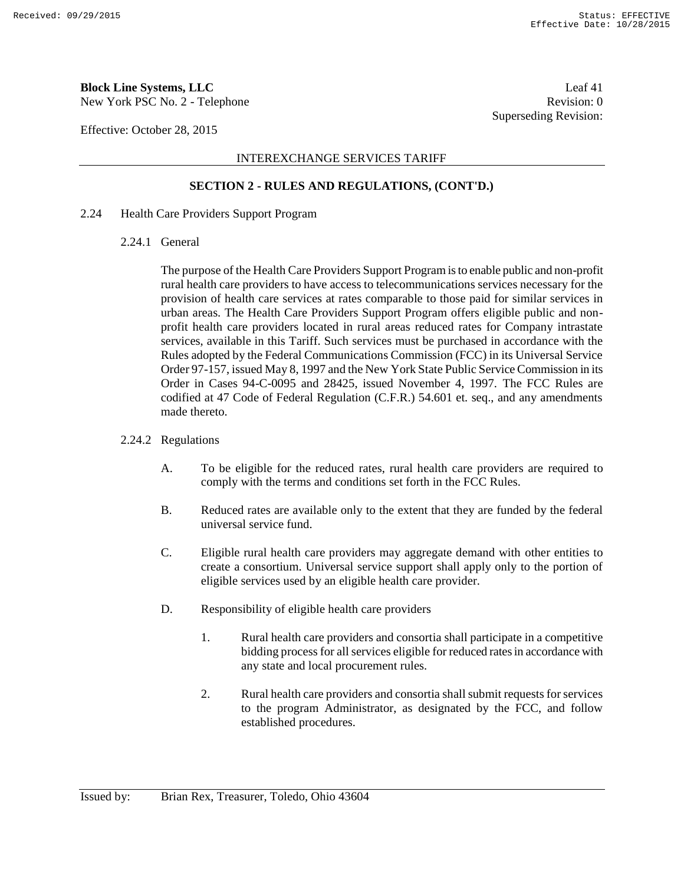**Block Line Systems, LLC**
New York PSC No. 2 - Telephone

Leaf 41
Revision: 0
Superseding Revision:

Effective: October 28, 2015

INTEREXCHANGE SERVICES TARIFF

## SECTION 2 - RULES AND REGULATIONS, (CONT'D.)

2.24 Health Care Providers Support Program

2.24.1 General

The purpose of the Health Care Providers Support Program is to enable public and non-profit rural health care providers to have access to telecommunications services necessary for the provision of health care services at rates comparable to those paid for similar services in urban areas. The Health Care Providers Support Program offers eligible public and non-profit health care providers located in rural areas reduced rates for Company intrastate services, available in this Tariff. Such services must be purchased in accordance with the Rules adopted by the Federal Communications Commission (FCC) in its Universal Service Order 97-157, issued May 8, 1997 and the New York State Public Service Commission in its Order in Cases 94-C-0095 and 28425, issued November 4, 1997. The FCC Rules are codified at 47 Code of Federal Regulation (C.F.R.) 54.601 et. seq., and any amendments made thereto.

2.24.2 Regulations

A. To be eligible for the reduced rates, rural health care providers are required to comply with the terms and conditions set forth in the FCC Rules.

B. Reduced rates are available only to the extent that they are funded by the federal universal service fund.

C. Eligible rural health care providers may aggregate demand with other entities to create a consortium. Universal service support shall apply only to the portion of eligible services used by an eligible health care provider.

D. Responsibility of eligible health care providers

1. Rural health care providers and consortia shall participate in a competitive bidding process for all services eligible for reduced rates in accordance with any state and local procurement rules.

2. Rural health care providers and consortia shall submit requests for services to the program Administrator, as designated by the FCC, and follow established procedures.

Issued by: Brian Rex, Treasurer, Toledo, Ohio 43604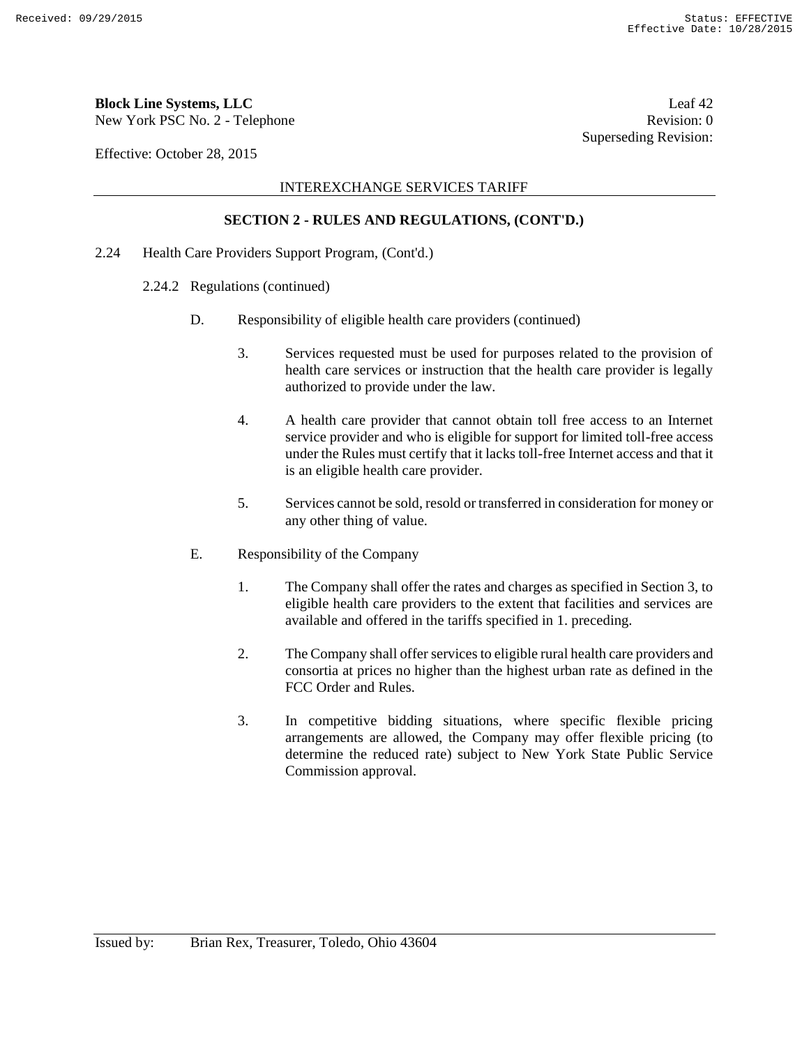**Block Line Systems, LLC** Leaf 42
New York PSC No. 2 - Telephone Revision: 0
Superseding Revision:

Effective: October 28, 2015

INTEREXCHANGE SERVICES TARIFF

## SECTION 2 - RULES AND REGULATIONS, (CONT'D.)

2.24 Health Care Providers Support Program, (Cont'd.)

2.24.2 Regulations (continued)

D. Responsibility of eligible health care providers (continued)

3. Services requested must be used for purposes related to the provision of health care services or instruction that the health care provider is legally authorized to provide under the law.

4. A health care provider that cannot obtain toll free access to an Internet service provider and who is eligible for support for limited toll-free access under the Rules must certify that it lacks toll-free Internet access and that it is an eligible health care provider.

5. Services cannot be sold, resold or transferred in consideration for money or any other thing of value.

E. Responsibility of the Company

1. The Company shall offer the rates and charges as specified in Section 3, to eligible health care providers to the extent that facilities and services are available and offered in the tariffs specified in 1. preceding.

2. The Company shall offer services to eligible rural health care providers and consortia at prices no higher than the highest urban rate as defined in the FCC Order and Rules.

3. In competitive bidding situations, where specific flexible pricing arrangements are allowed, the Company may offer flexible pricing (to determine the reduced rate) subject to New York State Public Service Commission approval.

Issued by: Brian Rex, Treasurer, Toledo, Ohio 43604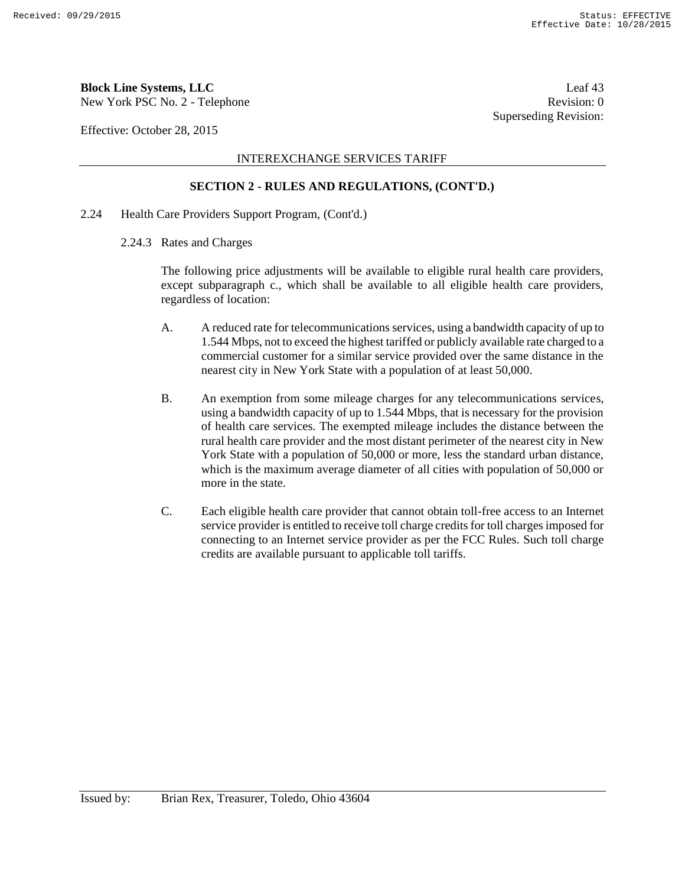**Block Line Systems, LLC** Leaf 43
New York PSC No. 2 - Telephone Revision: 0
Superseding Revision:

Effective: October 28, 2015

INTEREXCHANGE SERVICES TARIFF

## SECTION 2 - RULES AND REGULATIONS, (CONT'D.)

2.24 Health Care Providers Support Program, (Cont'd.)

2.24.3 Rates and Charges

The following price adjustments will be available to eligible rural health care providers, except subparagraph c., which shall be available to all eligible health care providers, regardless of location:

A. A reduced rate for telecommunications services, using a bandwidth capacity of up to 1.544 Mbps, not to exceed the highest tariffed or publicly available rate charged to a commercial customer for a similar service provided over the same distance in the nearest city in New York State with a population of at least 50,000.

B. An exemption from some mileage charges for any telecommunications services, using a bandwidth capacity of up to 1.544 Mbps, that is necessary for the provision of health care services. The exempted mileage includes the distance between the rural health care provider and the most distant perimeter of the nearest city in New York State with a population of 50,000 or more, less the standard urban distance, which is the maximum average diameter of all cities with population of 50,000 or more in the state.

C. Each eligible health care provider that cannot obtain toll-free access to an Internet service provider is entitled to receive toll charge credits for toll charges imposed for connecting to an Internet service provider as per the FCC Rules. Such toll charge credits are available pursuant to applicable toll tariffs.

Issued by: Brian Rex, Treasurer, Toledo, Ohio 43604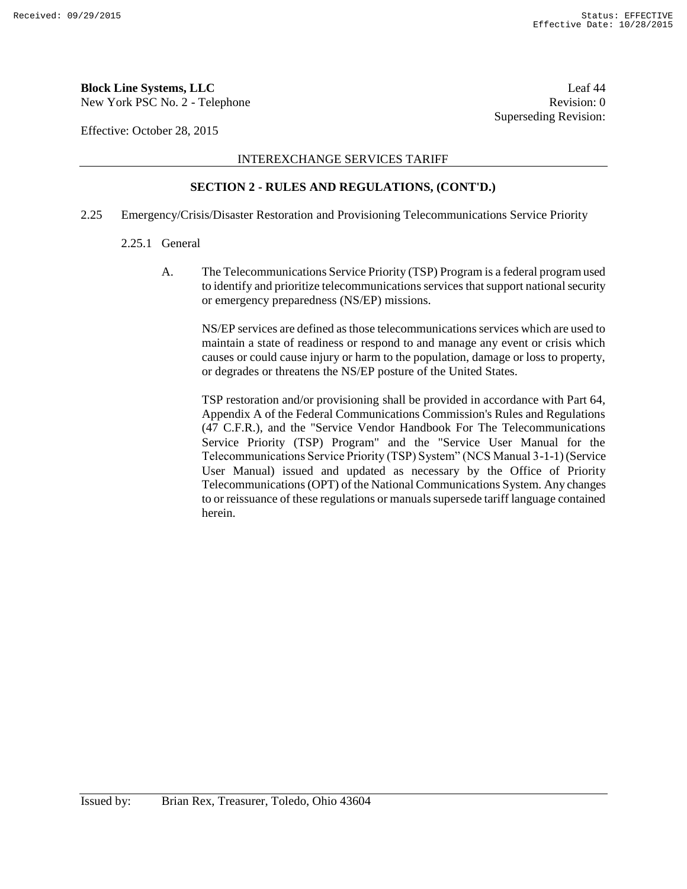**SECTION 2 - RULES AND REGULATIONS, (CONT'D.)**

2.25 Emergency/Crisis/Disaster Restoration and Provisioning Telecommunications Service Priority

2.25.1 General

A. The Telecommunications Service Priority (TSP) Program is a federal program used to identify and prioritize telecommunications services that support national security or emergency preparedness (NS/EP) missions.

NS/EP services are defined as those telecommunications services which are used to maintain a state of readiness or respond to and manage any event or crisis which causes or could cause injury or harm to the population, damage or loss to property, or degrades or threatens the NS/EP posture of the United States.

TSP restoration and/or provisioning shall be provided in accordance with Part 64, Appendix A of the Federal Communications Commission's Rules and Regulations (47 C.F.R.), and the "Service Vendor Handbook For The Telecommunications Service Priority (TSP) Program" and the "Service User Manual for the Telecommunications Service Priority (TSP) System" (NCS Manual 3-1-1) (Service User Manual) issued and updated as necessary by the Office of Priority Telecommunications (OPT) of the National Communications System. Any changes to or reissuance of these regulations or manuals supersede tariff language contained herein.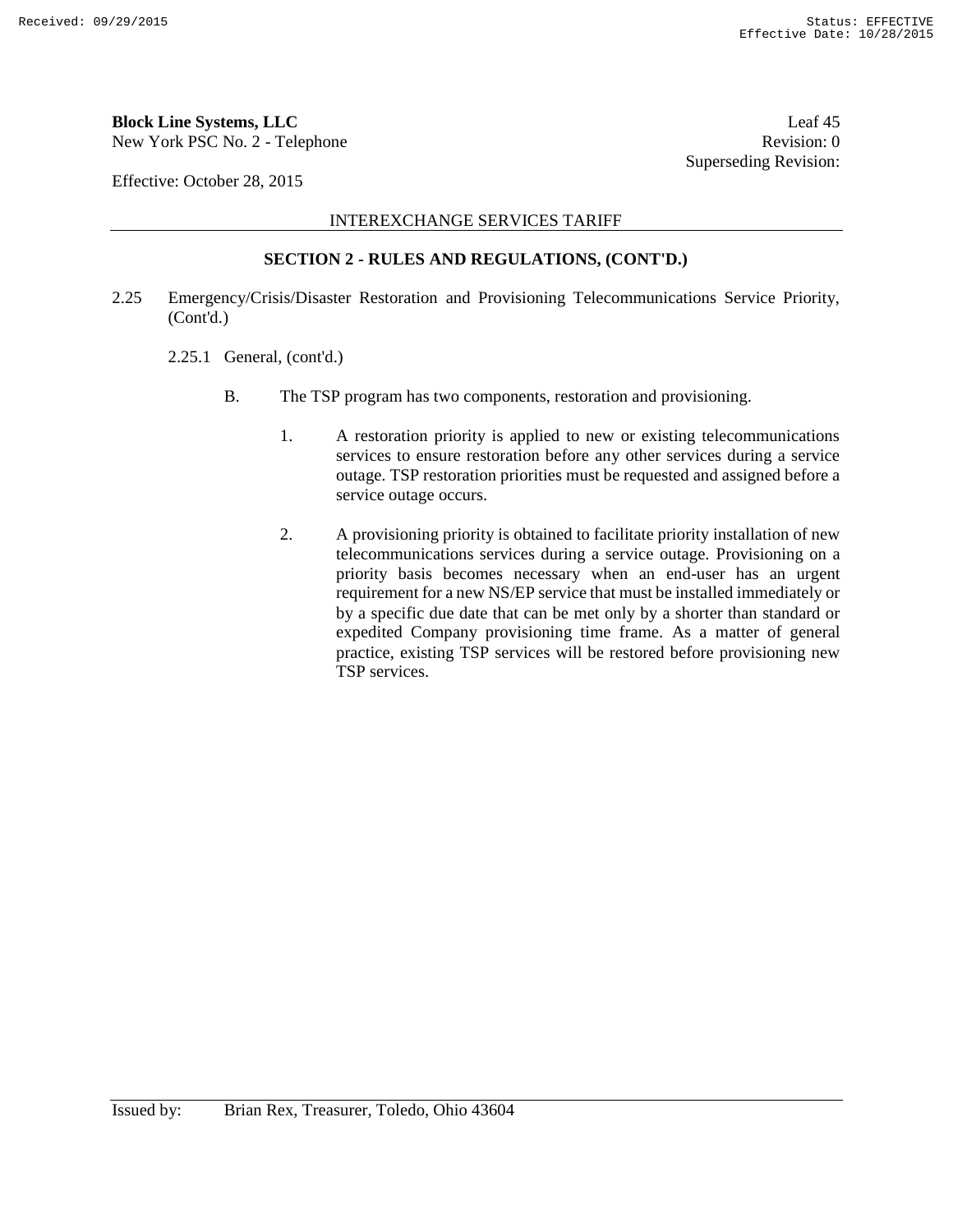**Block Line Systems, LLC**
New York PSC No. 2 - Telephone

Leaf 45
Revision: 0
Superseding Revision:

Effective: October 28, 2015

INTEREXCHANGE SERVICES TARIFF

**SECTION 2 - RULES AND REGULATIONS, (CONT'D.)**

2.25 Emergency/Crisis/Disaster Restoration and Provisioning Telecommunications Service Priority, (Cont'd.)

2.25.1 General, (cont'd.)

B. The TSP program has two components, restoration and provisioning.

1. A restoration priority is applied to new or existing telecommunications services to ensure restoration before any other services during a service outage. TSP restoration priorities must be requested and assigned before a service outage occurs.

2. A provisioning priority is obtained to facilitate priority installation of new telecommunications services during a service outage. Provisioning on a priority basis becomes necessary when an end-user has an urgent requirement for a new NS/EP service that must be installed immediately or by a specific due date that can be met only by a shorter than standard or expedited Company provisioning time frame. As a matter of general practice, existing TSP services will be restored before provisioning new TSP services.

Issued by: Brian Rex, Treasurer, Toledo, Ohio 43604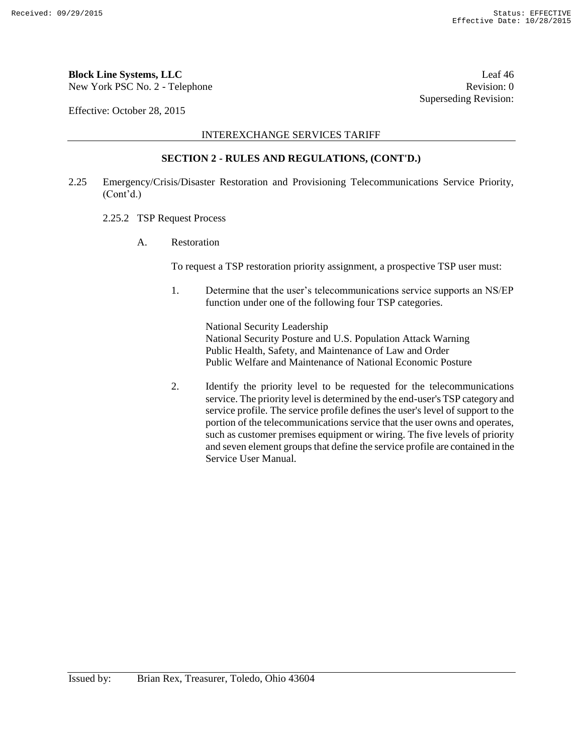**Block Line Systems, LLC** Leaf 46
New York PSC No. 2 - Telephone Revision: 0
Superseding Revision:

Effective: October 28, 2015

INTEREXCHANGE SERVICES TARIFF

## SECTION 2 - RULES AND REGULATIONS, (CONT'D.)

2.25 Emergency/Crisis/Disaster Restoration and Provisioning Telecommunications Service Priority, (Cont'd.)

2.25.2 TSP Request Process

A. Restoration

To request a TSP restoration priority assignment, a prospective TSP user must:

1. Determine that the user's telecommunications service supports an NS/EP function under one of the following four TSP categories.

   National Security Leadership
   National Security Posture and U.S. Population Attack Warning
   Public Health, Safety, and Maintenance of Law and Order
   Public Welfare and Maintenance of National Economic Posture

2. Identify the priority level to be requested for the telecommunications service. The priority level is determined by the end-user's TSP category and service profile. The service profile defines the user's level of support to the portion of the telecommunications service that the user owns and operates, such as customer premises equipment or wiring. The five levels of priority and seven element groups that define the service profile are contained in the Service User Manual.

Issued by: Brian Rex, Treasurer, Toledo, Ohio 43604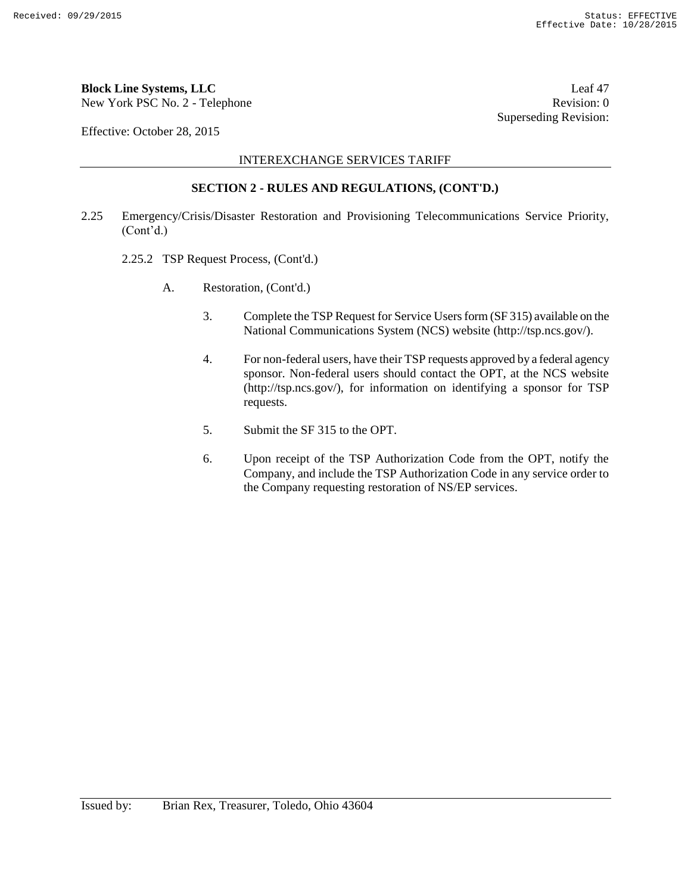INTEREXCHANGE SERVICES TARIFF

**SECTION 2 - RULES AND REGULATIONS, (CONT'D.)**

2.25 Emergency/Crisis/Disaster Restoration and Provisioning Telecommunications Service Priority, (Cont'd.)

2.25.2 TSP Request Process, (Cont'd.)

A. Restoration, (Cont'd.)

3. Complete the TSP Request for Service Users form (SF 315) available on the National Communications System (NCS) website (http://tsp.ncs.gov/).

4. For non-federal users, have their TSP requests approved by a federal agency sponsor. Non-federal users should contact the OPT, at the NCS website (http://tsp.ncs.gov/), for information on identifying a sponsor for TSP requests.

5. Submit the SF 315 to the OPT.

6. Upon receipt of the TSP Authorization Code from the OPT, notify the Company, and include the TSP Authorization Code in any service order to the Company requesting restoration of NS/EP services.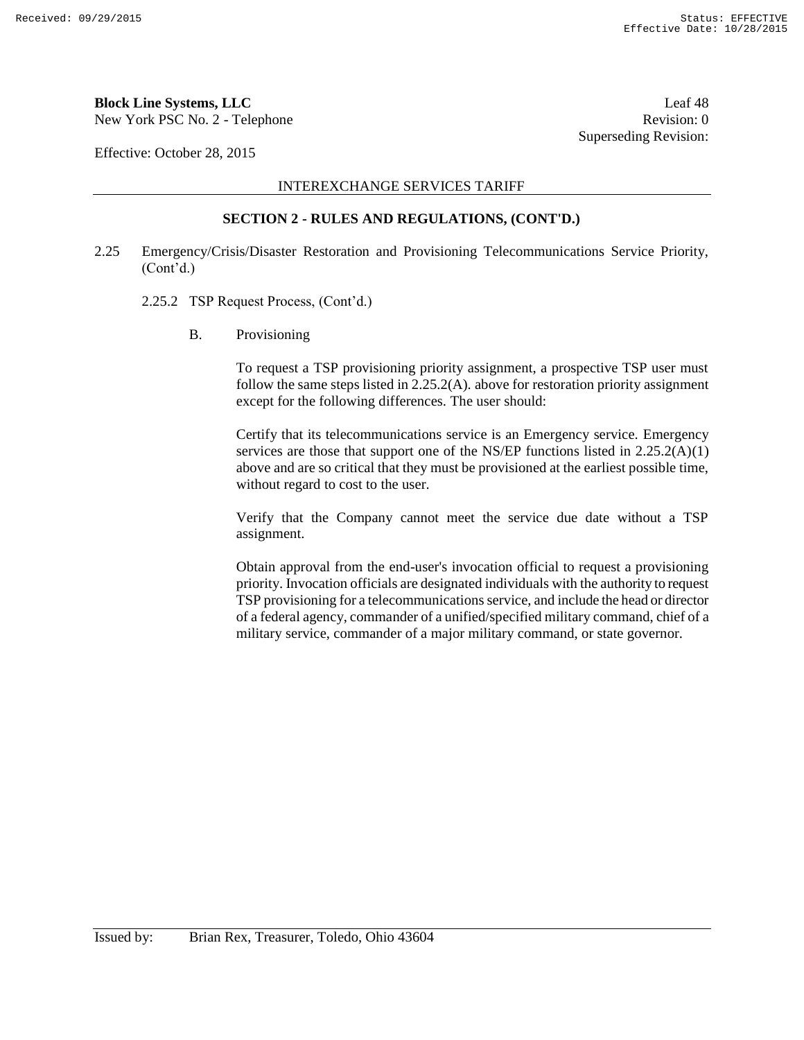**Block Line Systems, LLC**
New York PSC No. 2 - Telephone

Leaf 48
Revision: 0
Superseding Revision:

Effective: October 28, 2015

INTEREXCHANGE SERVICES TARIFF

## SECTION 2 - RULES AND REGULATIONS, (CONT'D.)

2.25 Emergency/Crisis/Disaster Restoration and Provisioning Telecommunications Service Priority, (Cont'd.)

2.25.2 TSP Request Process, (Cont'd.)

B. Provisioning

To request a TSP provisioning priority assignment, a prospective TSP user must follow the same steps listed in 2.25.2(A). above for restoration priority assignment except for the following differences. The user should:

Certify that its telecommunications service is an Emergency service. Emergency services are those that support one of the NS/EP functions listed in 2.25.2(A)(1) above and are so critical that they must be provisioned at the earliest possible time, without regard to cost to the user.

Verify that the Company cannot meet the service due date without a TSP assignment.

Obtain approval from the end-user's invocation official to request a provisioning priority. Invocation officials are designated individuals with the authority to request TSP provisioning for a telecommunications service, and include the head or director of a federal agency, commander of a unified/specified military command, chief of a military service, commander of a major military command, or state governor.

Issued by: Brian Rex, Treasurer, Toledo, Ohio 43604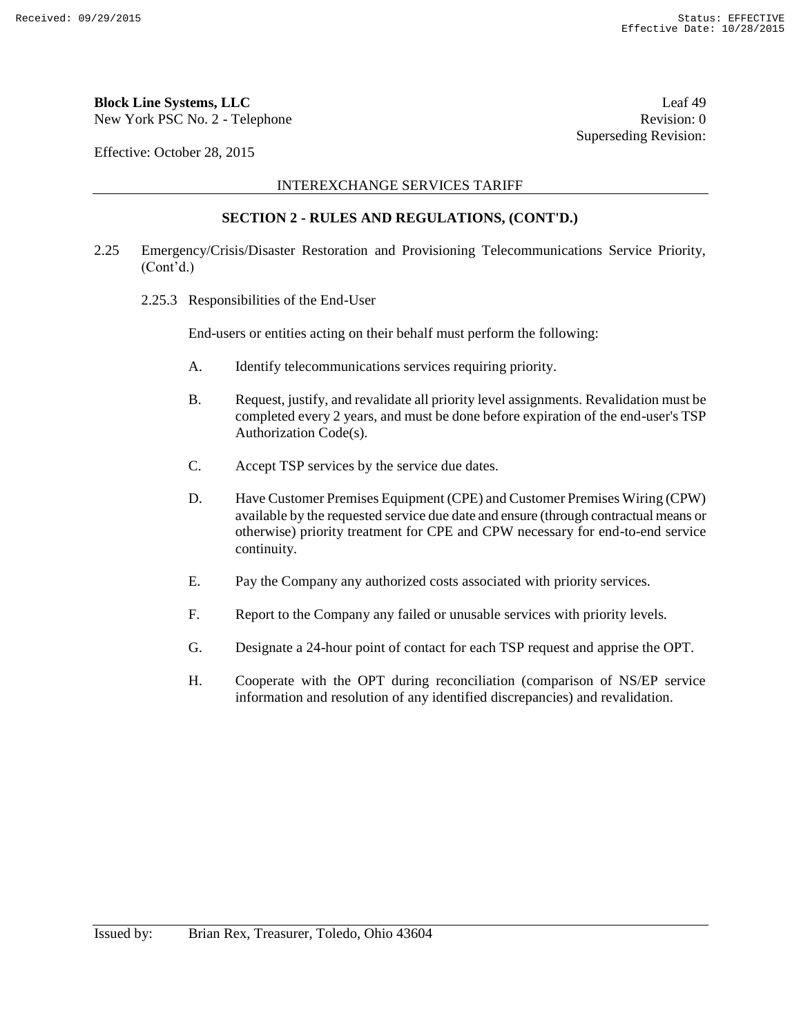**Block Line Systems, LLC**
New York PSC No. 2 - Telephone

Leaf 49
Revision: 0
Superseding Revision:

Effective: October 28, 2015

INTEREXCHANGE SERVICES TARIFF

## SECTION 2 - RULES AND REGULATIONS, (CONT'D.)

2.25 Emergency/Crisis/Disaster Restoration and Provisioning Telecommunications Service Priority, (Cont'd.)

2.25.3 Responsibilities of the End-User

End-users or entities acting on their behalf must perform the following:

A. Identify telecommunications services requiring priority.

B. Request, justify, and revalidate all priority level assignments. Revalidation must be completed every 2 years, and must be done before expiration of the end-user's TSP Authorization Code(s).

C. Accept TSP services by the service due dates.

D. Have Customer Premises Equipment (CPE) and Customer Premises Wiring (CPW) available by the requested service due date and ensure (through contractual means or otherwise) priority treatment for CPE and CPW necessary for end-to-end service continuity.

E. Pay the Company any authorized costs associated with priority services.

F. Report to the Company any failed or unusable services with priority levels.

G. Designate a 24-hour point of contact for each TSP request and apprise the OPT.

H. Cooperate with the OPT during reconciliation (comparison of NS/EP service information and resolution of any identified discrepancies) and revalidation.

Issued by: Brian Rex, Treasurer, Toledo, Ohio 43604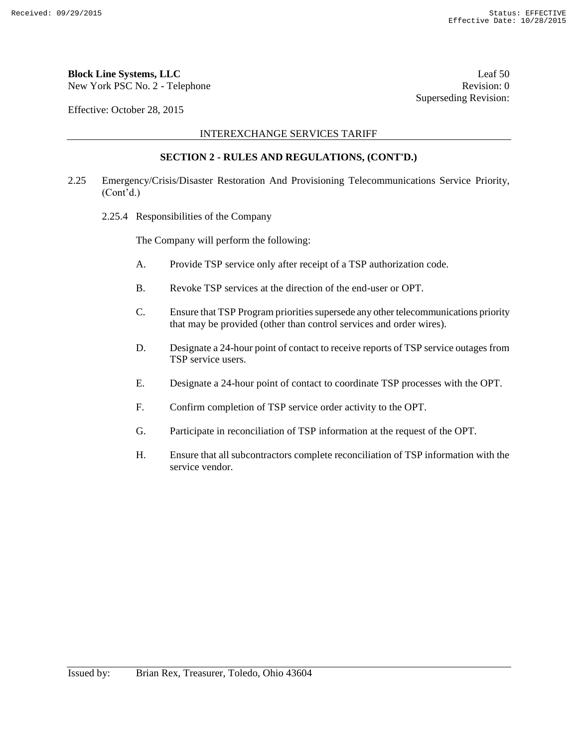**Block Line Systems, LLC** Leaf 50
New York PSC No. 2 - Telephone Revision: 0
Superseding Revision:

Effective: October 28, 2015

INTEREXCHANGE SERVICES TARIFF

**SECTION 2 - RULES AND REGULATIONS, (CONT'D.)**

2.25 Emergency/Crisis/Disaster Restoration And Provisioning Telecommunications Service Priority, (Cont'd.)

2.25.4 Responsibilities of the Company

The Company will perform the following:

A. Provide TSP service only after receipt of a TSP authorization code.

B. Revoke TSP services at the direction of the end-user or OPT.

C. Ensure that TSP Program priorities supersede any other telecommunications priority that may be provided (other than control services and order wires).

D. Designate a 24-hour point of contact to receive reports of TSP service outages from TSP service users.

E. Designate a 24-hour point of contact to coordinate TSP processes with the OPT.

F. Confirm completion of TSP service order activity to the OPT.

G. Participate in reconciliation of TSP information at the request of the OPT.

H. Ensure that all subcontractors complete reconciliation of TSP information with the service vendor.

Issued by: Brian Rex, Treasurer, Toledo, Ohio 43604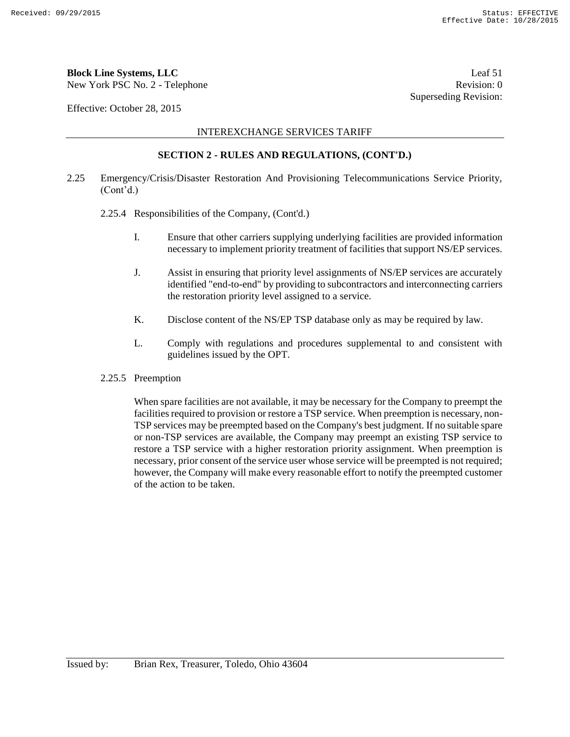**Block Line Systems, LLC** Leaf 51
New York PSC No. 2 - Telephone Revision: 0
Superseding Revision:

Effective: October 28, 2015

INTEREXCHANGE SERVICES TARIFF

## SECTION 2 - RULES AND REGULATIONS, (CONT'D.)

2.25 Emergency/Crisis/Disaster Restoration And Provisioning Telecommunications Service Priority, (Cont'd.)

2.25.4 Responsibilities of the Company, (Cont'd.)

I. Ensure that other carriers supplying underlying facilities are provided information necessary to implement priority treatment of facilities that support NS/EP services.

J. Assist in ensuring that priority level assignments of NS/EP services are accurately identified "end-to-end" by providing to subcontractors and interconnecting carriers the restoration priority level assigned to a service.

K. Disclose content of the NS/EP TSP database only as may be required by law.

L. Comply with regulations and procedures supplemental to and consistent with guidelines issued by the OPT.

2.25.5 Preemption

When spare facilities are not available, it may be necessary for the Company to preempt the facilities required to provision or restore a TSP service. When preemption is necessary, non-TSP services may be preempted based on the Company's best judgment. If no suitable spare or non-TSP services are available, the Company may preempt an existing TSP service to restore a TSP service with a higher restoration priority assignment. When preemption is necessary, prior consent of the service user whose service will be preempted is not required; however, the Company will make every reasonable effort to notify the preempted customer of the action to be taken.

Issued by: Brian Rex, Treasurer, Toledo, Ohio 43604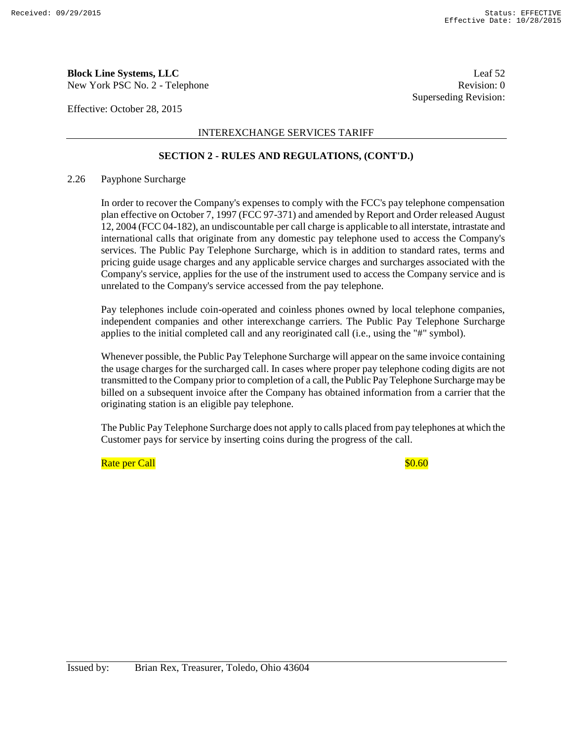**Block Line Systems, LLC**
New York PSC No. 2 - Telephone

Leaf 52
Revision: 0
Superseding Revision:

Effective: October 28, 2015

INTEREXCHANGE SERVICES TARIFF

## SECTION 2 - RULES AND REGULATIONS, (CONT'D.)

2.26 Payphone Surcharge

In order to recover the Company's expenses to comply with the FCC's pay telephone compensation plan effective on October 7, 1997 (FCC 97-371) and amended by Report and Order released August 12, 2004 (FCC 04-182), an undiscountable per call charge is applicable to all interstate, intrastate and international calls that originate from any domestic pay telephone used to access the Company's services. The Public Pay Telephone Surcharge, which is in addition to standard rates, terms and pricing guide usage charges and any applicable service charges and surcharges associated with the Company's service, applies for the use of the instrument used to access the Company service and is unrelated to the Company's service accessed from the pay telephone.

Pay telephones include coin-operated and coinless phones owned by local telephone companies, independent companies and other interexchange carriers. The Public Pay Telephone Surcharge applies to the initial completed call and any reoriginated call (i.e., using the "#" symbol).

Whenever possible, the Public Pay Telephone Surcharge will appear on the same invoice containing the usage charges for the surcharged call. In cases where proper pay telephone coding digits are not transmitted to the Company prior to completion of a call, the Public Pay Telephone Surcharge may be billed on a subsequent invoice after the Company has obtained information from a carrier that the originating station is an eligible pay telephone.

The Public Pay Telephone Surcharge does not apply to calls placed from pay telephones at which the Customer pays for service by inserting coins during the progress of the call.

Rate per Call $0.60

Issued by: Brian Rex, Treasurer, Toledo, Ohio 43604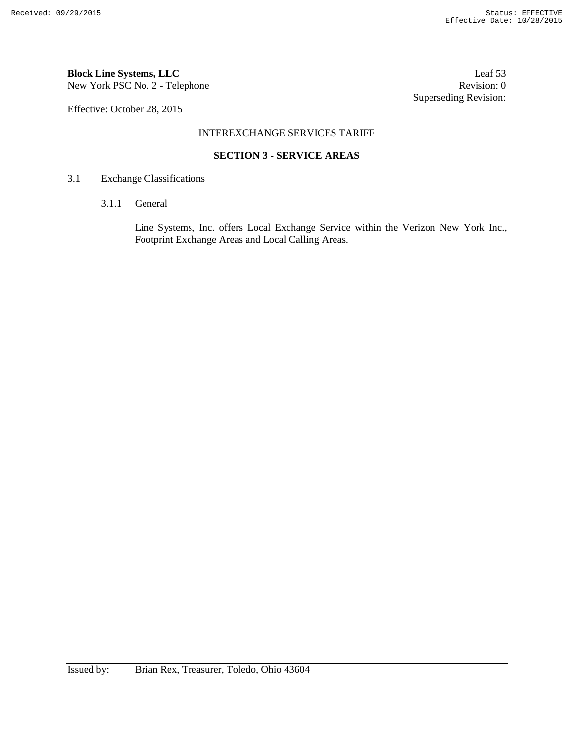**Block Line Systems, LLC** Leaf 53
New York PSC No. 2 - Telephone Revision: 0
Superseding Revision:

Effective: October 28, 2015

INTEREXCHANGE SERVICES TARIFF

## SECTION 3 - SERVICE AREAS

3.1 Exchange Classifications

3.1.1 General

Line Systems, Inc. offers Local Exchange Service within the Verizon New York Inc., Footprint Exchange Areas and Local Calling Areas.

Issued by: Brian Rex, Treasurer, Toledo, Ohio 43604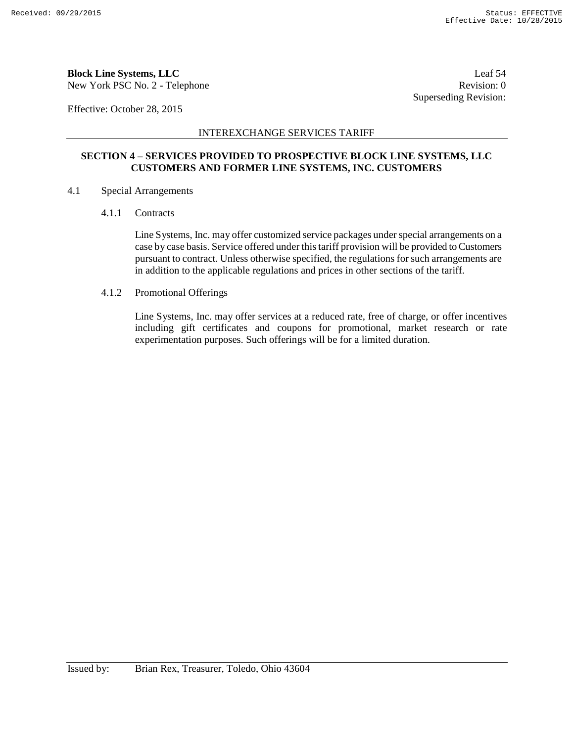**Block Line Systems, LLC**
New York PSC No. 2 - Telephone

Leaf 54
Revision: 0
Superseding Revision:

Effective: October 28, 2015

INTEREXCHANGE SERVICES TARIFF

## SECTION 4 – SERVICES PROVIDED TO PROSPECTIVE BLOCK LINE SYSTEMS, LLC CUSTOMERS AND FORMER LINE SYSTEMS, INC. CUSTOMERS

4.1 Special Arrangements

4.1.1 Contracts

Line Systems, Inc. may offer customized service packages under special arrangements on a case by case basis. Service offered under this tariff provision will be provided to Customers pursuant to contract. Unless otherwise specified, the regulations for such arrangements are in addition to the applicable regulations and prices in other sections of the tariff.

4.1.2 Promotional Offerings

Line Systems, Inc. may offer services at a reduced rate, free of charge, or offer incentives including gift certificates and coupons for promotional, market research or rate experimentation purposes. Such offerings will be for a limited duration.

Issued by: Brian Rex, Treasurer, Toledo, Ohio 43604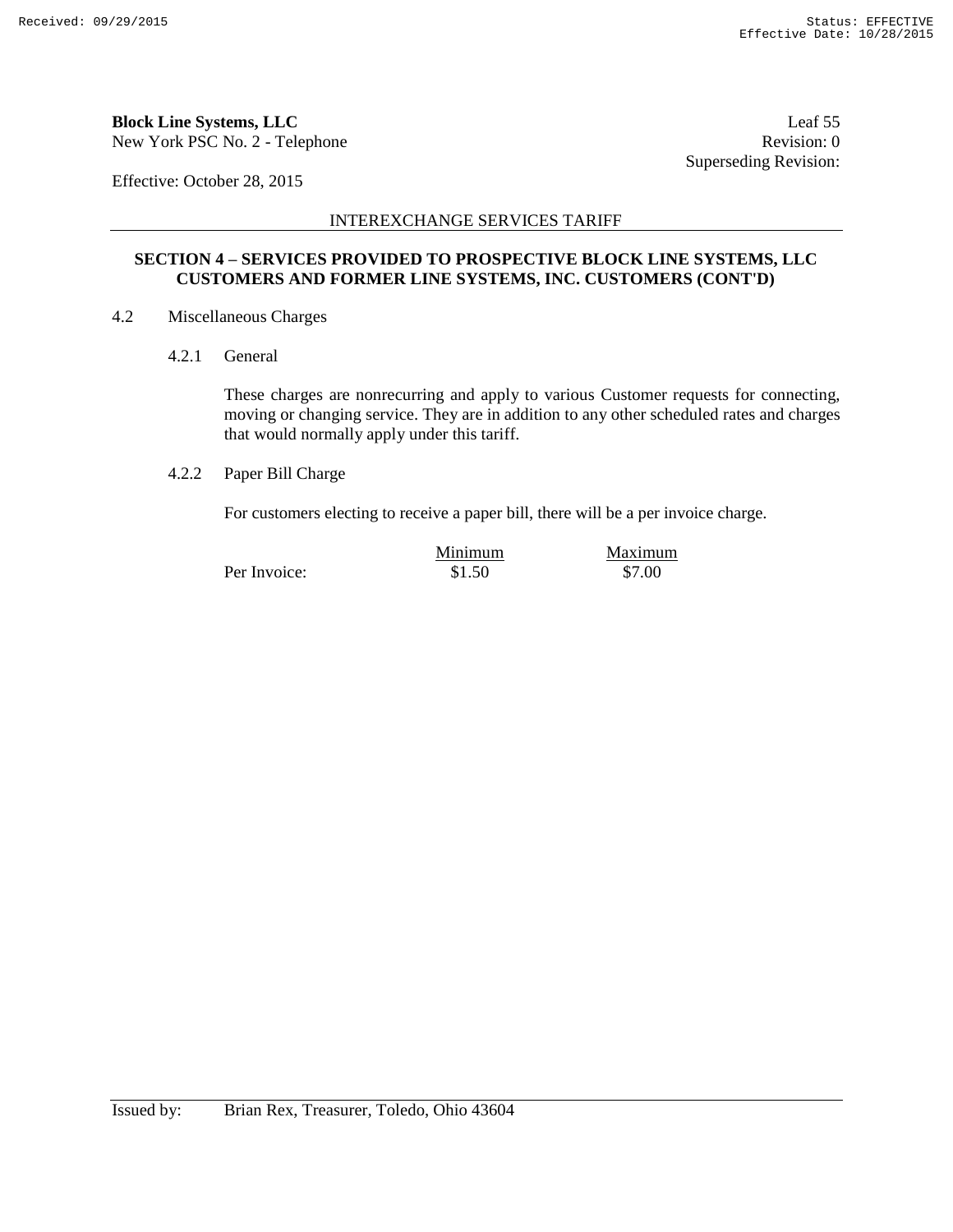**Block Line Systems, LLC**
New York PSC No. 2 - Telephone

Leaf 55
Revision: 0
Superseding Revision:

Effective: October 28, 2015

INTEREXCHANGE SERVICES TARIFF

**SECTION 4 – SERVICES PROVIDED TO PROSPECTIVE BLOCK LINE SYSTEMS, LLC CUSTOMERS AND FORMER LINE SYSTEMS, INC. CUSTOMERS (CONT'D)**

4.2 Miscellaneous Charges

4.2.1 General

These charges are nonrecurring and apply to various Customer requests for connecting, moving or changing service. They are in addition to any other scheduled rates and charges that would normally apply under this tariff.

4.2.2 Paper Bill Charge

For customers electing to receive a paper bill, there will be a per invoice charge.

| | Minimum | Maximum |
|---|---|---|
| Per Invoice: | $1.50 | $7.00 |

Issued by: Brian Rex, Treasurer, Toledo, Ohio 43604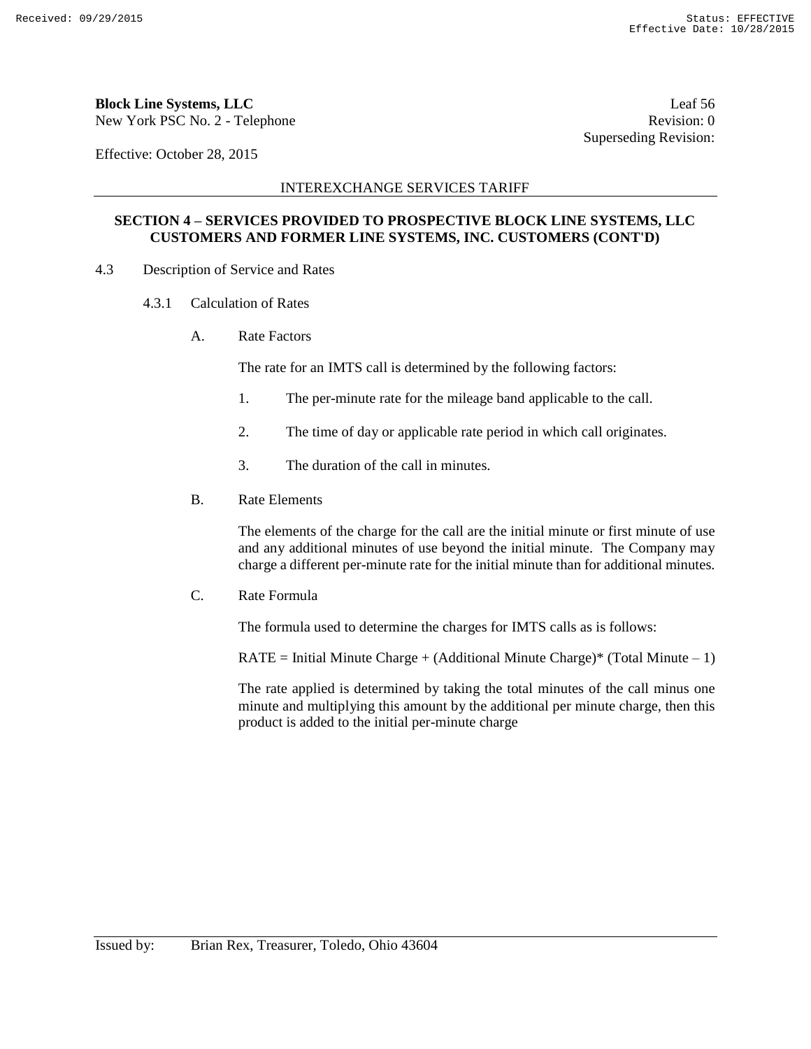**Block Line Systems, LLC**
New York PSC No. 2 - Telephone

Leaf 56
Revision: 0
Superseding Revision:

Effective: October 28, 2015

INTEREXCHANGE SERVICES TARIFF

**SECTION 4 – SERVICES PROVIDED TO PROSPECTIVE BLOCK LINE SYSTEMS, LLC CUSTOMERS AND FORMER LINE SYSTEMS, INC. CUSTOMERS (CONT'D)**

4.3 Description of Service and Rates

4.3.1 Calculation of Rates

A. Rate Factors

The rate for an IMTS call is determined by the following factors:

1. The per-minute rate for the mileage band applicable to the call.

2. The time of day or applicable rate period in which call originates.

3. The duration of the call in minutes.

B. Rate Elements

The elements of the charge for the call are the initial minute or first minute of use and any additional minutes of use beyond the initial minute. The Company may charge a different per-minute rate for the initial minute than for additional minutes.

C. Rate Formula

The formula used to determine the charges for IMTS calls as is follows:

RATE = Initial Minute Charge + (Additional Minute Charge)* (Total Minute – 1)

The rate applied is determined by taking the total minutes of the call minus one minute and multiplying this amount by the additional per minute charge, then this product is added to the initial per-minute charge

Issued by: Brian Rex, Treasurer, Toledo, Ohio 43604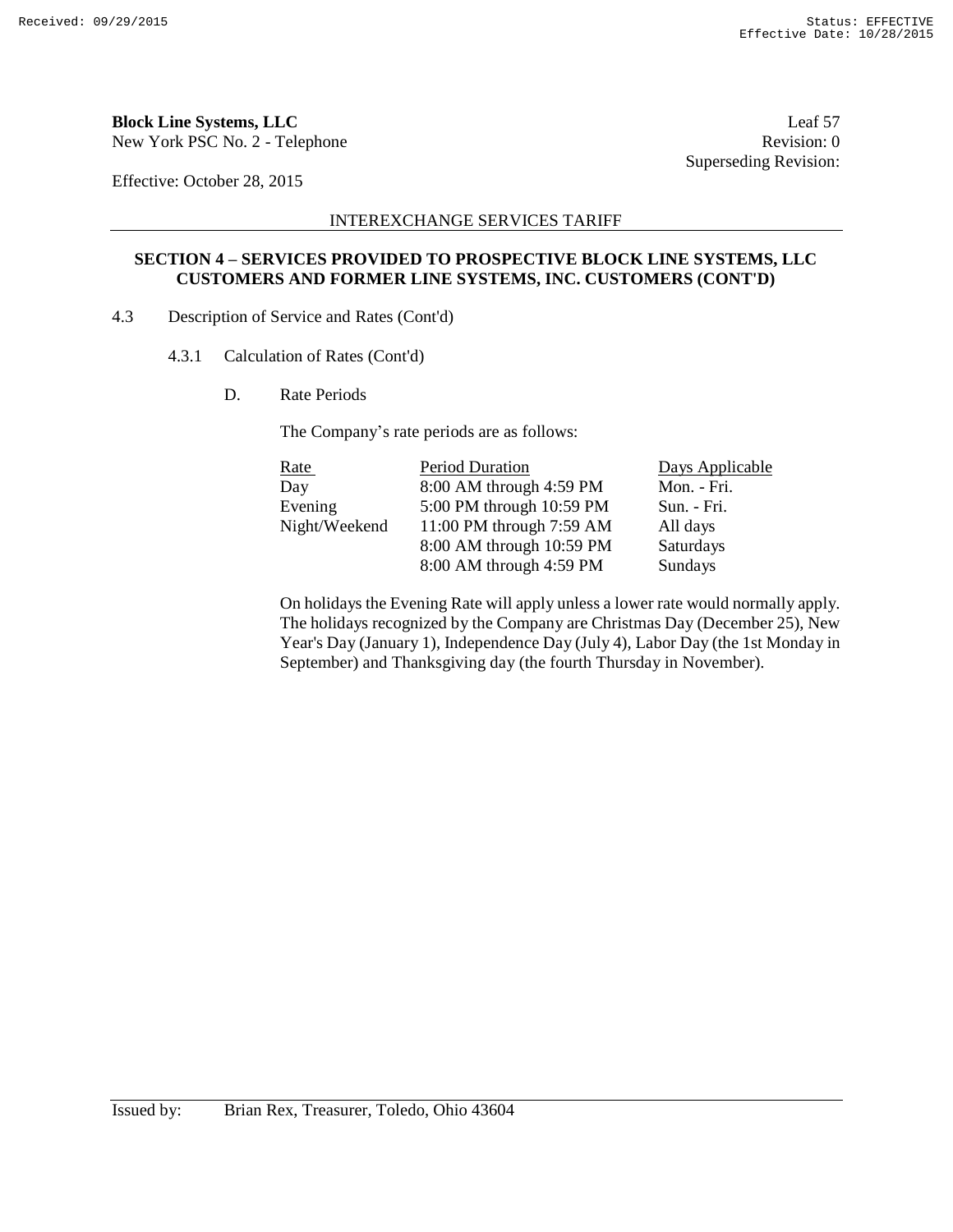**Block Line Systems, LLC**
New York PSC No. 2 - Telephone

Leaf 57
Revision: 0
Superseding Revision:

Effective: October 28, 2015

INTEREXCHANGE SERVICES TARIFF

**SECTION 4 – SERVICES PROVIDED TO PROSPECTIVE BLOCK LINE SYSTEMS, LLC CUSTOMERS AND FORMER LINE SYSTEMS, INC. CUSTOMERS (CONT'D)**

4.3 Description of Service and Rates (Cont'd)

4.3.1 Calculation of Rates (Cont'd)

D. Rate Periods

The Company's rate periods are as follows:

| Rate | Period Duration | Days Applicable |
|---|---|---|
| Day | 8:00 AM through 4:59 PM | Mon. - Fri. |
| Evening | 5:00 PM through 10:59 PM | Sun. - Fri. |
| Night/Weekend | 11:00 PM through 7:59 AM | All days |
| | 8:00 AM through 10:59 PM | Saturdays |
| | 8:00 AM through 4:59 PM | Sundays |

On holidays the Evening Rate will apply unless a lower rate would normally apply. The holidays recognized by the Company are Christmas Day (December 25), New Year's Day (January 1), Independence Day (July 4), Labor Day (the 1st Monday in September) and Thanksgiving day (the fourth Thursday in November).

Issued by: Brian Rex, Treasurer, Toledo, Ohio 43604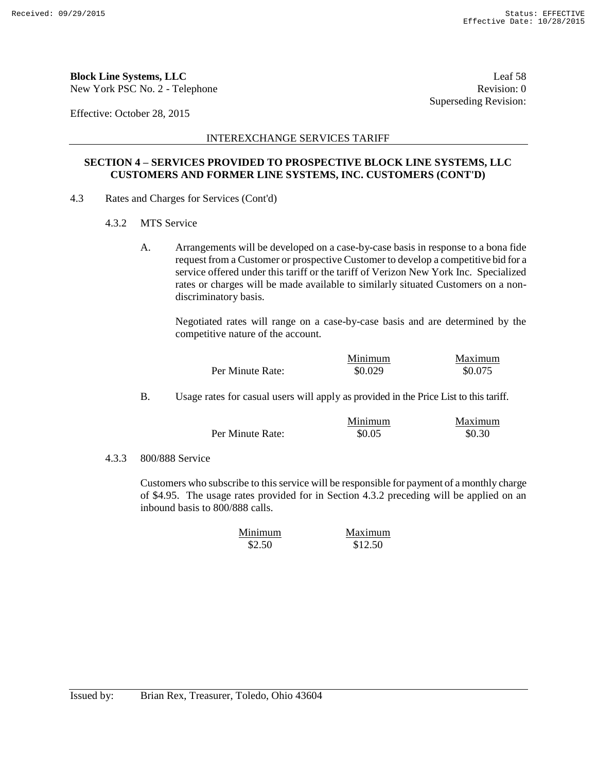**Block Line Systems, LLC**
New York PSC No. 2 - Telephone

Leaf 58
Revision: 0
Superseding Revision:

Effective: October 28, 2015

INTEREXCHANGE SERVICES TARIFF

**SECTION 4 – SERVICES PROVIDED TO PROSPECTIVE BLOCK LINE SYSTEMS, LLC CUSTOMERS AND FORMER LINE SYSTEMS, INC. CUSTOMERS (CONT'D)**

4.3 Rates and Charges for Services (Cont'd)

4.3.2 MTS Service

A. Arrangements will be developed on a case-by-case basis in response to a bona fide request from a Customer or prospective Customer to develop a competitive bid for a service offered under this tariff or the tariff of Verizon New York Inc. Specialized rates or charges will be made available to similarly situated Customers on a non-discriminatory basis.

Negotiated rates will range on a case-by-case basis and are determined by the competitive nature of the account.

| | Minimum | Maximum |
|---|---|---|
| Per Minute Rate: | $0.029 | $0.075 |

B. Usage rates for casual users will apply as provided in the Price List to this tariff.

| | Minimum | Maximum |
|---|---|---|
| Per Minute Rate: | $0.05 | $0.30 |

4.3.3 800/888 Service

Customers who subscribe to this service will be responsible for payment of a monthly charge of $4.95. The usage rates provided for in Section 4.3.2 preceding will be applied on an inbound basis to 800/888 calls.

| Minimum | Maximum |
|---|---|
| $2.50 | $12.50 |

Issued by: Brian Rex, Treasurer, Toledo, Ohio 43604